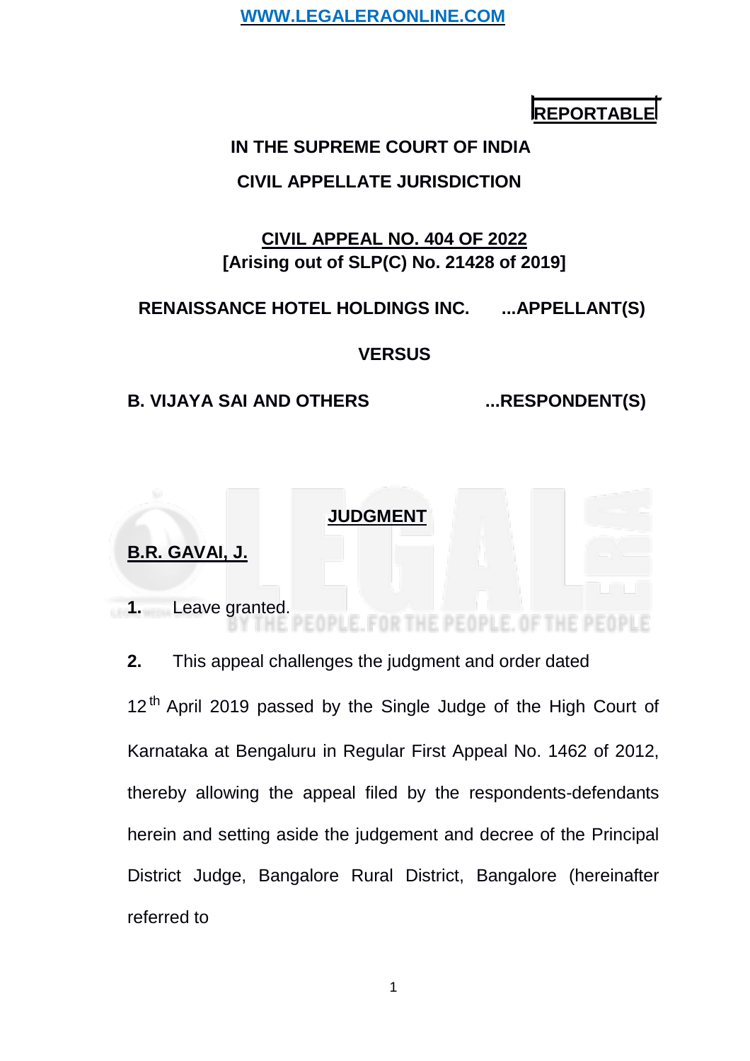**REPORTABLE**

**IN THE SUPREME COURT OF INDIA**

**CIVIL APPELLATE JURISDICTION**

**CIVIL APPEAL NO. 404 OF 2022**
**[Arising out of SLP(C) No. 21428 of 2019]**

**RENAISSANCE HOTEL HOLDINGS INC. ...APPELLANT(S)**

**VERSUS**

**B. VIJAYA SAI AND OTHERS ...RESPONDENT(S)**

**JUDGMENT**

**B.R. GAVAI, J.**

**1.** Leave granted.

**2.** This appeal challenges the judgment and order dated 12th April 2019 passed by the Single Judge of the High Court of Karnataka at Bengaluru in Regular First Appeal No. 1462 of 2012, thereby allowing the appeal filed by the respondents-defendants herein and setting aside the judgement and decree of the Principal District Judge, Bangalore Rural District, Bangalore (hereinafter referred to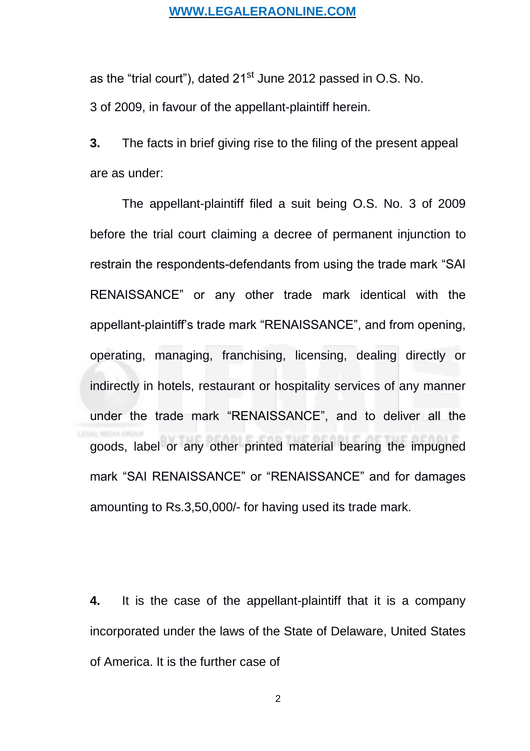as the “trial court”), dated 21st June 2012 passed in O.S. No. 3 of 2009, in favour of the appellant-plaintiff herein.

**3.** The facts in brief giving rise to the filing of the present appeal are as under:

The appellant-plaintiff filed a suit being O.S. No. 3 of 2009 before the trial court claiming a decree of permanent injunction to restrain the respondents-defendants from using the trade mark “SAI RENAISSANCE” or any other trade mark identical with the appellant-plaintiff’s trade mark “RENAISSANCE”, and from opening, operating, managing, franchising, licensing, dealing directly or indirectly in hotels, restaurant or hospitality services of any manner under the trade mark “RENAISSANCE”, and to deliver all the goods, label or any other printed material bearing the impugned mark “SAI RENAISSANCE” or “RENAISSANCE” and for damages amounting to Rs.3,50,000/- for having used its trade mark.

**4.** It is the case of the appellant-plaintiff that it is a company incorporated under the laws of the State of Delaware, United States of America. It is the further case of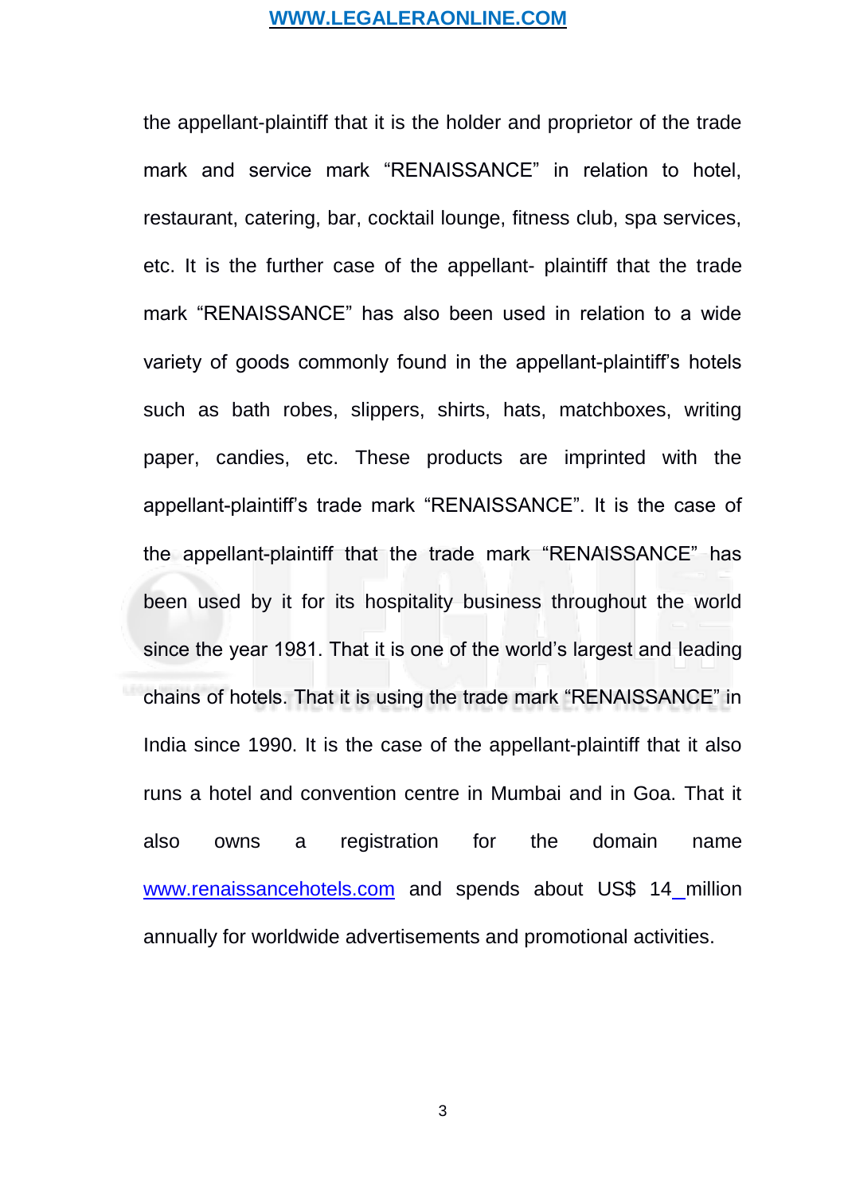the appellant-plaintiff that it is the holder and proprietor of the trade mark and service mark "RENAISSANCE" in relation to hotel, restaurant, catering, bar, cocktail lounge, fitness club, spa services, etc. It is the further case of the appellant- plaintiff that the trade mark "RENAISSANCE" has also been used in relation to a wide variety of goods commonly found in the appellant-plaintiff's hotels such as bath robes, slippers, shirts, hats, matchboxes, writing paper, candies, etc. These products are imprinted with the appellant-plaintiff's trade mark "RENAISSANCE". It is the case of the appellant-plaintiff that the trade mark "RENAISSANCE" has been used by it for its hospitality business throughout the world since the year 1981. That it is one of the world's largest and leading chains of hotels. That it is using the trade mark "RENAISSANCE" in India since 1990. It is the case of the appellant-plaintiff that it also runs a hotel and convention centre in Mumbai and in Goa. That it also owns a registration for the domain name www.renaissancehotels.com and spends about US$ 14 million annually for worldwide advertisements and promotional activities.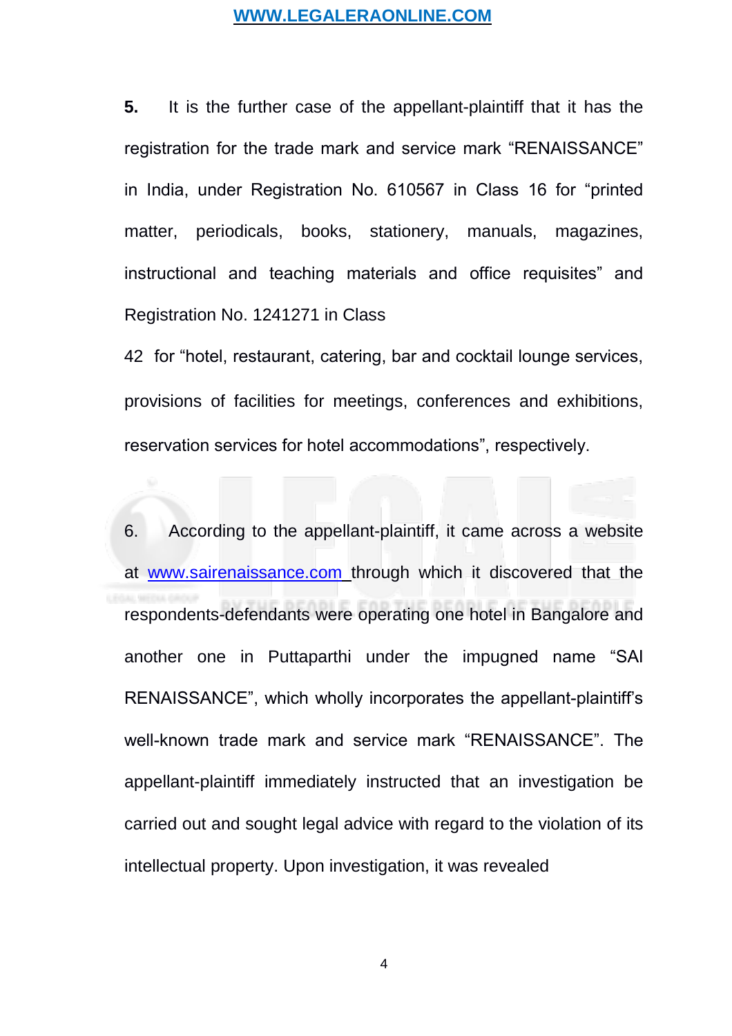**5.** It is the further case of the appellant-plaintiff that it has the registration for the trade mark and service mark "RENAISSANCE" in India, under Registration No. 610567 in Class 16 for "printed matter, periodicals, books, stationery, manuals, magazines, instructional and teaching materials and office requisites" and Registration No. 1241271 in Class 42 for "hotel, restaurant, catering, bar and cocktail lounge services, provisions of facilities for meetings, conferences and exhibitions, reservation services for hotel accommodations", respectively.

6. According to the appellant-plaintiff, it came across a website at www.sairenaissance.com through which it discovered that the respondents-defendants were operating one hotel in Bangalore and another one in Puttaparthi under the impugned name "SAI RENAISSANCE", which wholly incorporates the appellant-plaintiff's well-known trade mark and service mark "RENAISSANCE". The appellant-plaintiff immediately instructed that an investigation be carried out and sought legal advice with regard to the violation of its intellectual property. Upon investigation, it was revealed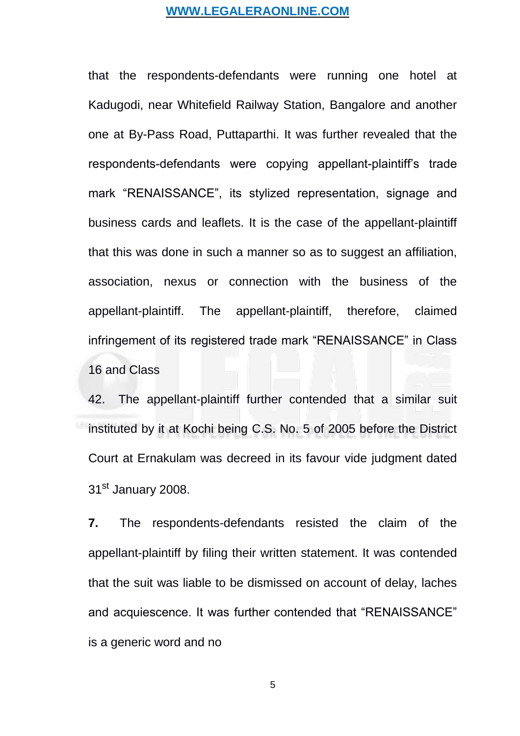that the respondents-defendants were running one hotel at Kadugodi, near Whitefield Railway Station, Bangalore and another one at By-Pass Road, Puttaparthi. It was further revealed that the respondents-defendants were copying appellant-plaintiff's trade mark "RENAISSANCE", its stylized representation, signage and business cards and leaflets. It is the case of the appellant-plaintiff that this was done in such a manner so as to suggest an affiliation, association, nexus or connection with the business of the appellant-plaintiff. The appellant-plaintiff, therefore, claimed infringement of its registered trade mark "RENAISSANCE" in Class 16 and Class

42. The appellant-plaintiff further contended that a similar suit instituted by it at Kochi being C.S. No. 5 of 2005 before the District Court at Ernakulam was decreed in its favour vide judgment dated 31st January 2008.

**7.** The respondents-defendants resisted the claim of the appellant-plaintiff by filing their written statement. It was contended that the suit was liable to be dismissed on account of delay, laches and acquiescence. It was further contended that "RENAISSANCE" is a generic word and no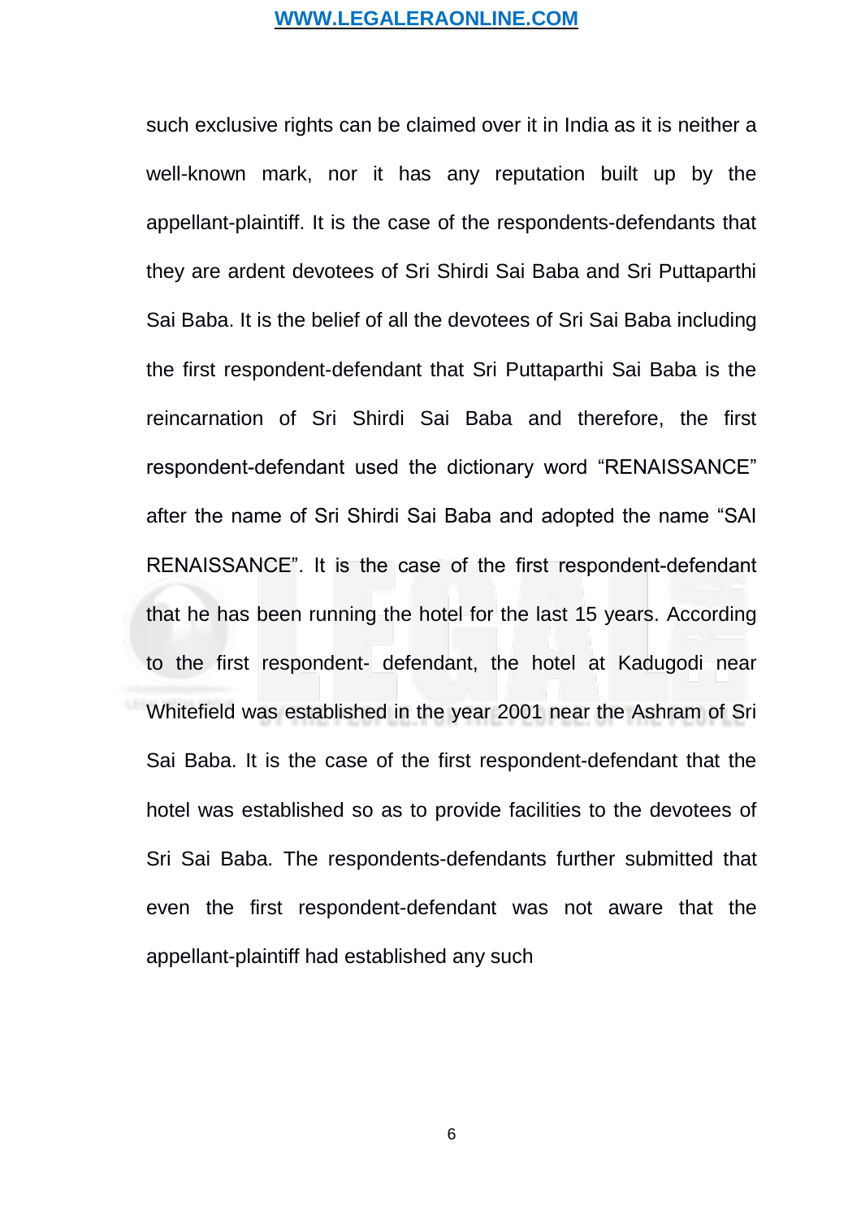such exclusive rights can be claimed over it in India as it is neither a well-known mark, nor it has any reputation built up by the appellant-plaintiff. It is the case of the respondents-defendants that they are ardent devotees of Sri Shirdi Sai Baba and Sri Puttaparthi Sai Baba. It is the belief of all the devotees of Sri Sai Baba including the first respondent-defendant that Sri Puttaparthi Sai Baba is the reincarnation of Sri Shirdi Sai Baba and therefore, the first respondent-defendant used the dictionary word “RENAISSANCE” after the name of Sri Shirdi Sai Baba and adopted the name “SAI RENAISSANCE”. It is the case of the first respondent-defendant that he has been running the hotel for the last 15 years. According to the first respondent- defendant, the hotel at Kadugodi near Whitefield was established in the year 2001 near the Ashram of Sri Sai Baba. It is the case of the first respondent-defendant that the hotel was established so as to provide facilities to the devotees of Sri Sai Baba. The respondents-defendants further submitted that even the first respondent-defendant was not aware that the appellant-plaintiff had established any such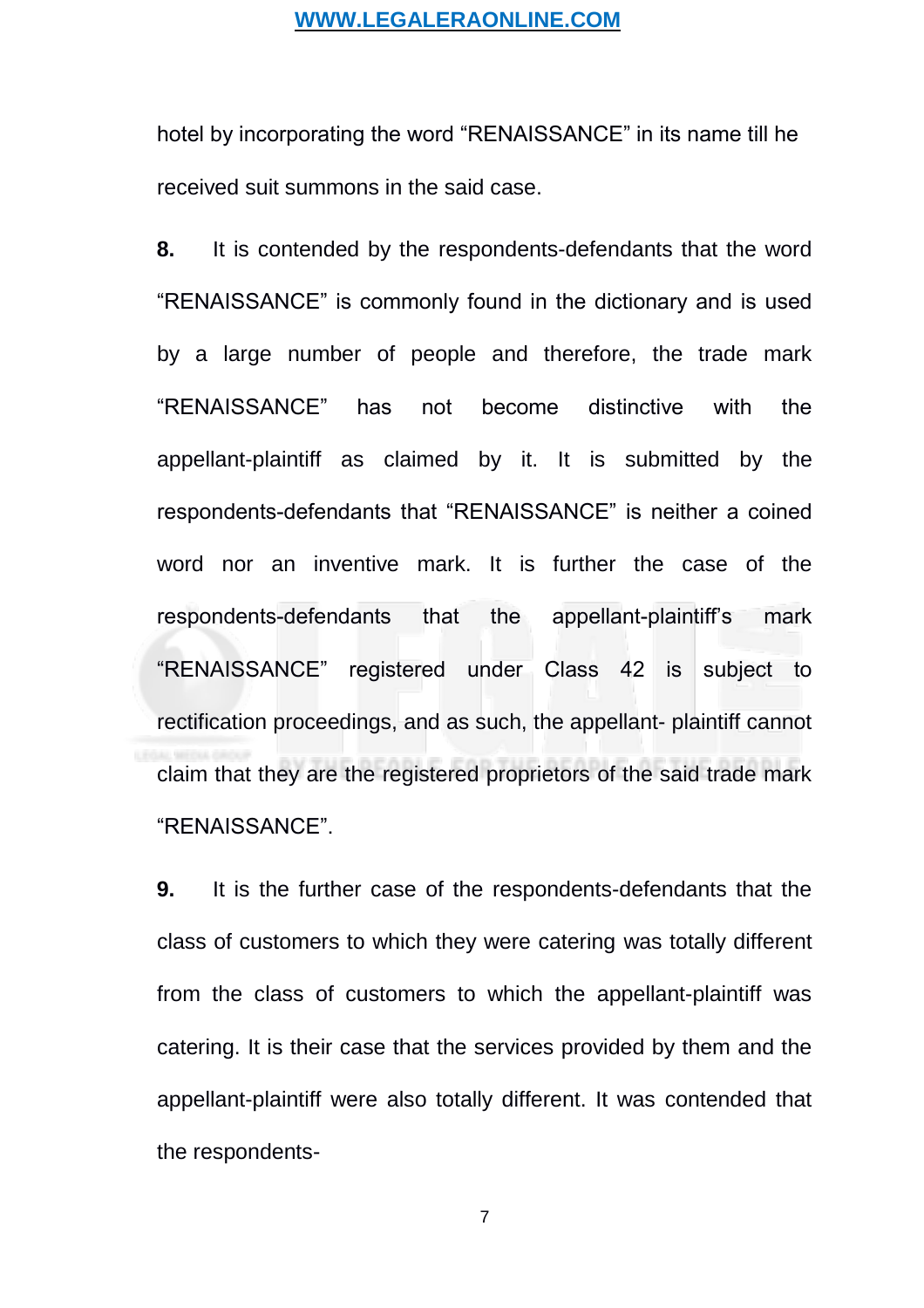hotel by incorporating the word “RENAISSANCE” in its name till he received suit summons in the said case.

**8.** It is contended by the respondents-defendants that the word “RENAISSANCE” is commonly found in the dictionary and is used by a large number of people and therefore, the trade mark “RENAISSANCE” has not become distinctive with the appellant-plaintiff as claimed by it. It is submitted by the respondents-defendants that “RENAISSANCE” is neither a coined word nor an inventive mark. It is further the case of the respondents-defendants that the appellant-plaintiff’s mark “RENAISSANCE” registered under Class 42 is subject to rectification proceedings, and as such, the appellant- plaintiff cannot claim that they are the registered proprietors of the said trade mark “RENAISSANCE”.

**9.** It is the further case of the respondents-defendants that the class of customers to which they were catering was totally different from the class of customers to which the appellant-plaintiff was catering. It is their case that the services provided by them and the appellant-plaintiff were also totally different. It was contended that the respondents-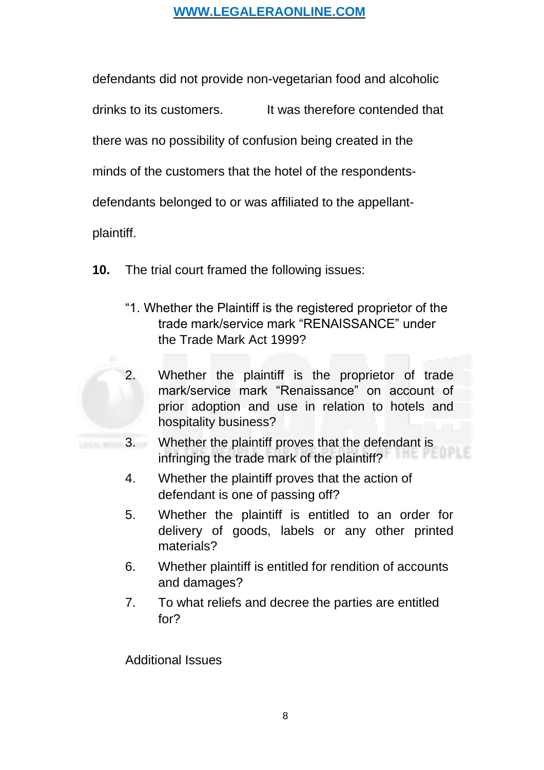defendants did not provide non-vegetarian food and alcoholic drinks to its customers. It was therefore contended that there was no possibility of confusion being created in the minds of the customers that the hotel of the respondents-defendants belonged to or was affiliated to the appellant-plaintiff.

**10.** The trial court framed the following issues:

> "1. Whether the Plaintiff is the registered proprietor of the trade mark/service mark "RENAISSANCE" under the Trade Mark Act 1999?
>
> 2. Whether the plaintiff is the proprietor of trade mark/service mark "Renaissance" on account of prior adoption and use in relation to hotels and hospitality business?
>
> 3. Whether the plaintiff proves that the defendant is infringing the trade mark of the plaintiff?
>
> 4. Whether the plaintiff proves that the action of defendant is one of passing off?
>
> 5. Whether the plaintiff is entitled to an order for delivery of goods, labels or any other printed materials?
>
> 6. Whether plaintiff is entitled for rendition of accounts and damages?
>
> 7. To what reliefs and decree the parties are entitled for?
>
> Additional Issues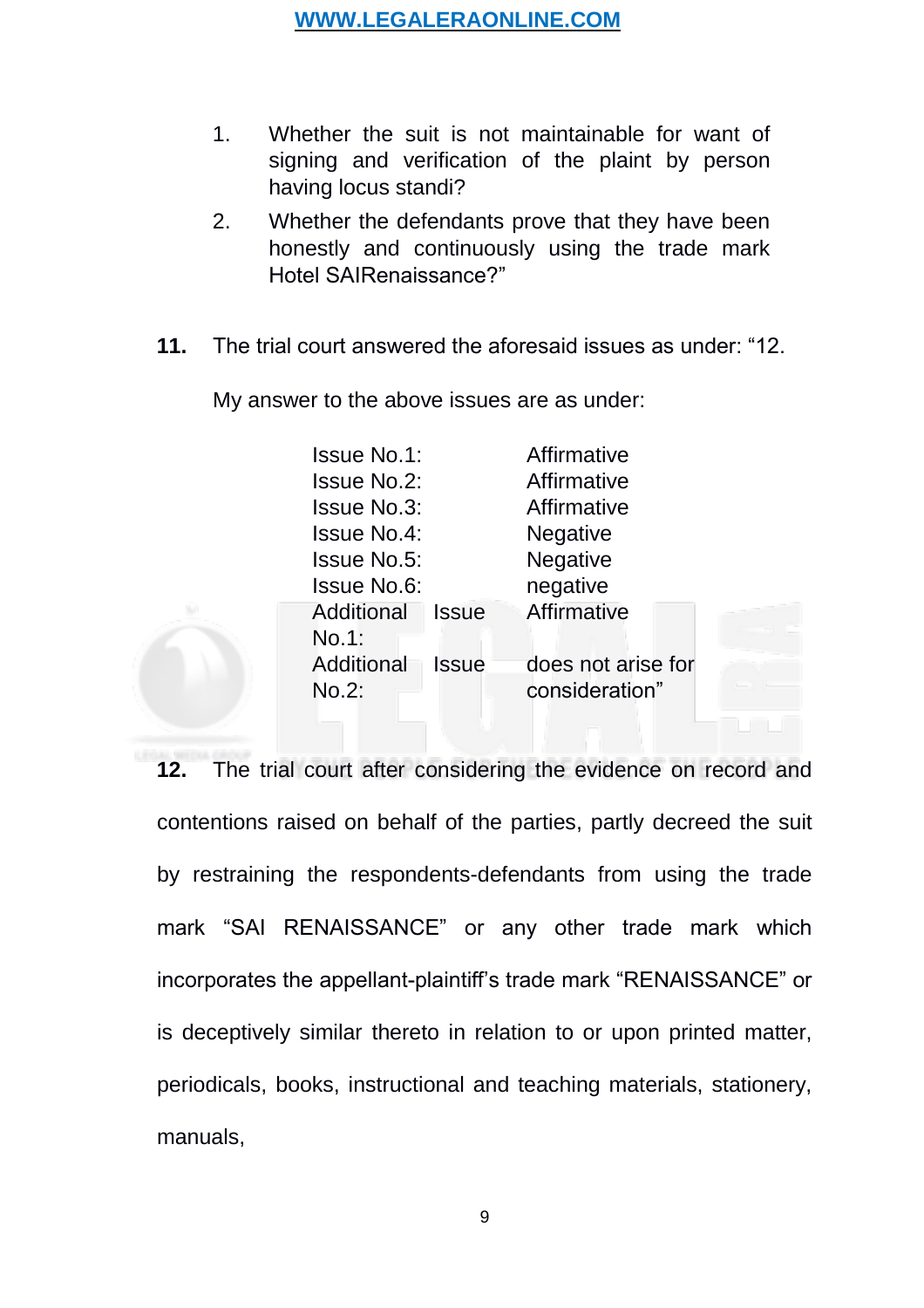1. Whether the suit is not maintainable for want of signing and verification of the plaint by person having locus standi?
2. Whether the defendants prove that they have been honestly and continuously using the trade mark Hotel SAIRenaissance?"

**11.** The trial court answered the aforesaid issues as under: "12.

My answer to the above issues are as under:

| | |
|---|---|
| Issue No.1: | Affirmative |
| Issue No.2: | Affirmative |
| Issue No.3: | Affirmative |
| Issue No.4: | Negative |
| Issue No.5: | Negative |
| Issue No.6: | negative |
| Additional Issue No.1: | Affirmative |
| Additional Issue No.2: | does not arise for consideration" |

**12.** The trial court after considering the evidence on record and contentions raised on behalf of the parties, partly decreed the suit by restraining the respondents-defendants from using the trade mark "SAI RENAISSANCE" or any other trade mark which incorporates the appellant-plaintiff's trade mark "RENAISSANCE" or is deceptively similar thereto in relation to or upon printed matter, periodicals, books, instructional and teaching materials, stationery, manuals,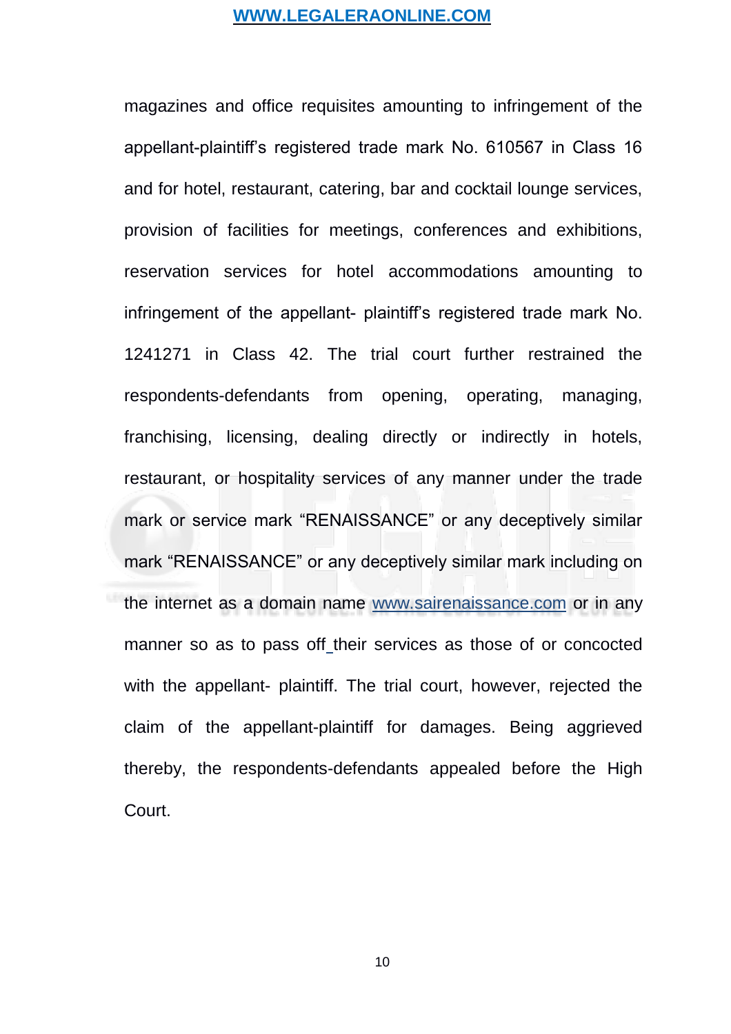magazines and office requisites amounting to infringement of the appellant-plaintiff's registered trade mark No. 610567 in Class 16 and for hotel, restaurant, catering, bar and cocktail lounge services, provision of facilities for meetings, conferences and exhibitions, reservation services for hotel accommodations amounting to infringement of the appellant- plaintiff's registered trade mark No. 1241271 in Class 42. The trial court further restrained the respondents-defendants from opening, operating, managing, franchising, licensing, dealing directly or indirectly in hotels, restaurant, or hospitality services of any manner under the trade mark or service mark "RENAISSANCE" or any deceptively similar mark "RENAISSANCE" or any deceptively similar mark including on the internet as a domain name www.sairenaissance.com or in any manner so as to pass off their services as those of or concocted with the appellant- plaintiff. The trial court, however, rejected the claim of the appellant-plaintiff for damages. Being aggrieved thereby, the respondents-defendants appealed before the High Court.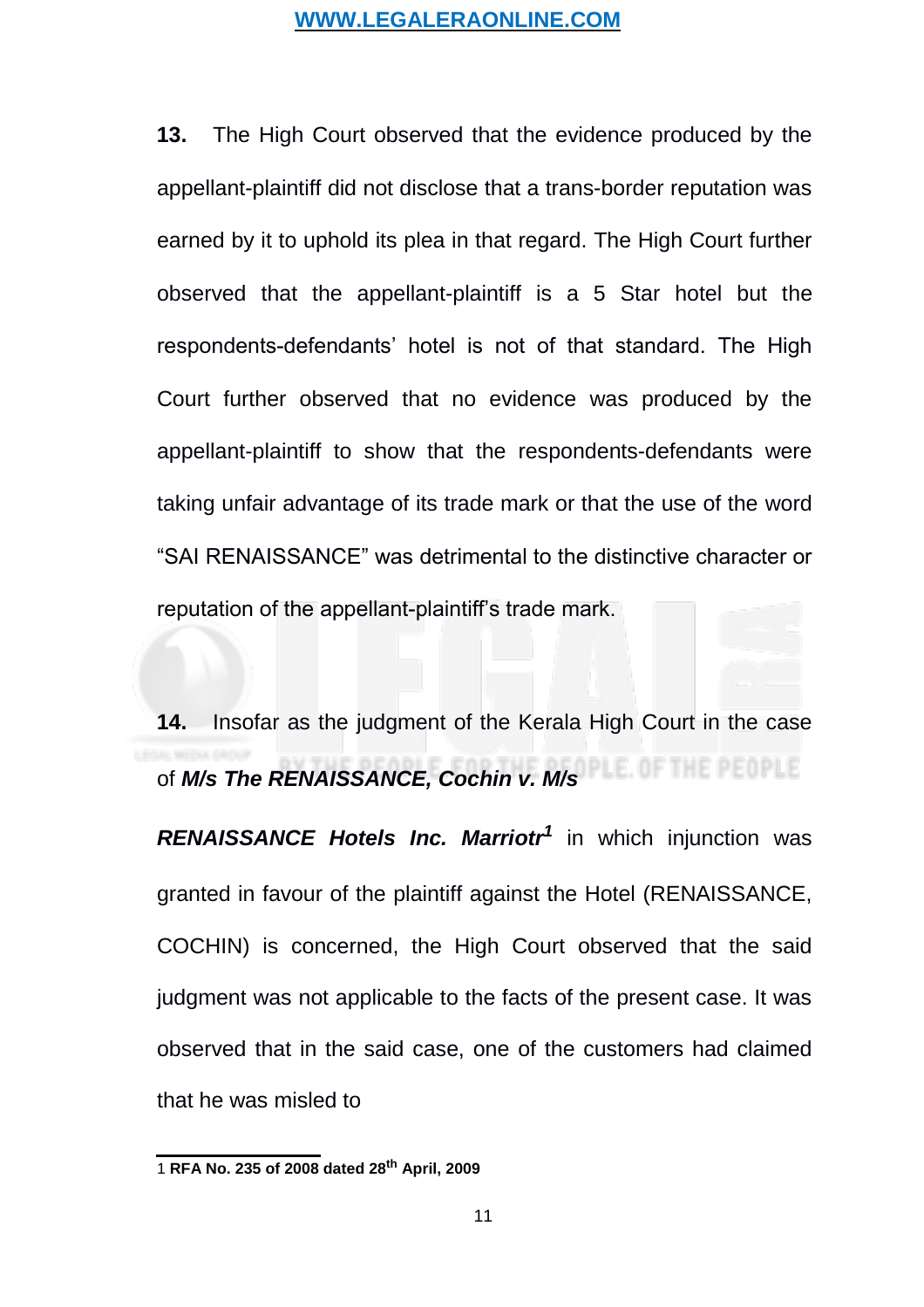**13.** The High Court observed that the evidence produced by the appellant-plaintiff did not disclose that a trans-border reputation was earned by it to uphold its plea in that regard. The High Court further observed that the appellant-plaintiff is a 5 Star hotel but the respondents-defendants' hotel is not of that standard. The High Court further observed that no evidence was produced by the appellant-plaintiff to show that the respondents-defendants were taking unfair advantage of its trade mark or that the use of the word "SAI RENAISSANCE" was detrimental to the distinctive character or reputation of the appellant-plaintiff's trade mark.

**14.** Insofar as the judgment of the Kerala High Court in the case of ***M/s The RENAISSANCE, Cochin v. M/s RENAISSANCE Hotels Inc. Marriotr***[1] in which injunction was granted in favour of the plaintiff against the Hotel (RENAISSANCE, COCHIN) is concerned, the High Court observed that the said judgment was not applicable to the facts of the present case. It was observed that in the said case, one of the customers had claimed that he was misled to

---

1 **RFA No. 235 of 2008 dated 28th April, 2009**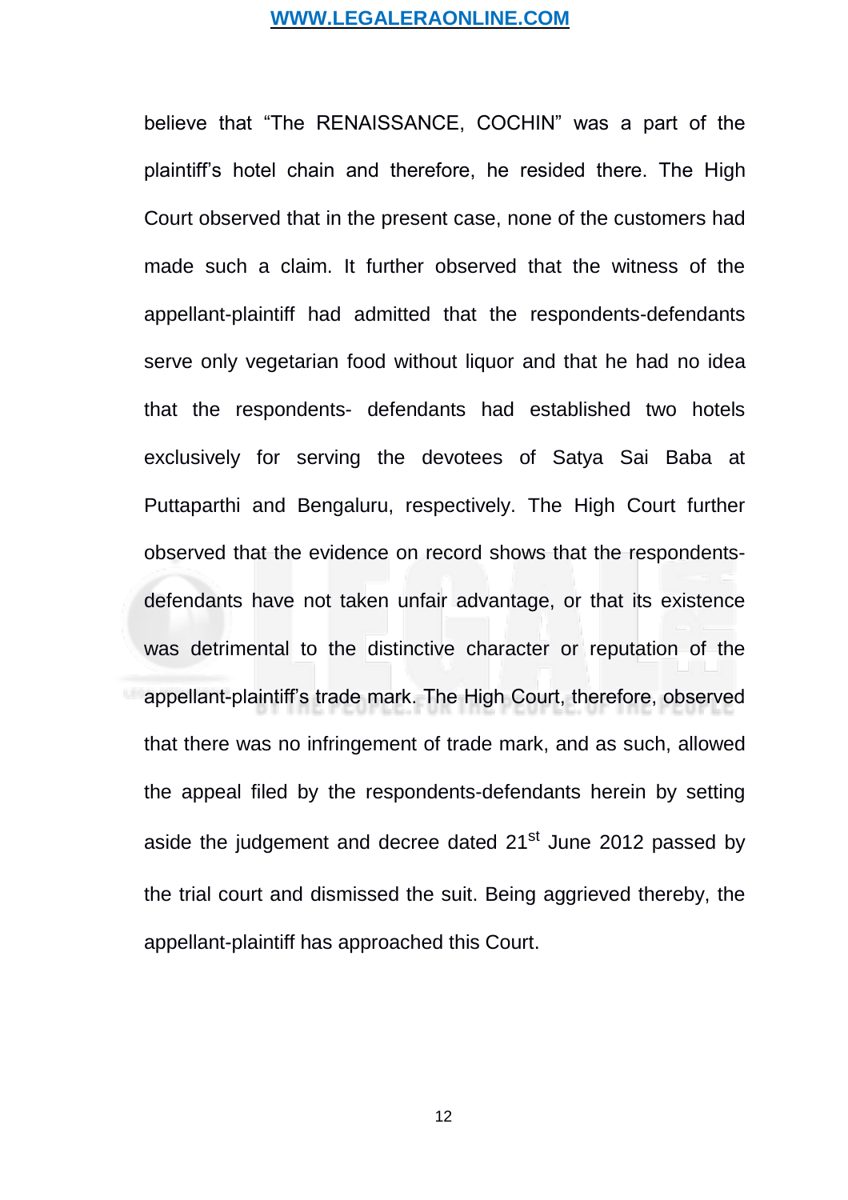believe that “The RENAISSANCE, COCHIN” was a part of the plaintiff’s hotel chain and therefore, he resided there. The High Court observed that in the present case, none of the customers had made such a claim. It further observed that the witness of the appellant-plaintiff had admitted that the respondents-defendants serve only vegetarian food without liquor and that he had no idea that the respondents- defendants had established two hotels exclusively for serving the devotees of Satya Sai Baba at Puttaparthi and Bengaluru, respectively. The High Court further observed that the evidence on record shows that the respondents-defendants have not taken unfair advantage, or that its existence was detrimental to the distinctive character or reputation of the appellant-plaintiff’s trade mark. The High Court, therefore, observed that there was no infringement of trade mark, and as such, allowed the appeal filed by the respondents-defendants herein by setting aside the judgement and decree dated 21st June 2012 passed by the trial court and dismissed the suit. Being aggrieved thereby, the appellant-plaintiff has approached this Court.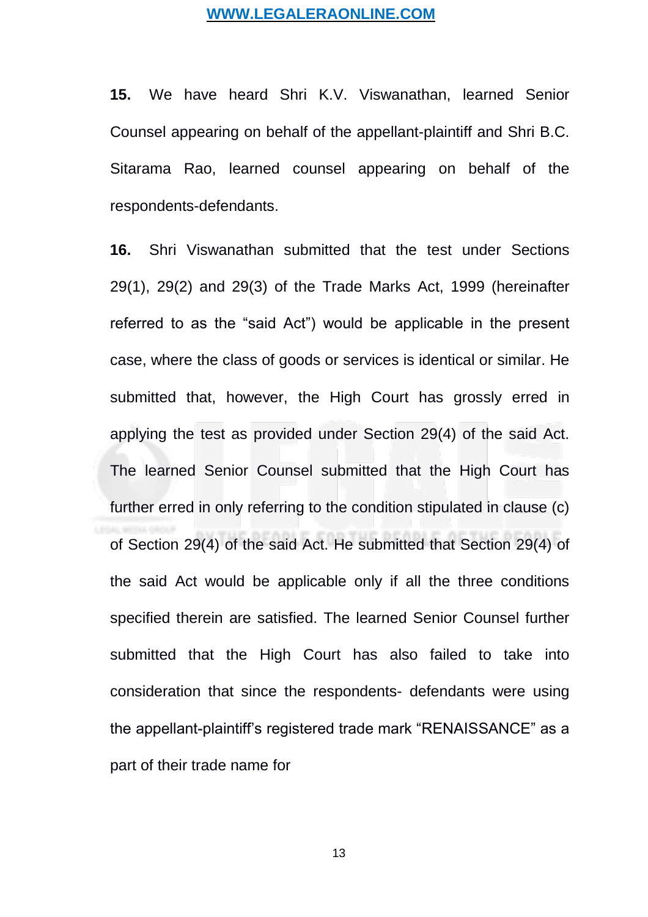**15.** We have heard Shri K.V. Viswanathan, learned Senior Counsel appearing on behalf of the appellant-plaintiff and Shri B.C. Sitarama Rao, learned counsel appearing on behalf of the respondents-defendants.

**16.** Shri Viswanathan submitted that the test under Sections 29(1), 29(2) and 29(3) of the Trade Marks Act, 1999 (hereinafter referred to as the "said Act") would be applicable in the present case, where the class of goods or services is identical or similar. He submitted that, however, the High Court has grossly erred in applying the test as provided under Section 29(4) of the said Act. The learned Senior Counsel submitted that the High Court has further erred in only referring to the condition stipulated in clause (c) of Section 29(4) of the said Act. He submitted that Section 29(4) of the said Act would be applicable only if all the three conditions specified therein are satisfied. The learned Senior Counsel further submitted that the High Court has also failed to take into consideration that since the respondents- defendants were using the appellant-plaintiff's registered trade mark "RENAISSANCE" as a part of their trade name for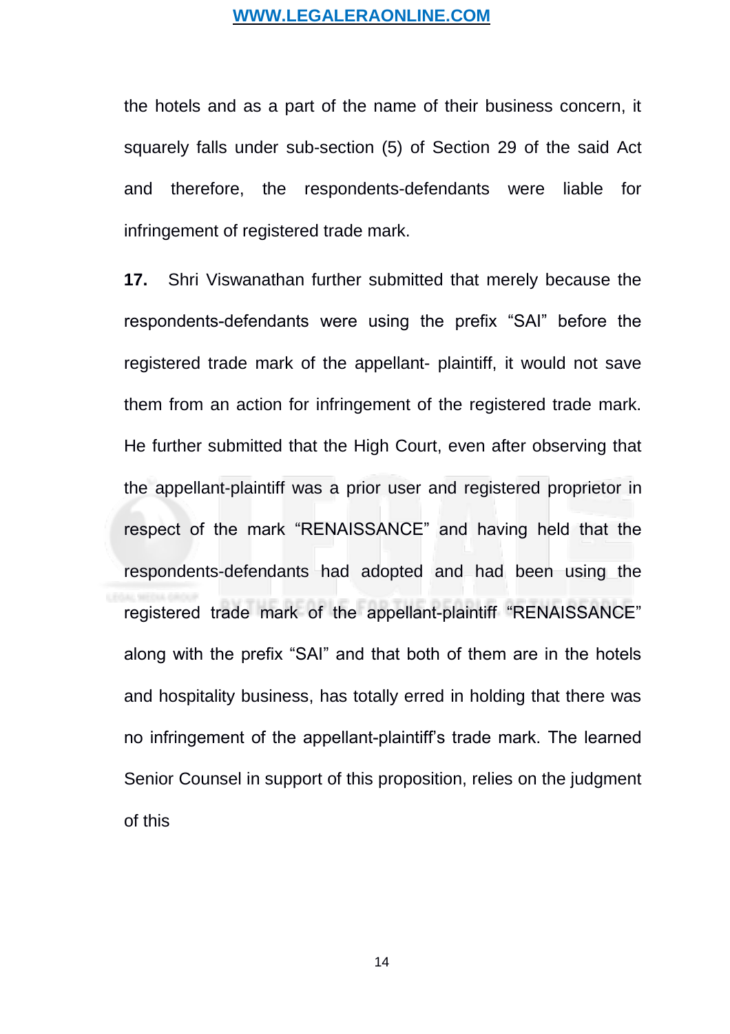the hotels and as a part of the name of their business concern, it squarely falls under sub-section (5) of Section 29 of the said Act and therefore, the respondents-defendants were liable for infringement of registered trade mark.

**17.** Shri Viswanathan further submitted that merely because the respondents-defendants were using the prefix "SAI" before the registered trade mark of the appellant- plaintiff, it would not save them from an action for infringement of the registered trade mark. He further submitted that the High Court, even after observing that the appellant-plaintiff was a prior user and registered proprietor in respect of the mark "RENAISSANCE" and having held that the respondents-defendants had adopted and had been using the registered trade mark of the appellant-plaintiff "RENAISSANCE" along with the prefix "SAI" and that both of them are in the hotels and hospitality business, has totally erred in holding that there was no infringement of the appellant-plaintiff's trade mark. The learned Senior Counsel in support of this proposition, relies on the judgment of this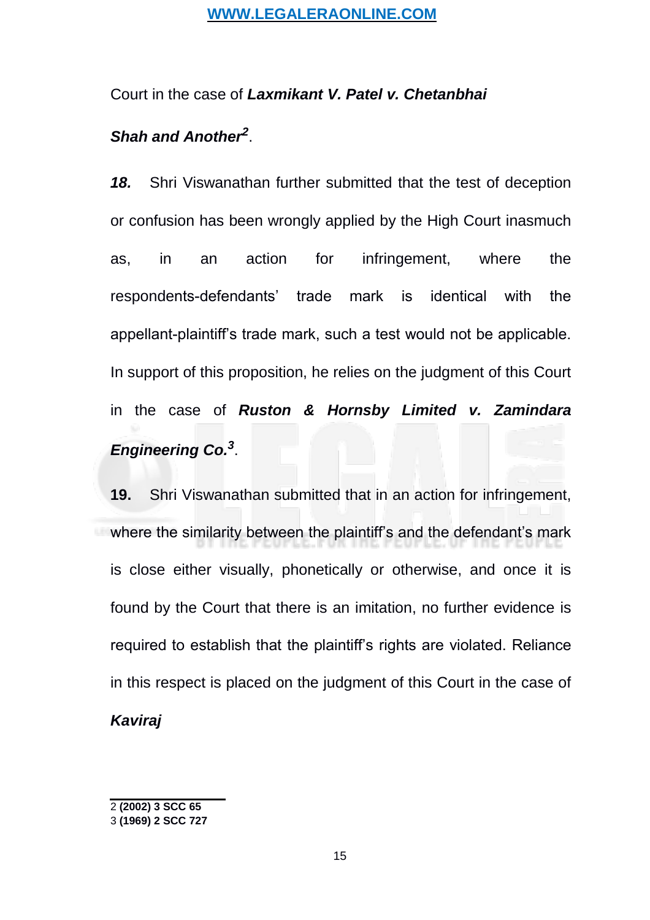Court in the case of ***Laxmikant V. Patel v. Chetanbhai Shah and Another***[2].

***18.*** Shri Viswanathan further submitted that the test of deception or confusion has been wrongly applied by the High Court inasmuch as, in an action for infringement, where the respondents-defendants' trade mark is identical with the appellant-plaintiff's trade mark, such a test would not be applicable. In support of this proposition, he relies on the judgment of this Court in the case of ***Ruston & Hornsby Limited v. Zamindara Engineering Co.***[3].

**19.** Shri Viswanathan submitted that in an action for infringement, where the similarity between the plaintiff's and the defendant's mark is close either visually, phonetically or otherwise, and once it is found by the Court that there is an imitation, no further evidence is required to establish that the plaintiff's rights are violated. Reliance in this respect is placed on the judgment of this Court in the case of ***Kaviraj***

---

2 **(2002) 3 SCC 65**
3 **(1969) 2 SCC 727**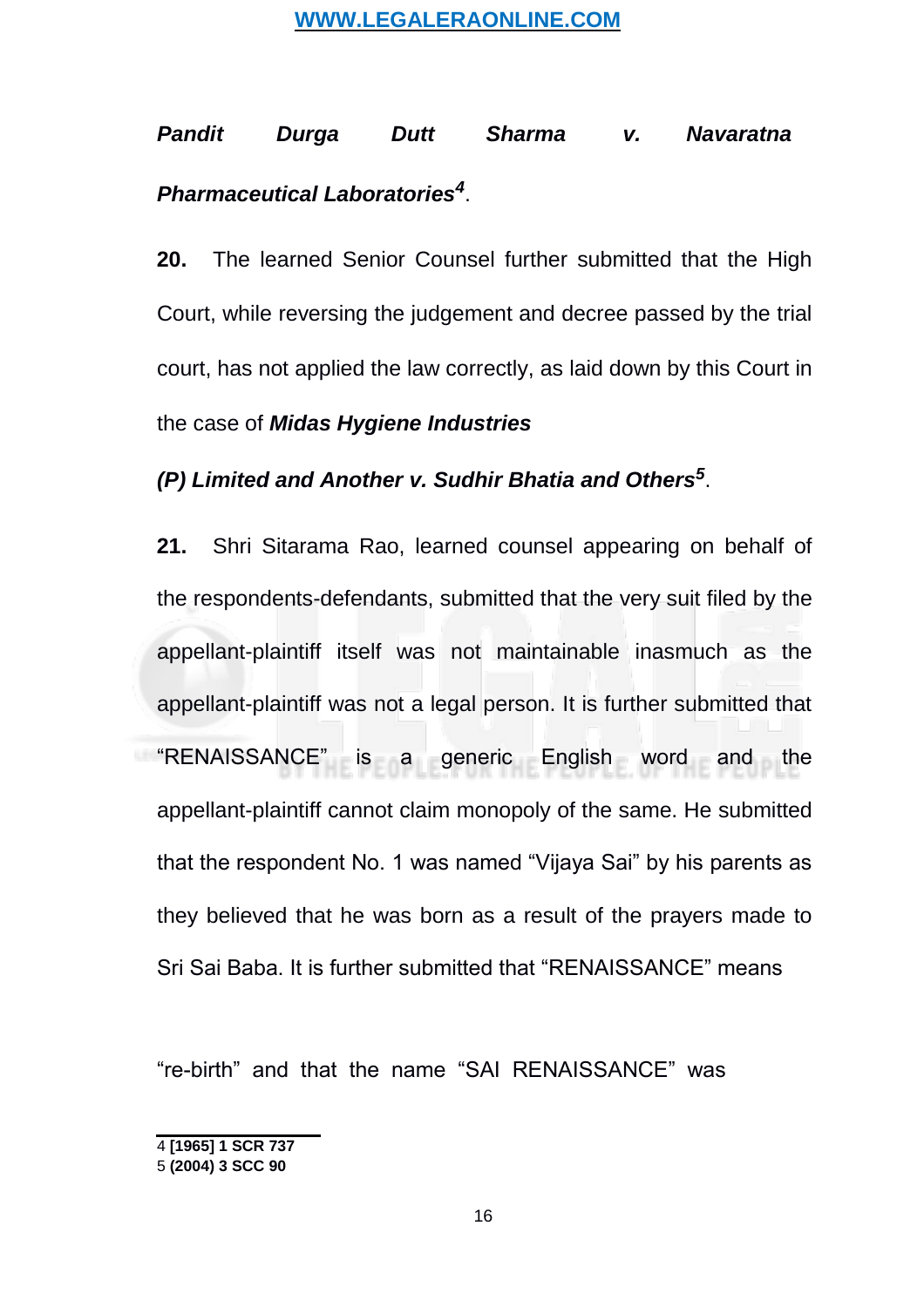***Pandit Durga Dutt Sharma v. Navaratna Pharmaceutical Laboratories***[4].

**20.** The learned Senior Counsel further submitted that the High Court, while reversing the judgement and decree passed by the trial court, has not applied the law correctly, as laid down by this Court in the case of ***Midas Hygiene Industries (P) Limited and Another v. Sudhir Bhatia and Others***[5].

**21.** Shri Sitarama Rao, learned counsel appearing on behalf of the respondents-defendants, submitted that the very suit filed by the appellant-plaintiff itself was not maintainable inasmuch as the appellant-plaintiff was not a legal person. It is further submitted that "RENAISSANCE" is a generic English word and the appellant-plaintiff cannot claim monopoly of the same. He submitted that the respondent No. 1 was named "Vijaya Sai" by his parents as they believed that he was born as a result of the prayers made to Sri Sai Baba. It is further submitted that "RENAISSANCE" means "re-birth" and that the name "SAI RENAISSANCE" was

---

4 **[1965] 1 SCR 737**
5 **(2004) 3 SCC 90**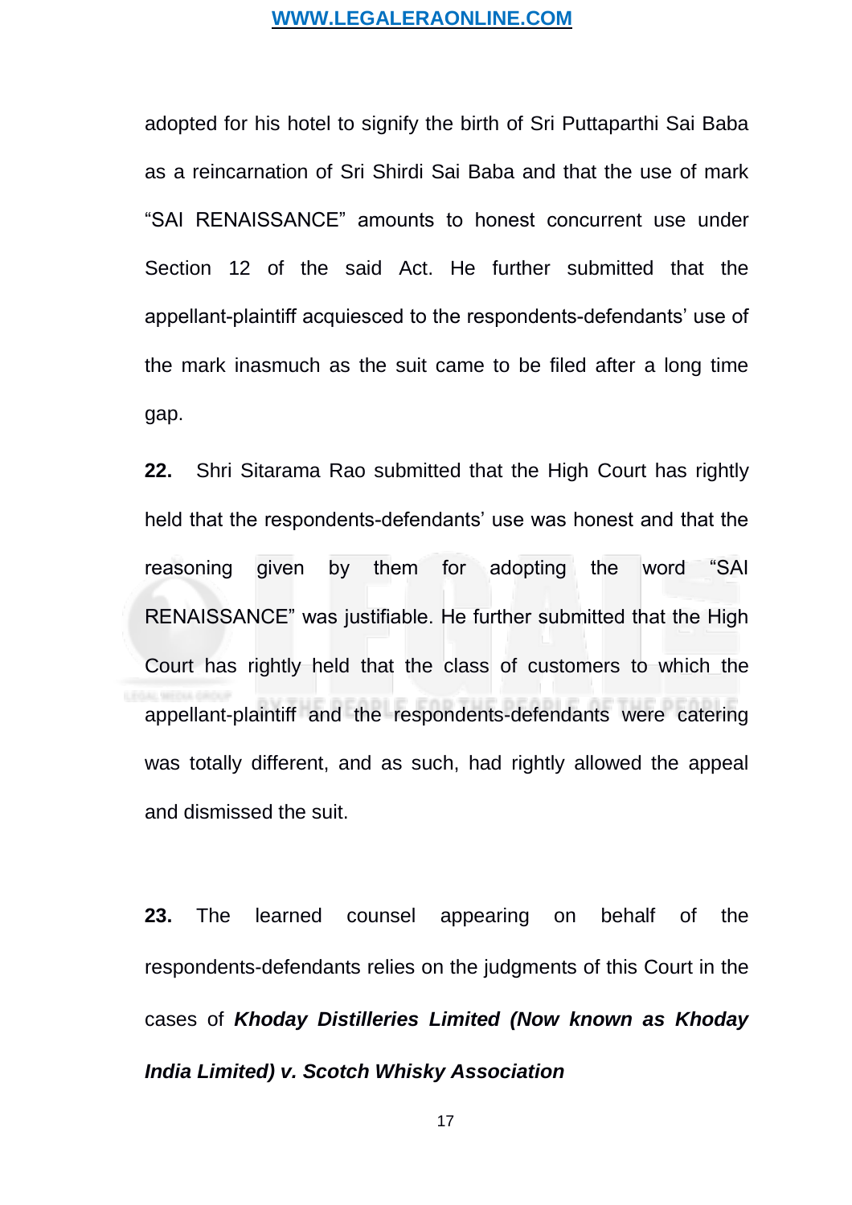adopted for his hotel to signify the birth of Sri Puttaparthi Sai Baba as a reincarnation of Sri Shirdi Sai Baba and that the use of mark "SAI RENAISSANCE" amounts to honest concurrent use under Section 12 of the said Act. He further submitted that the appellant-plaintiff acquiesced to the respondents-defendants' use of the mark inasmuch as the suit came to be filed after a long time gap.

**22.** Shri Sitarama Rao submitted that the High Court has rightly held that the respondents-defendants' use was honest and that the reasoning given by them for adopting the word "SAI RENAISSANCE" was justifiable. He further submitted that the High Court has rightly held that the class of customers to which the appellant-plaintiff and the respondents-defendants were catering was totally different, and as such, had rightly allowed the appeal and dismissed the suit.

**23.** The learned counsel appearing on behalf of the respondents-defendants relies on the judgments of this Court in the cases of ***Khoday Distilleries Limited (Now known as Khoday India Limited) v. Scotch Whisky Association***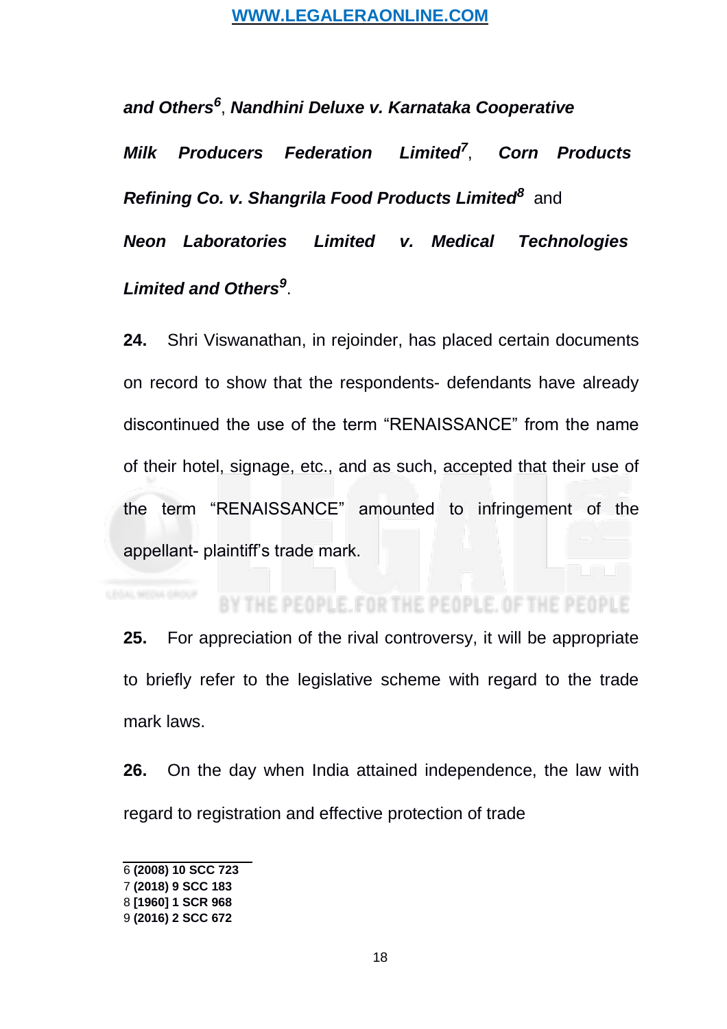***and Others***[6], ***Nandhini Deluxe v. Karnataka Cooperative Milk Producers Federation Limited***[7], ***Corn Products Refining Co. v. Shangrila Food Products Limited***[8] and ***Neon Laboratories Limited v. Medical Technologies Limited and Others***[9].

**24.** Shri Viswanathan, in rejoinder, has placed certain documents on record to show that the respondents- defendants have already discontinued the use of the term "RENAISSANCE" from the name of their hotel, signage, etc., and as such, accepted that their use of the term "RENAISSANCE" amounted to infringement of the appellant- plaintiff's trade mark.

**25.** For appreciation of the rival controversy, it will be appropriate to briefly refer to the legislative scheme with regard to the trade mark laws.

**26.** On the day when India attained independence, the law with regard to registration and effective protection of trade

---

6 **(2008) 10 SCC 723**
7 **(2018) 9 SCC 183**
8 **[1960] 1 SCR 968**
9 **(2016) 2 SCC 672**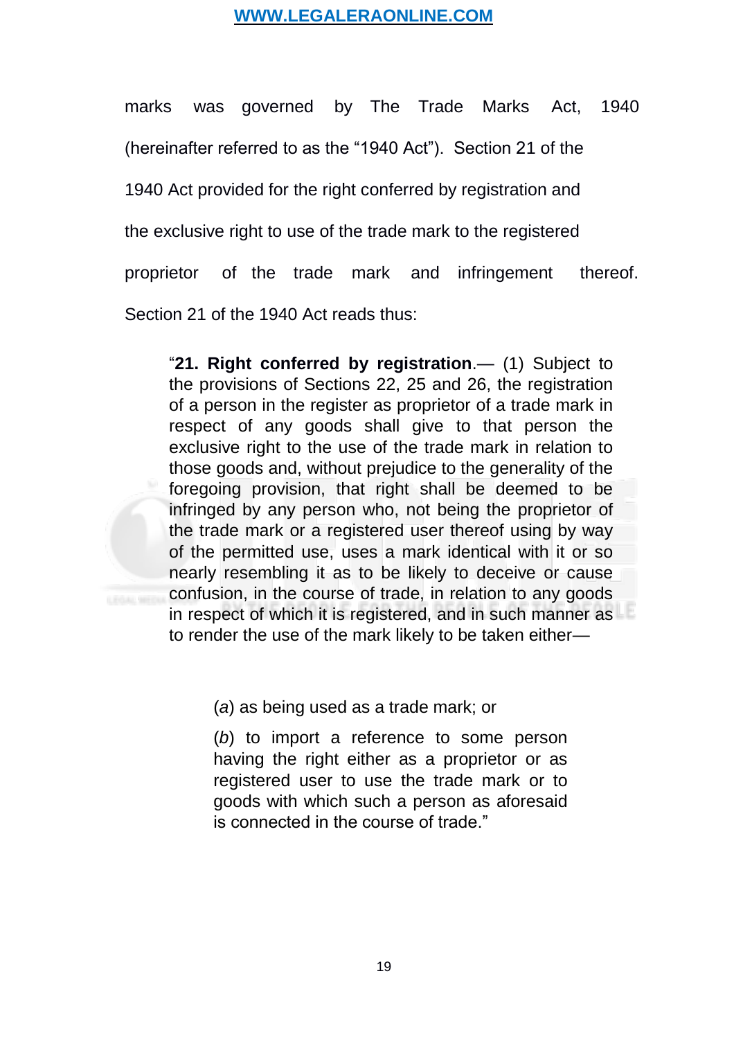marks was governed by The Trade Marks Act, 1940 (hereinafter referred to as the "1940 Act"). Section 21 of the 1940 Act provided for the right conferred by registration and the exclusive right to use of the trade mark to the registered proprietor of the trade mark and infringement thereof. Section 21 of the 1940 Act reads thus:

> "**21. Right conferred by registration**.— (1) Subject to the provisions of Sections 22, 25 and 26, the registration of a person in the register as proprietor of a trade mark in respect of any goods shall give to that person the exclusive right to the use of the trade mark in relation to those goods and, without prejudice to the generality of the foregoing provision, that right shall be deemed to be infringed by any person who, not being the proprietor of the trade mark or a registered user thereof using by way of the permitted use, uses a mark identical with it or so nearly resembling it as to be likely to deceive or cause confusion, in the course of trade, in relation to any goods in respect of which it is registered, and in such manner as to render the use of the mark likely to be taken either—
>
> > (*a*) as being used as a trade mark; or
> >
> > (*b*) to import a reference to some person having the right either as a proprietor or as registered user to use the trade mark or to goods with which such a person as aforesaid is connected in the course of trade."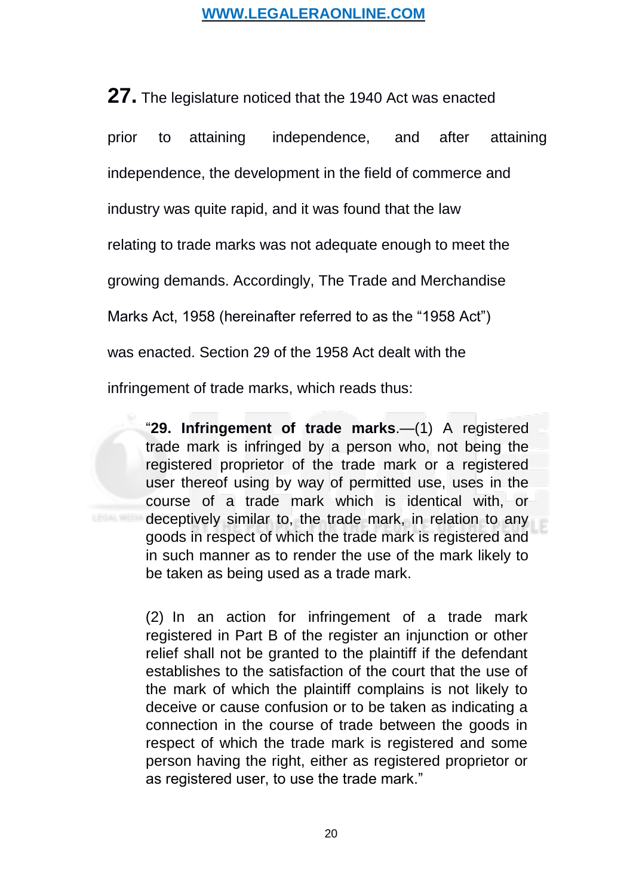**27.** The legislature noticed that the 1940 Act was enacted prior to attaining independence, and after attaining independence, the development in the field of commerce and industry was quite rapid, and it was found that the law relating to trade marks was not adequate enough to meet the growing demands. Accordingly, The Trade and Merchandise Marks Act, 1958 (hereinafter referred to as the "1958 Act") was enacted. Section 29 of the 1958 Act dealt with the infringement of trade marks, which reads thus:

> "**29. Infringement of trade marks**.—(1) A registered trade mark is infringed by a person who, not being the registered proprietor of the trade mark or a registered user thereof using by way of permitted use, uses in the course of a trade mark which is identical with, or deceptively similar to, the trade mark, in relation to any goods in respect of which the trade mark is registered and in such manner as to render the use of the mark likely to be taken as being used as a trade mark.
>
> (2) In an action for infringement of a trade mark registered in Part B of the register an injunction or other relief shall not be granted to the plaintiff if the defendant establishes to the satisfaction of the court that the use of the mark of which the plaintiff complains is not likely to deceive or cause confusion or to be taken as indicating a connection in the course of trade between the goods in respect of which the trade mark is registered and some person having the right, either as registered proprietor or as registered user, to use the trade mark."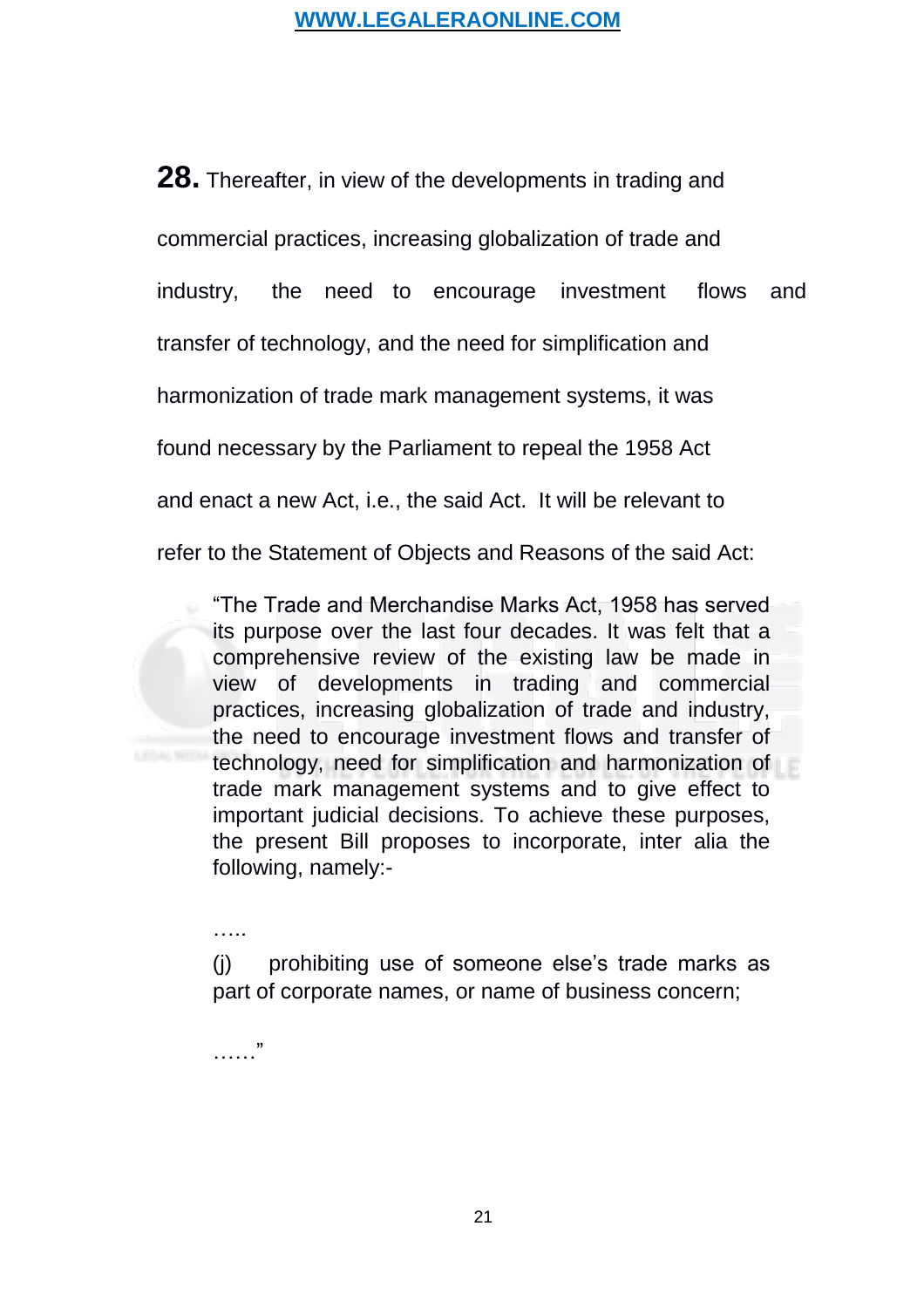**28.** Thereafter, in view of the developments in trading and commercial practices, increasing globalization of trade and industry, the need to encourage investment flows and transfer of technology, and the need for simplification and harmonization of trade mark management systems, it was found necessary by the Parliament to repeal the 1958 Act and enact a new Act, i.e., the said Act. It will be relevant to refer to the Statement of Objects and Reasons of the said Act:

> "The Trade and Merchandise Marks Act, 1958 has served its purpose over the last four decades. It was felt that a comprehensive review of the existing law be made in view of developments in trading and commercial practices, increasing globalization of trade and industry, the need to encourage investment flows and transfer of technology, need for simplification and harmonization of trade mark management systems and to give effect to important judicial decisions. To achieve these purposes, the present Bill proposes to incorporate, inter alia the following, namely:-
>
> …..
>
> (j) prohibiting use of someone else's trade marks as part of corporate names, or name of business concern;
>
> ……"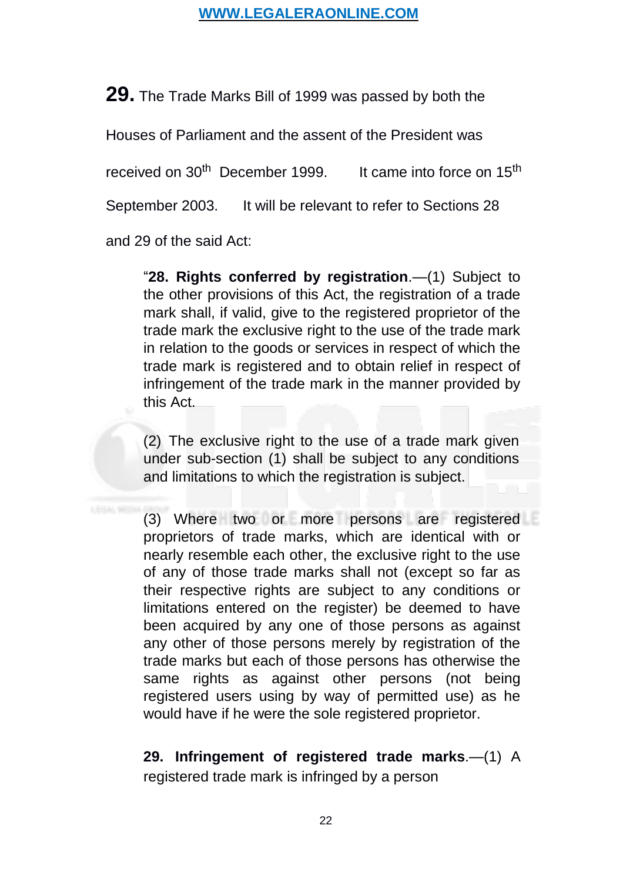**29.** The Trade Marks Bill of 1999 was passed by both the Houses of Parliament and the assent of the President was received on 30th December 1999. It came into force on 15th September 2003. It will be relevant to refer to Sections 28 and 29 of the said Act:

> "**28. Rights conferred by registration**.—(1) Subject to the other provisions of this Act, the registration of a trade mark shall, if valid, give to the registered proprietor of the trade mark the exclusive right to the use of the trade mark in relation to the goods or services in respect of which the trade mark is registered and to obtain relief in respect of infringement of the trade mark in the manner provided by this Act.
>
> (2) The exclusive right to the use of a trade mark given under sub-section (1) shall be subject to any conditions and limitations to which the registration is subject.
>
> (3) Where two or more persons are registered proprietors of trade marks, which are identical with or nearly resemble each other, the exclusive right to the use of any of those trade marks shall not (except so far as their respective rights are subject to any conditions or limitations entered on the register) be deemed to have been acquired by any one of those persons as against any other of those persons merely by registration of the trade marks but each of those persons has otherwise the same rights as against other persons (not being registered users using by way of permitted use) as he would have if he were the sole registered proprietor.
>
> **29. Infringement of registered trade marks**.—(1) A registered trade mark is infringed by a person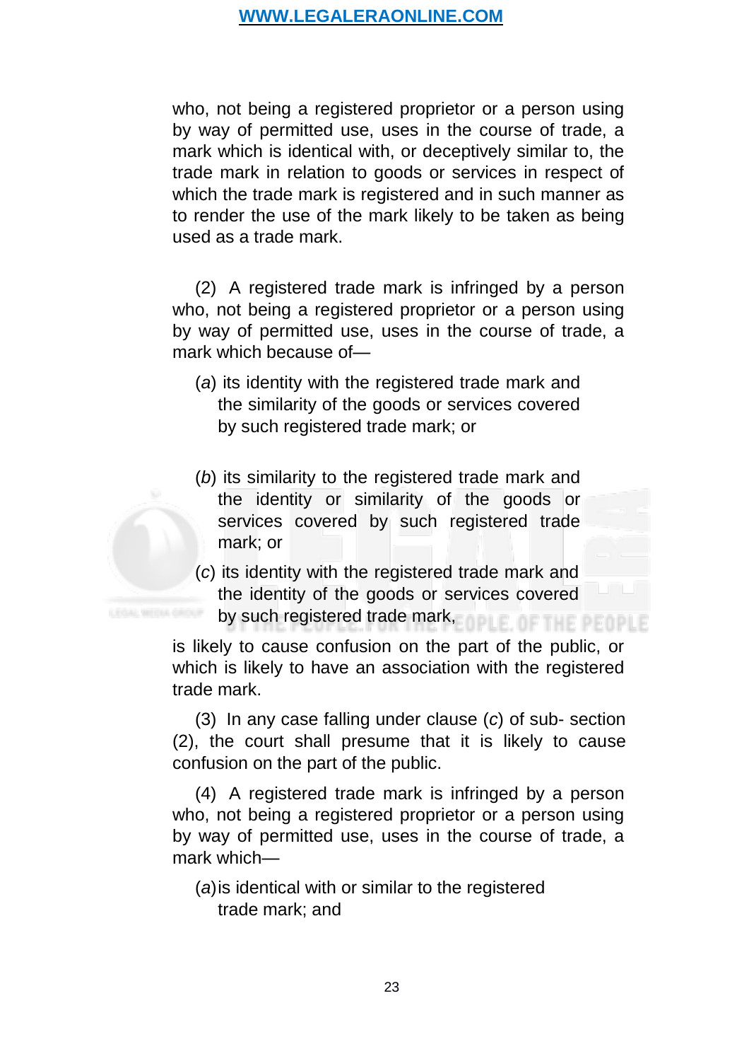who, not being a registered proprietor or a person using by way of permitted use, uses in the course of trade, a mark which is identical with, or deceptively similar to, the trade mark in relation to goods or services in respect of which the trade mark is registered and in such manner as to render the use of the mark likely to be taken as being used as a trade mark.

(2) A registered trade mark is infringed by a person who, not being a registered proprietor or a person using by way of permitted use, uses in the course of trade, a mark which because of—

(*a*) its identity with the registered trade mark and the similarity of the goods or services covered by such registered trade mark; or

(*b*) its similarity to the registered trade mark and the identity or similarity of the goods or services covered by such registered trade mark; or

(*c*) its identity with the registered trade mark and the identity of the goods or services covered by such registered trade mark,

is likely to cause confusion on the part of the public, or which is likely to have an association with the registered trade mark.

(3) In any case falling under clause (*c*) of sub- section (2), the court shall presume that it is likely to cause confusion on the part of the public.

(4) A registered trade mark is infringed by a person who, not being a registered proprietor or a person using by way of permitted use, uses in the course of trade, a mark which—

(*a*) is identical with or similar to the registered trade mark; and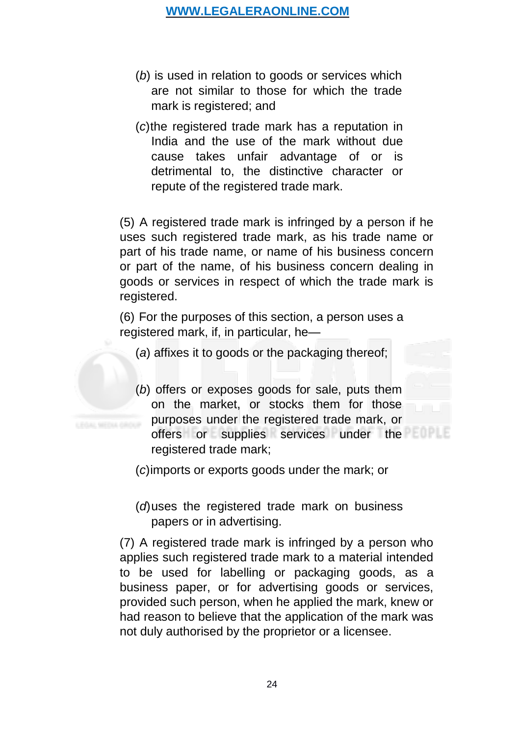(*b*) is used in relation to goods or services which are not similar to those for which the trade mark is registered; and

(*c*) the registered trade mark has a reputation in India and the use of the mark without due cause takes unfair advantage of or is detrimental to, the distinctive character or repute of the registered trade mark.

(5) A registered trade mark is infringed by a person if he uses such registered trade mark, as his trade name or part of his trade name, or name of his business concern or part of the name, of his business concern dealing in goods or services in respect of which the trade mark is registered.

(6) For the purposes of this section, a person uses a registered mark, if, in particular, he—

(*a*) affixes it to goods or the packaging thereof;

(*b*) offers or exposes goods for sale, puts them on the market, or stocks them for those purposes under the registered trade mark, or offers or supplies services under the registered trade mark;

(*c*) imports or exports goods under the mark; or

(*d*) uses the registered trade mark on business papers or in advertising.

(7) A registered trade mark is infringed by a person who applies such registered trade mark to a material intended to be used for labelling or packaging goods, as a business paper, or for advertising goods or services, provided such person, when he applied the mark, knew or had reason to believe that the application of the mark was not duly authorised by the proprietor or a licensee.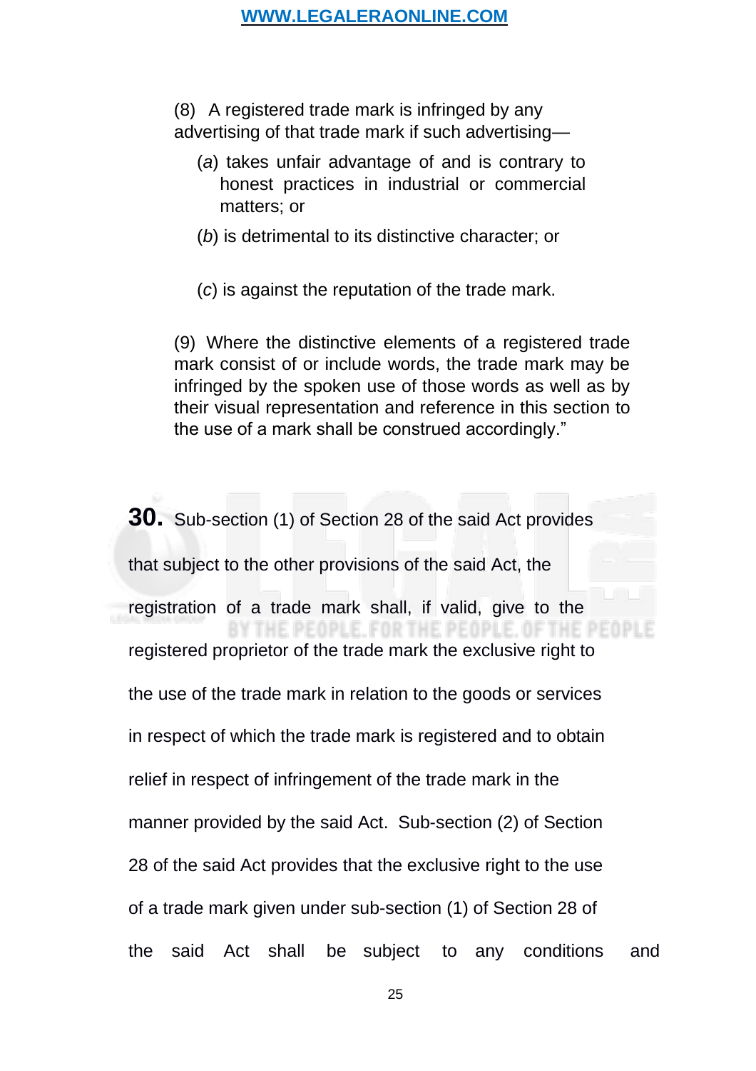(8) A registered trade mark is infringed by any advertising of that trade mark if such advertising—

(*a*) takes unfair advantage of and is contrary to honest practices in industrial or commercial matters; or

(*b*) is detrimental to its distinctive character; or

(*c*) is against the reputation of the trade mark.

(9) Where the distinctive elements of a registered trade mark consist of or include words, the trade mark may be infringed by the spoken use of those words as well as by their visual representation and reference in this section to the use of a mark shall be construed accordingly."

**30.** Sub-section (1) of Section 28 of the said Act provides that subject to the other provisions of the said Act, the registration of a trade mark shall, if valid, give to the registered proprietor of the trade mark the exclusive right to the use of the trade mark in relation to the goods or services in respect of which the trade mark is registered and to obtain relief in respect of infringement of the trade mark in the manner provided by the said Act. Sub-section (2) of Section 28 of the said Act provides that the exclusive right to the use of a trade mark given under sub-section (1) of Section 28 of the said Act shall be subject to any conditions and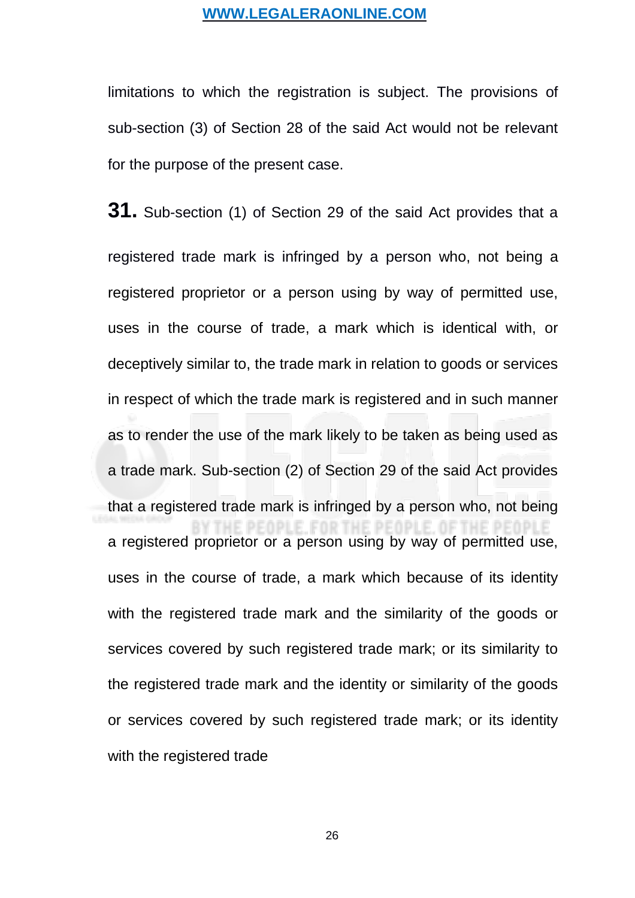limitations to which the registration is subject. The provisions of sub-section (3) of Section 28 of the said Act would not be relevant for the purpose of the present case.

**31.** Sub-section (1) of Section 29 of the said Act provides that a registered trade mark is infringed by a person who, not being a registered proprietor or a person using by way of permitted use, uses in the course of trade, a mark which is identical with, or deceptively similar to, the trade mark in relation to goods or services in respect of which the trade mark is registered and in such manner as to render the use of the mark likely to be taken as being used as a trade mark. Sub-section (2) of Section 29 of the said Act provides that a registered trade mark is infringed by a person who, not being a registered proprietor or a person using by way of permitted use, uses in the course of trade, a mark which because of its identity with the registered trade mark and the similarity of the goods or services covered by such registered trade mark; or its similarity to the registered trade mark and the identity or similarity of the goods or services covered by such registered trade mark; or its identity with the registered trade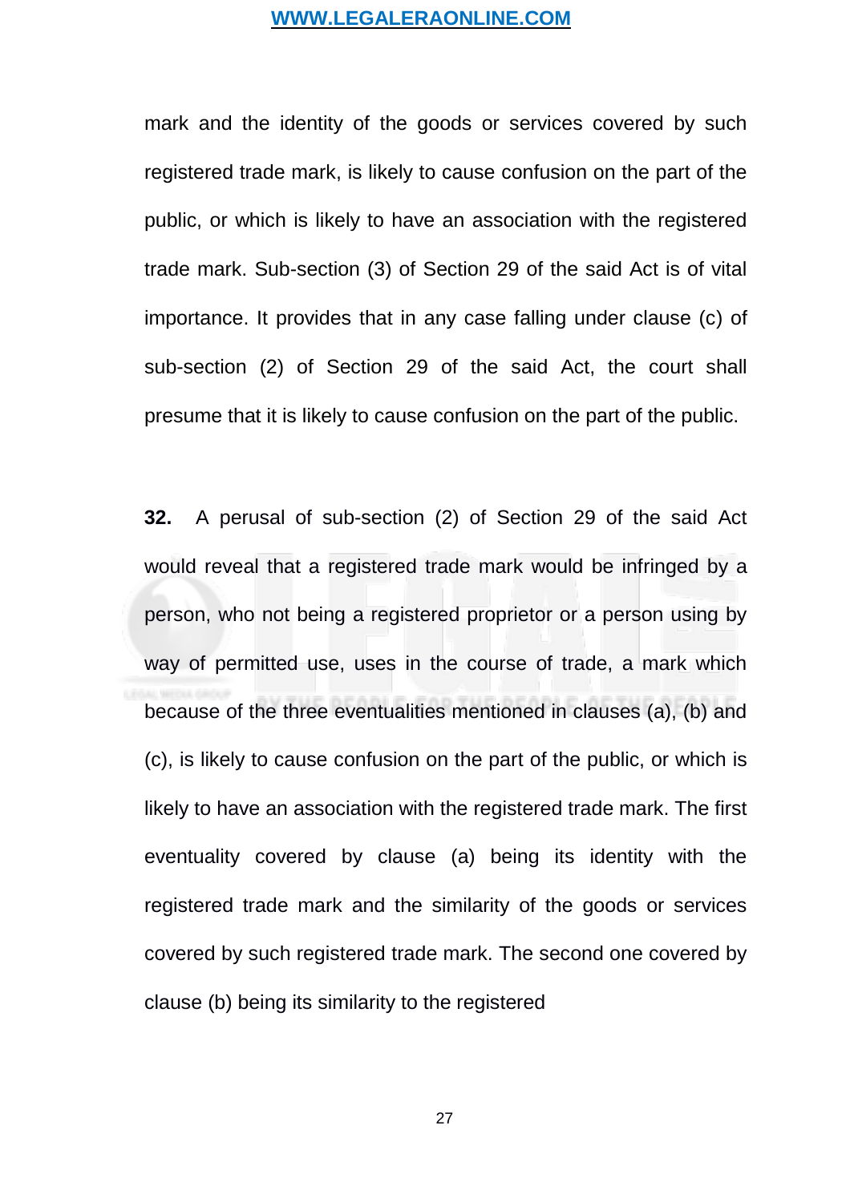mark and the identity of the goods or services covered by such registered trade mark, is likely to cause confusion on the part of the public, or which is likely to have an association with the registered trade mark. Sub-section (3) of Section 29 of the said Act is of vital importance. It provides that in any case falling under clause (c) of sub-section (2) of Section 29 of the said Act, the court shall presume that it is likely to cause confusion on the part of the public.

**32.** A perusal of sub-section (2) of Section 29 of the said Act would reveal that a registered trade mark would be infringed by a person, who not being a registered proprietor or a person using by way of permitted use, uses in the course of trade, a mark which because of the three eventualities mentioned in clauses (a), (b) and (c), is likely to cause confusion on the part of the public, or which is likely to have an association with the registered trade mark. The first eventuality covered by clause (a) being its identity with the registered trade mark and the similarity of the goods or services covered by such registered trade mark. The second one covered by clause (b) being its similarity to the registered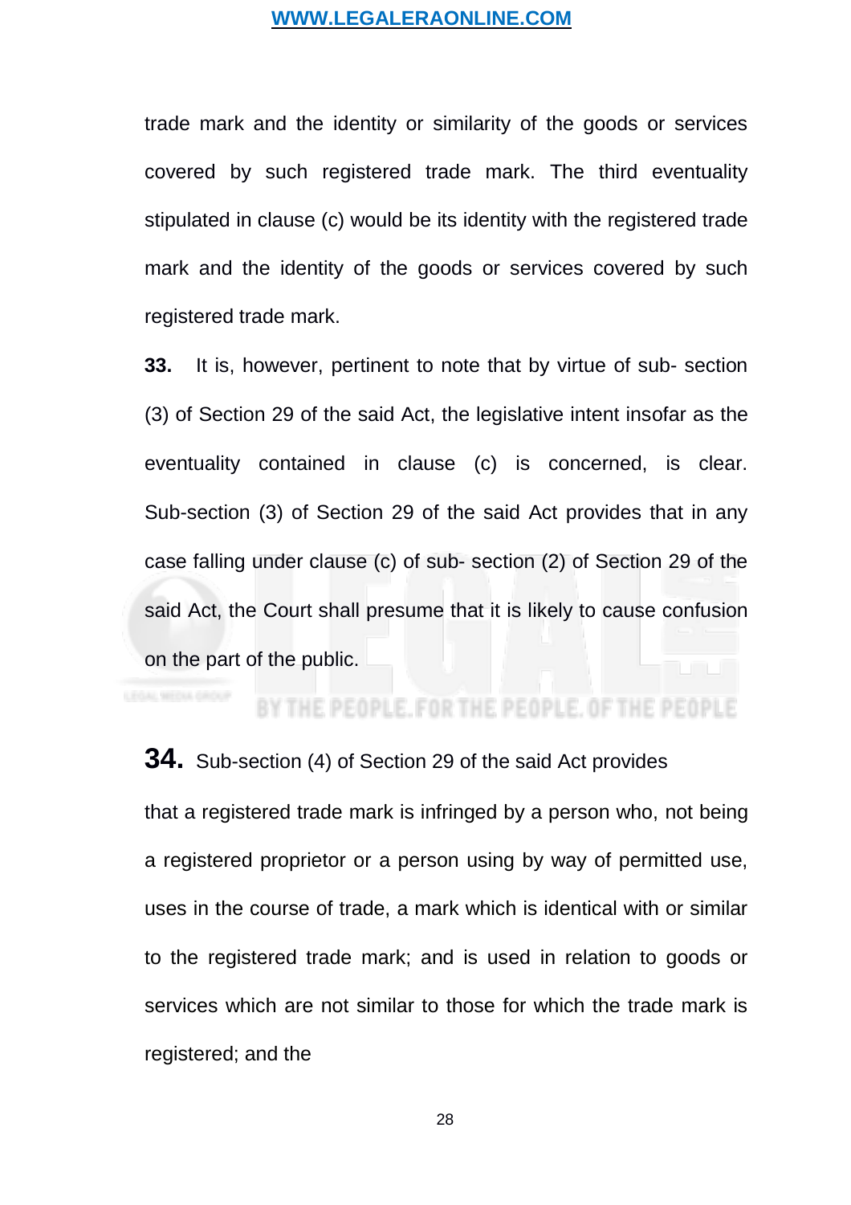trade mark and the identity or similarity of the goods or services covered by such registered trade mark. The third eventuality stipulated in clause (c) would be its identity with the registered trade mark and the identity of the goods or services covered by such registered trade mark.

**33.** It is, however, pertinent to note that by virtue of sub- section (3) of Section 29 of the said Act, the legislative intent insofar as the eventuality contained in clause (c) is concerned, is clear. Sub-section (3) of Section 29 of the said Act provides that in any case falling under clause (c) of sub- section (2) of Section 29 of the said Act, the Court shall presume that it is likely to cause confusion on the part of the public.

**34.** Sub-section (4) of Section 29 of the said Act provides that a registered trade mark is infringed by a person who, not being a registered proprietor or a person using by way of permitted use, uses in the course of trade, a mark which is identical with or similar to the registered trade mark; and is used in relation to goods or services which are not similar to those for which the trade mark is registered; and the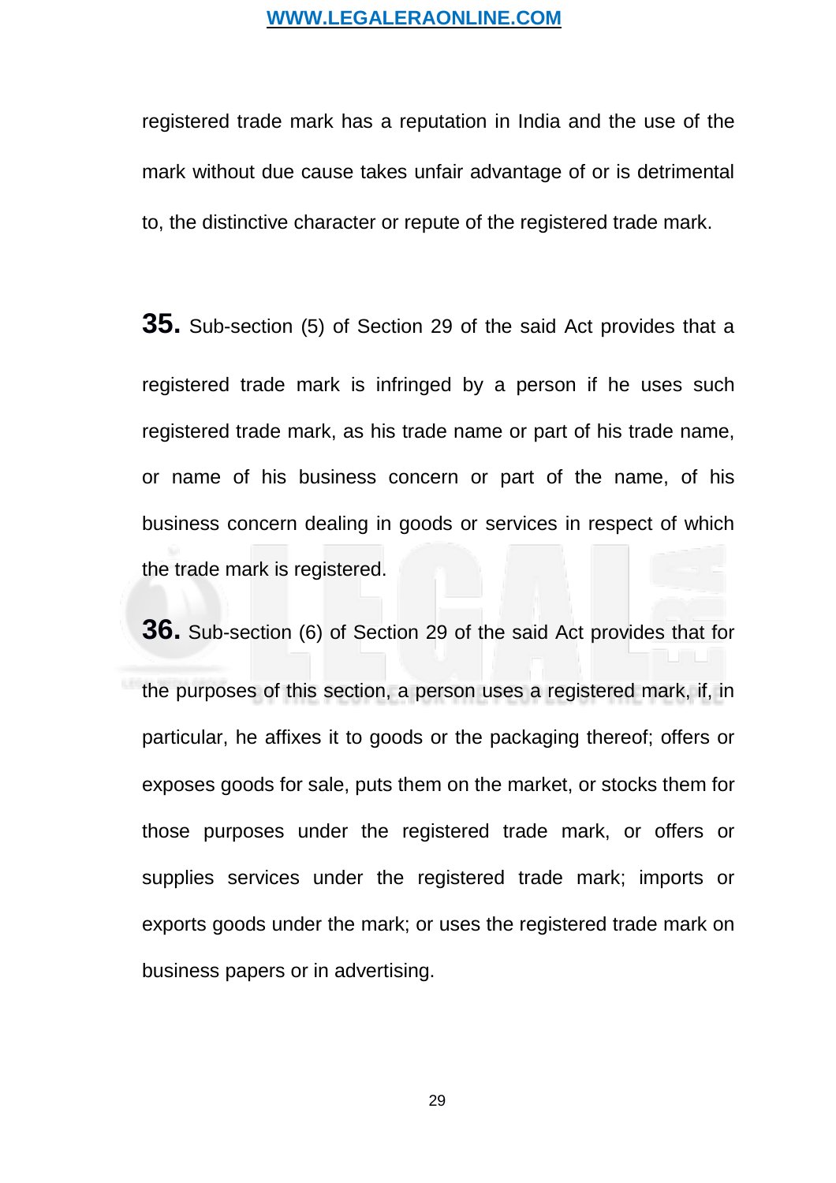registered trade mark has a reputation in India and the use of the mark without due cause takes unfair advantage of or is detrimental to, the distinctive character or repute of the registered trade mark.

**35.** Sub-section (5) of Section 29 of the said Act provides that a registered trade mark is infringed by a person if he uses such registered trade mark, as his trade name or part of his trade name, or name of his business concern or part of the name, of his business concern dealing in goods or services in respect of which the trade mark is registered.

**36.** Sub-section (6) of Section 29 of the said Act provides that for the purposes of this section, a person uses a registered mark, if, in particular, he affixes it to goods or the packaging thereof; offers or exposes goods for sale, puts them on the market, or stocks them for those purposes under the registered trade mark, or offers or supplies services under the registered trade mark; imports or exports goods under the mark; or uses the registered trade mark on business papers or in advertising.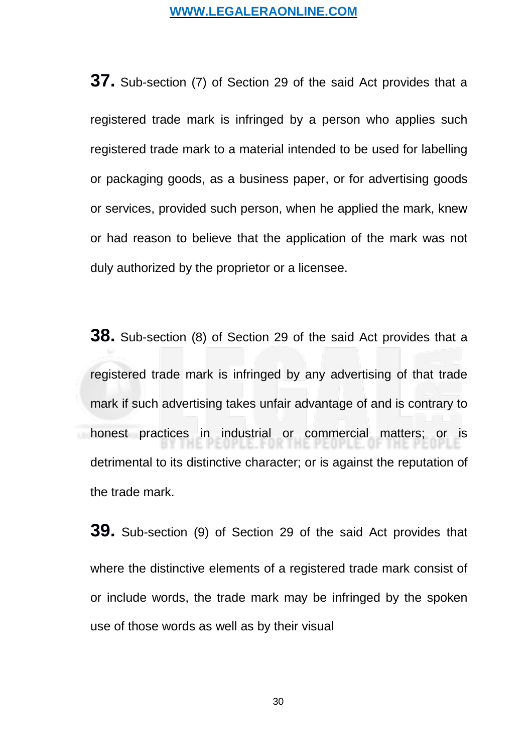**37.** Sub-section (7) of Section 29 of the said Act provides that a registered trade mark is infringed by a person who applies such registered trade mark to a material intended to be used for labelling or packaging goods, as a business paper, or for advertising goods or services, provided such person, when he applied the mark, knew or had reason to believe that the application of the mark was not duly authorized by the proprietor or a licensee.

**38.** Sub-section (8) of Section 29 of the said Act provides that a registered trade mark is infringed by any advertising of that trade mark if such advertising takes unfair advantage of and is contrary to honest practices in industrial or commercial matters; or is detrimental to its distinctive character; or is against the reputation of the trade mark.

**39.** Sub-section (9) of Section 29 of the said Act provides that where the distinctive elements of a registered trade mark consist of or include words, the trade mark may be infringed by the spoken use of those words as well as by their visual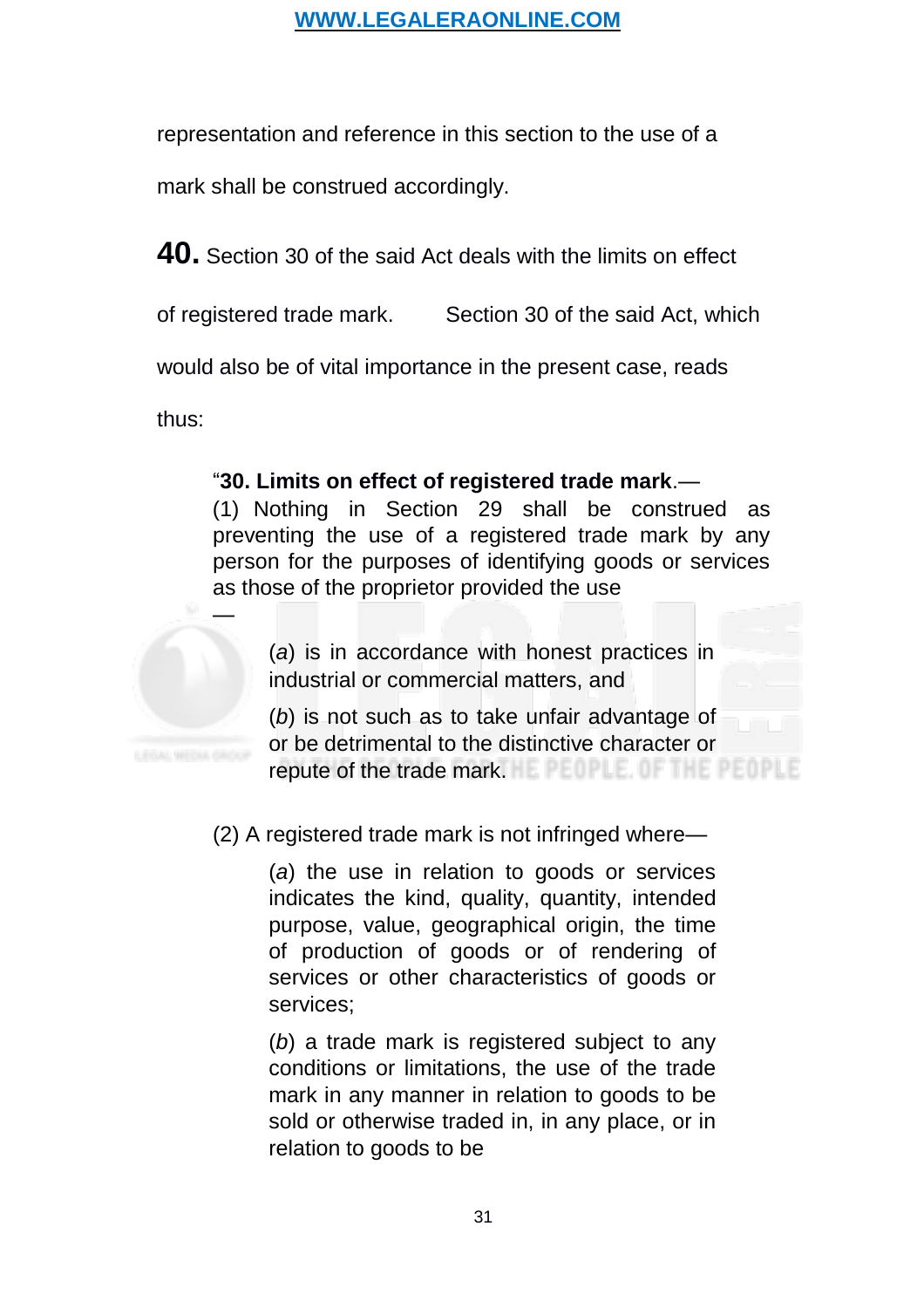representation and reference in this section to the use of a mark shall be construed accordingly.

**40.** Section 30 of the said Act deals with the limits on effect of registered trade mark. Section 30 of the said Act, which would also be of vital importance in the present case, reads thus:

> "**30. Limits on effect of registered trade mark**.—
> (1) Nothing in Section 29 shall be construed as preventing the use of a registered trade mark by any person for the purposes of identifying goods or services as those of the proprietor provided the use —
>
> (*a*) is in accordance with honest practices in industrial or commercial matters, and
>
> (*b*) is not such as to take unfair advantage of or be detrimental to the distinctive character or repute of the trade mark.
>
> (2) A registered trade mark is not infringed where—
>
> (*a*) the use in relation to goods or services indicates the kind, quality, quantity, intended purpose, value, geographical origin, the time of production of goods or of rendering of services or other characteristics of goods or services;
>
> (*b*) a trade mark is registered subject to any conditions or limitations, the use of the trade mark in any manner in relation to goods to be sold or otherwise traded in, in any place, or in relation to goods to be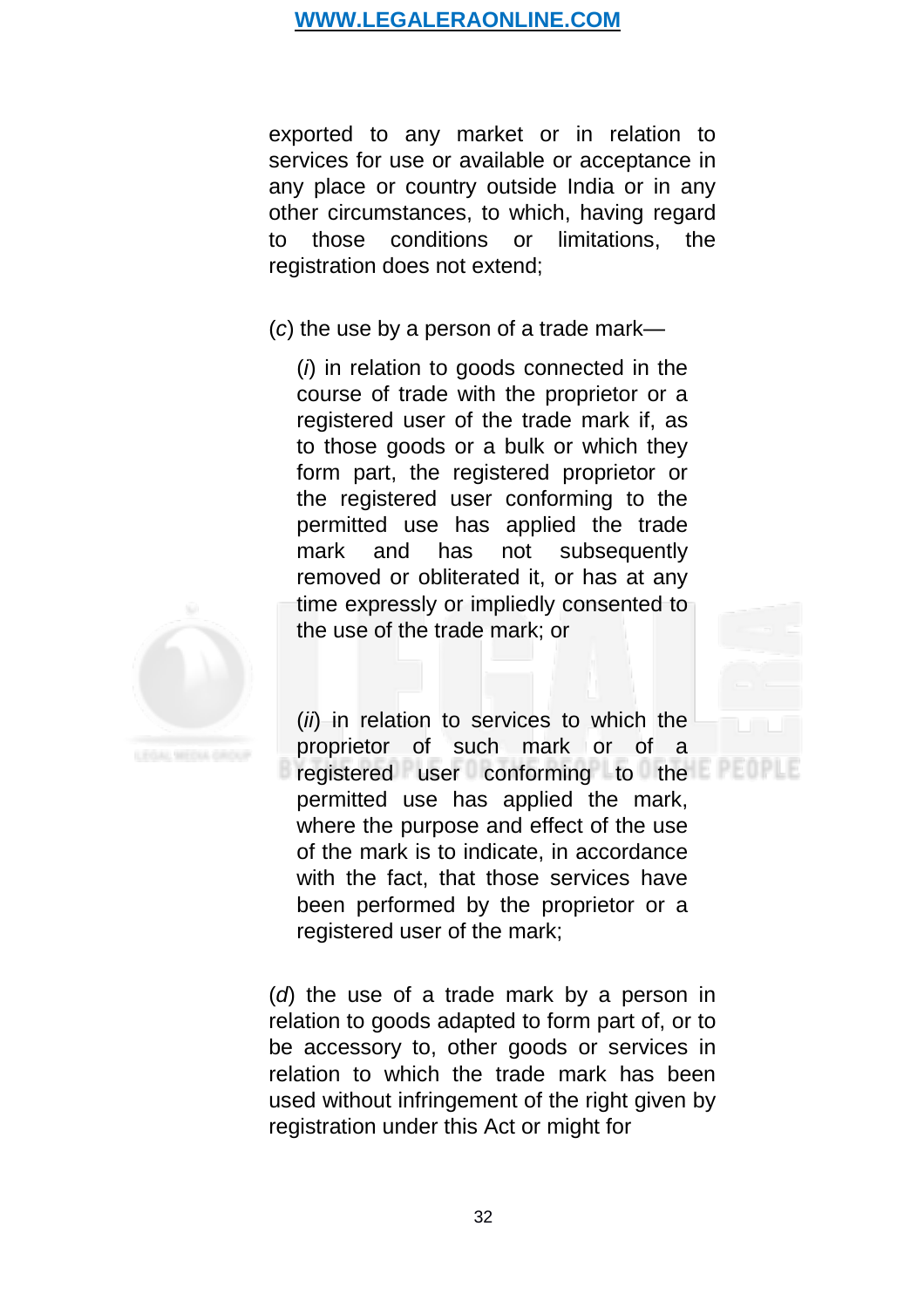exported to any market or in relation to services for use or available or acceptance in any place or country outside India or in any other circumstances, to which, having regard to those conditions or limitations, the registration does not extend;

(*c*) the use by a person of a trade mark—

(*i*) in relation to goods connected in the course of trade with the proprietor or a registered user of the trade mark if, as to those goods or a bulk or which they form part, the registered proprietor or the registered user conforming to the permitted use has applied the trade mark and has not subsequently removed or obliterated it, or has at any time expressly or impliedly consented to the use of the trade mark; or

(*ii*) in relation to services to which the proprietor of such mark or of a registered user conforming to the permitted use has applied the mark, where the purpose and effect of the use of the mark is to indicate, in accordance with the fact, that those services have been performed by the proprietor or a registered user of the mark;

(*d*) the use of a trade mark by a person in relation to goods adapted to form part of, or to be accessory to, other goods or services in relation to which the trade mark has been used without infringement of the right given by registration under this Act or might for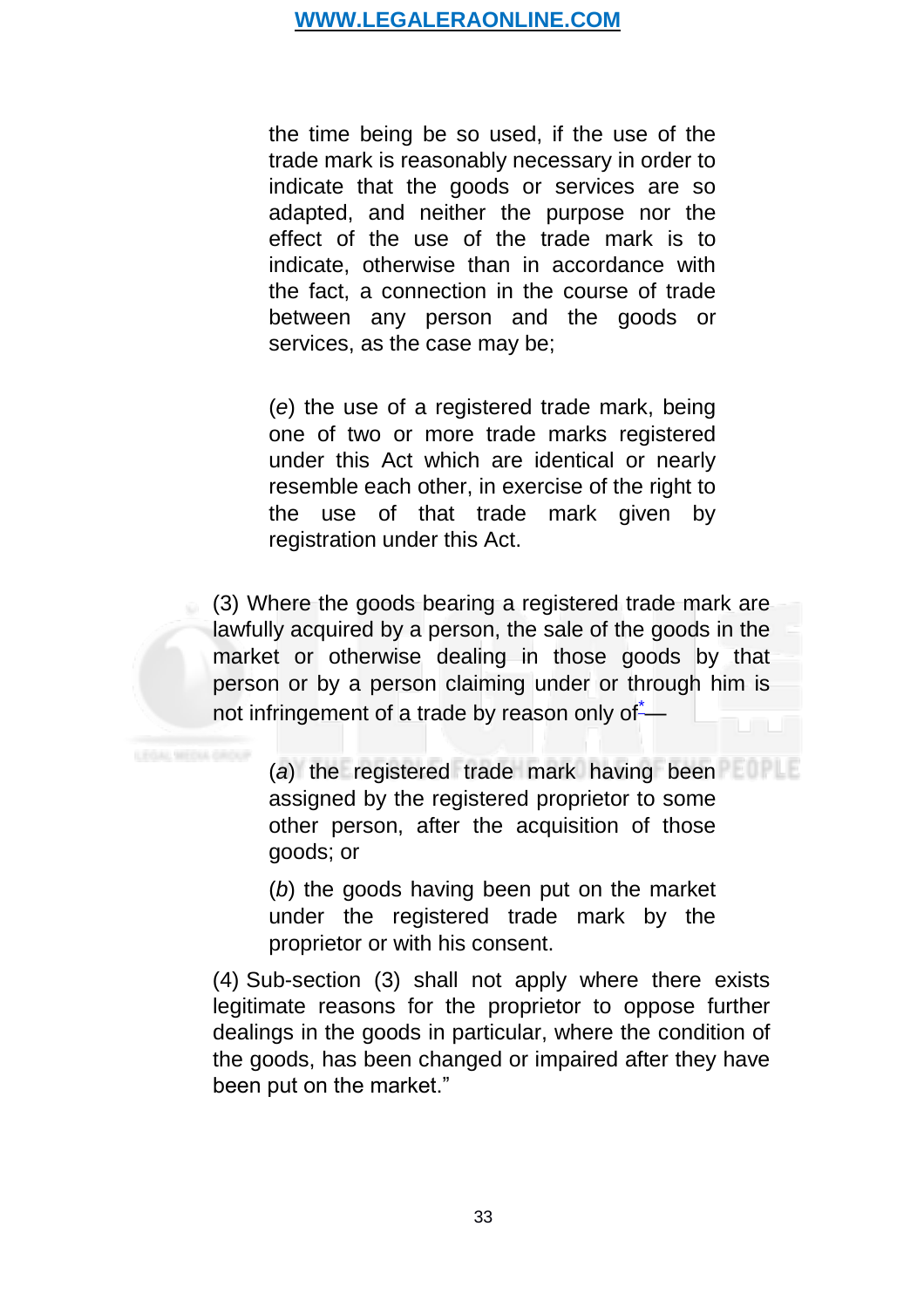the time being be so used, if the use of the trade mark is reasonably necessary in order to indicate that the goods or services are so adapted, and neither the purpose nor the effect of the use of the trade mark is to indicate, otherwise than in accordance with the fact, a connection in the course of trade between any person and the goods or services, as the case may be;

(*e*) the use of a registered trade mark, being one of two or more trade marks registered under this Act which are identical or nearly resemble each other, in exercise of the right to the use of that trade mark given by registration under this Act.

(3) Where the goods bearing a registered trade mark are lawfully acquired by a person, the sale of the goods in the market or otherwise dealing in those goods by that person or by a person claiming under or through him is not infringement of a trade by reason only of[*]—

(*a*) the registered trade mark having been assigned by the registered proprietor to some other person, after the acquisition of those goods; or

(*b*) the goods having been put on the market under the registered trade mark by the proprietor or with his consent.

(4) Sub-section (3) shall not apply where there exists legitimate reasons for the proprietor to oppose further dealings in the goods in particular, where the condition of the goods, has been changed or impaired after they have been put on the market."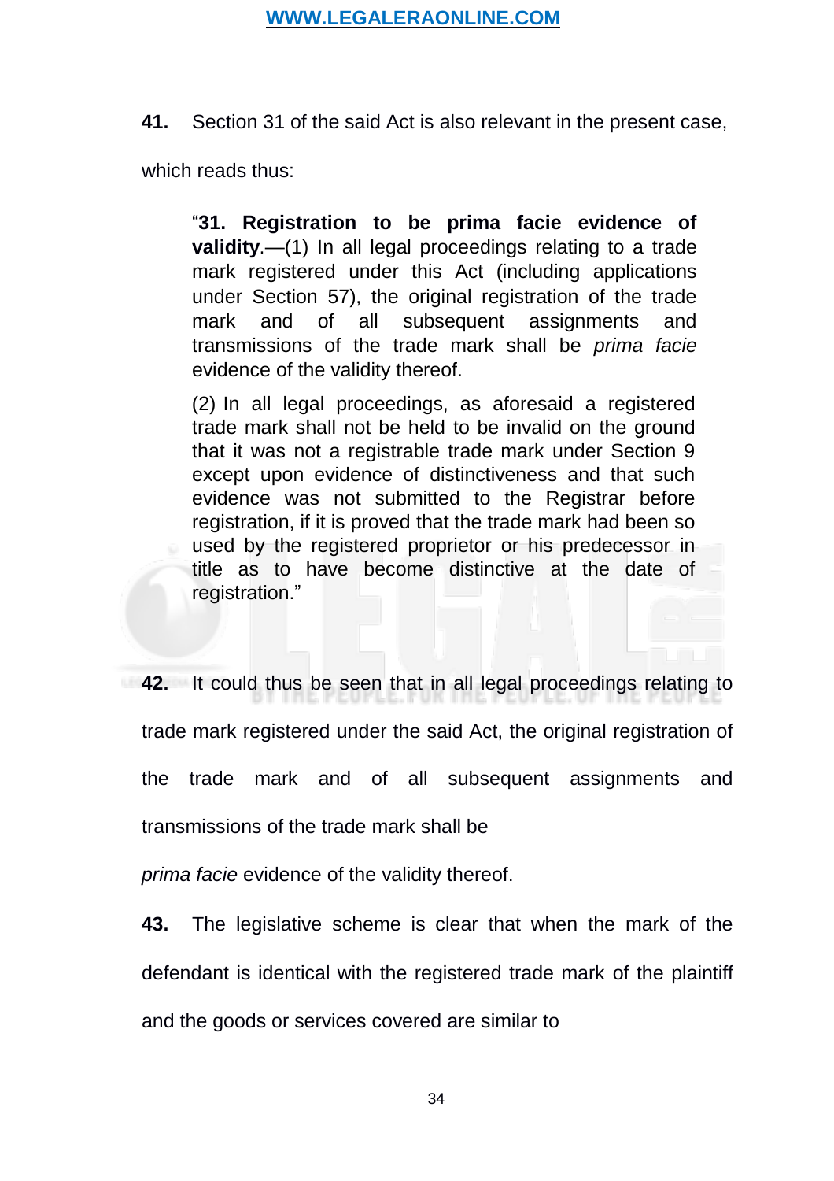**41.** Section 31 of the said Act is also relevant in the present case, which reads thus:

> "**31. Registration to be prima facie evidence of validity**.—(1) In all legal proceedings relating to a trade mark registered under this Act (including applications under Section 57), the original registration of the trade mark and of all subsequent assignments and transmissions of the trade mark shall be *prima facie* evidence of the validity thereof.
>
> (2) In all legal proceedings, as aforesaid a registered trade mark shall not be held to be invalid on the ground that it was not a registrable trade mark under Section 9 except upon evidence of distinctiveness and that such evidence was not submitted to the Registrar before registration, if it is proved that the trade mark had been so used by the registered proprietor or his predecessor in title as to have become distinctive at the date of registration."

**42.** It could thus be seen that in all legal proceedings relating to trade mark registered under the said Act, the original registration of the trade mark and of all subsequent assignments and transmissions of the trade mark shall be *prima facie* evidence of the validity thereof.

**43.** The legislative scheme is clear that when the mark of the defendant is identical with the registered trade mark of the plaintiff and the goods or services covered are similar to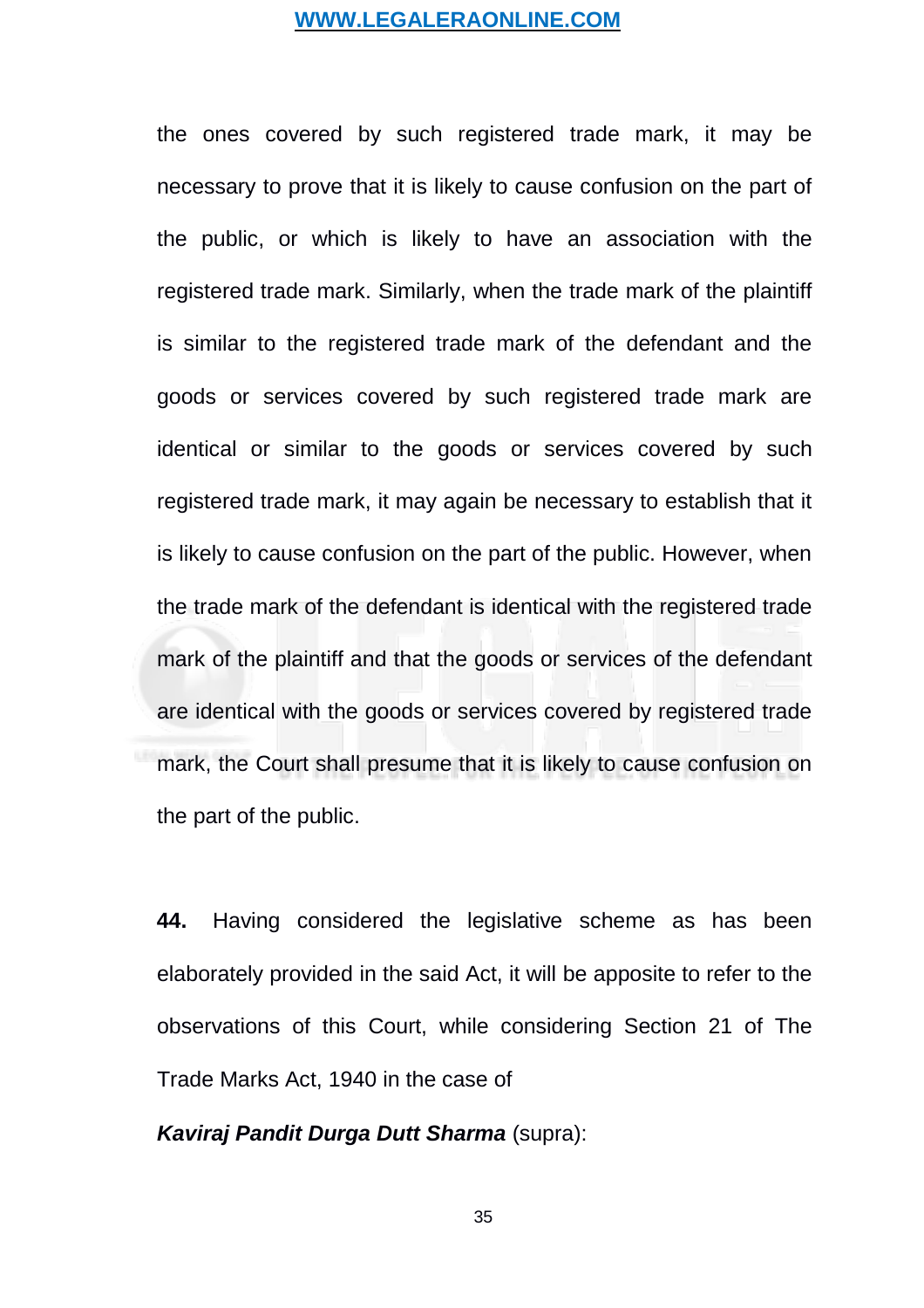the ones covered by such registered trade mark, it may be necessary to prove that it is likely to cause confusion on the part of the public, or which is likely to have an association with the registered trade mark. Similarly, when the trade mark of the plaintiff is similar to the registered trade mark of the defendant and the goods or services covered by such registered trade mark are identical or similar to the goods or services covered by such registered trade mark, it may again be necessary to establish that it is likely to cause confusion on the part of the public. However, when the trade mark of the defendant is identical with the registered trade mark of the plaintiff and that the goods or services of the defendant are identical with the goods or services covered by registered trade mark, the Court shall presume that it is likely to cause confusion on the part of the public.

**44.** Having considered the legislative scheme as has been elaborately provided in the said Act, it will be apposite to refer to the observations of this Court, while considering Section 21 of The Trade Marks Act, 1940 in the case of

***Kaviraj Pandit Durga Dutt Sharma*** (supra):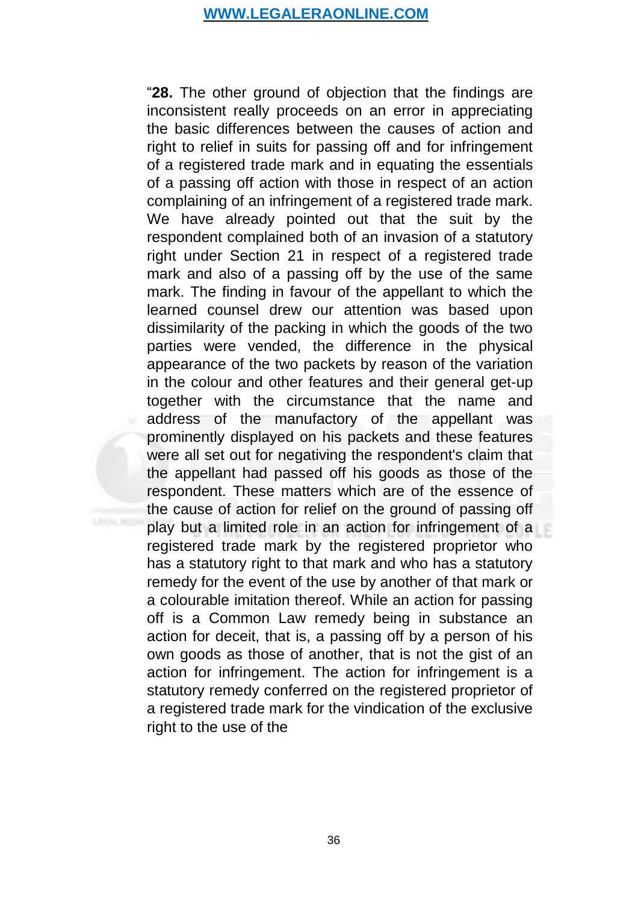“**28.** The other ground of objection that the findings are inconsistent really proceeds on an error in appreciating the basic differences between the causes of action and right to relief in suits for passing off and for infringement of a registered trade mark and in equating the essentials of a passing off action with those in respect of an action complaining of an infringement of a registered trade mark. We have already pointed out that the suit by the respondent complained both of an invasion of a statutory right under Section 21 in respect of a registered trade mark and also of a passing off by the use of the same mark. The finding in favour of the appellant to which the learned counsel drew our attention was based upon dissimilarity of the packing in which the goods of the two parties were vended, the difference in the physical appearance of the two packets by reason of the variation in the colour and other features and their general get-up together with the circumstance that the name and address of the manufactory of the appellant was prominently displayed on his packets and these features were all set out for negativing the respondent's claim that the appellant had passed off his goods as those of the respondent. These matters which are of the essence of the cause of action for relief on the ground of passing off play but a limited role in an action for infringement of a registered trade mark by the registered proprietor who has a statutory right to that mark and who has a statutory remedy for the event of the use by another of that mark or a colourable imitation thereof. While an action for passing off is a Common Law remedy being in substance an action for deceit, that is, a passing off by a person of his own goods as those of another, that is not the gist of an action for infringement. The action for infringement is a statutory remedy conferred on the registered proprietor of a registered trade mark for the vindication of the exclusive right to the use of the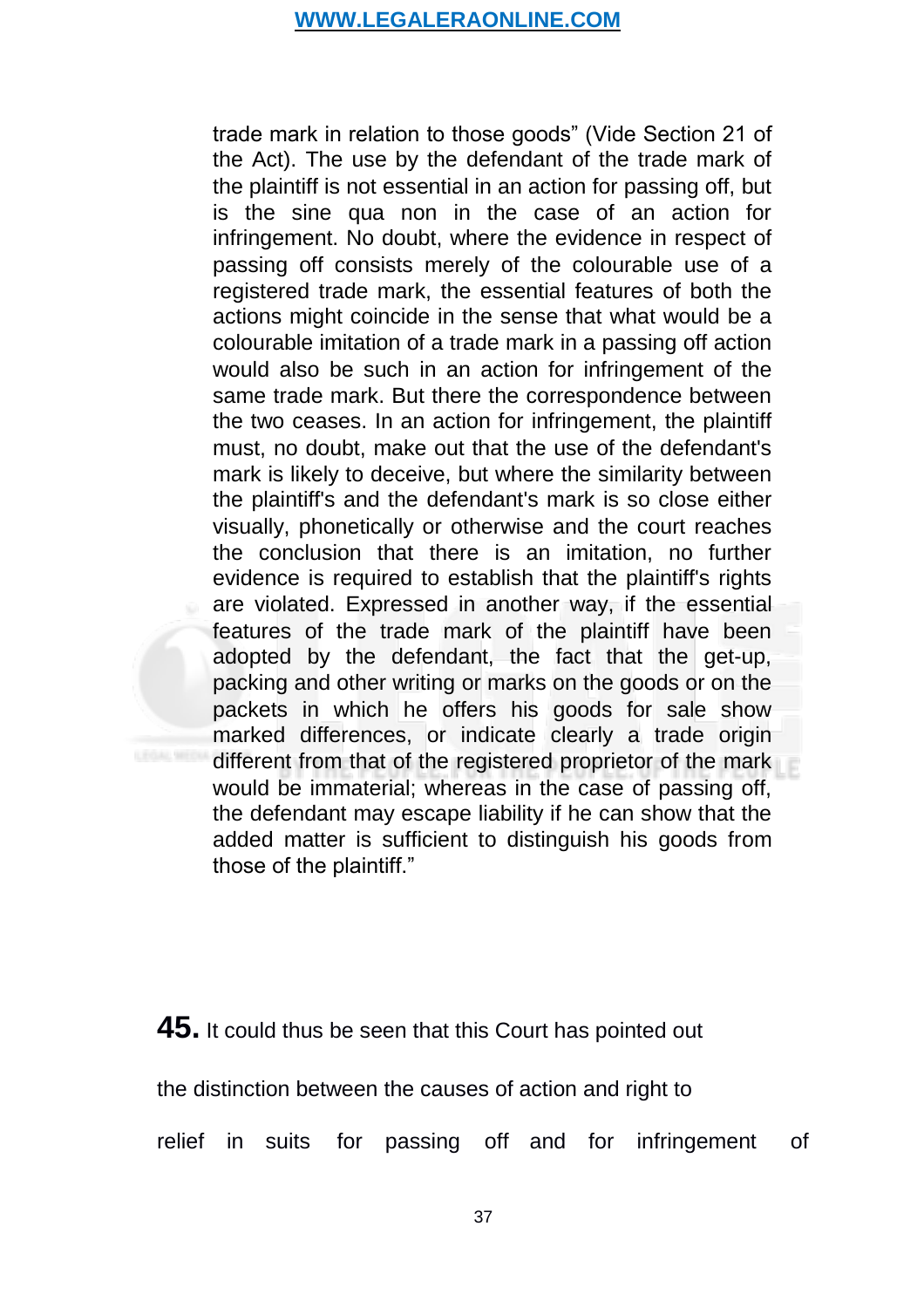trade mark in relation to those goods" (Vide Section 21 of the Act). The use by the defendant of the trade mark of the plaintiff is not essential in an action for passing off, but is the sine qua non in the case of an action for infringement. No doubt, where the evidence in respect of passing off consists merely of the colourable use of a registered trade mark, the essential features of both the actions might coincide in the sense that what would be a colourable imitation of a trade mark in a passing off action would also be such in an action for infringement of the same trade mark. But there the correspondence between the two ceases. In an action for infringement, the plaintiff must, no doubt, make out that the use of the defendant's mark is likely to deceive, but where the similarity between the plaintiff's and the defendant's mark is so close either visually, phonetically or otherwise and the court reaches the conclusion that there is an imitation, no further evidence is required to establish that the plaintiff's rights are violated. Expressed in another way, if the essential features of the trade mark of the plaintiff have been adopted by the defendant, the fact that the get-up, packing and other writing or marks on the goods or on the packets in which he offers his goods for sale show marked differences, or indicate clearly a trade origin different from that of the registered proprietor of the mark would be immaterial; whereas in the case of passing off, the defendant may escape liability if he can show that the added matter is sufficient to distinguish his goods from those of the plaintiff."

**45.** It could thus be seen that this Court has pointed out the distinction between the causes of action and right to relief in suits for passing off and for infringement of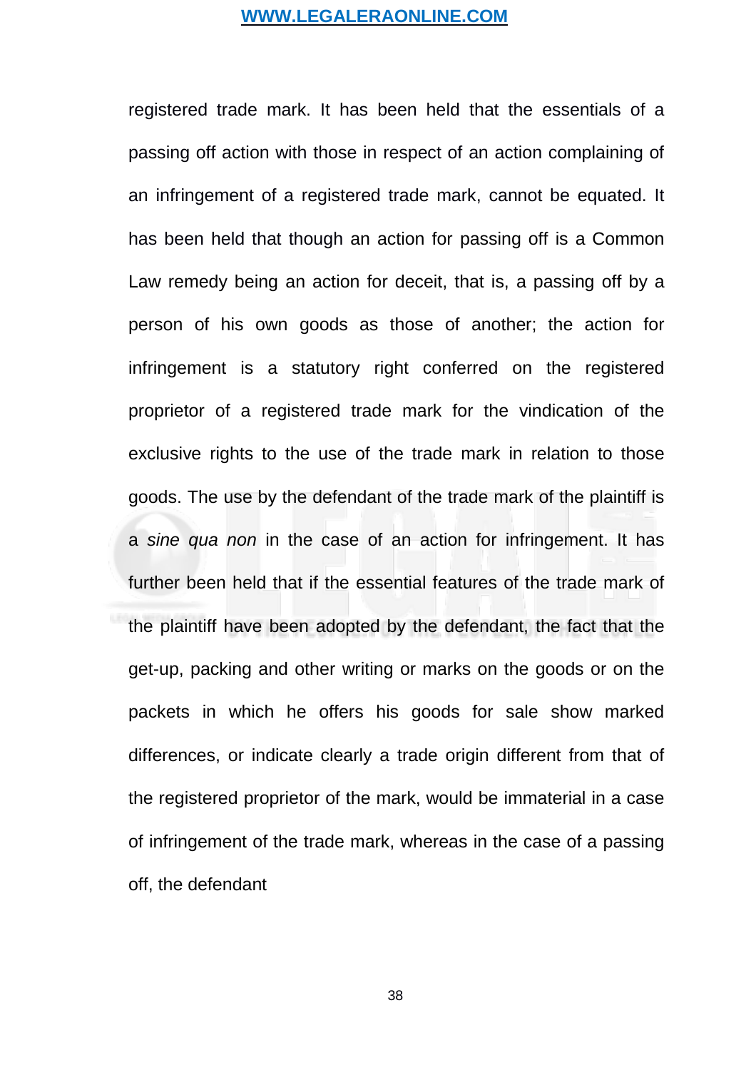registered trade mark. It has been held that the essentials of a passing off action with those in respect of an action complaining of an infringement of a registered trade mark, cannot be equated. It has been held that though an action for passing off is a Common Law remedy being an action for deceit, that is, a passing off by a person of his own goods as those of another; the action for infringement is a statutory right conferred on the registered proprietor of a registered trade mark for the vindication of the exclusive rights to the use of the trade mark in relation to those goods. The use by the defendant of the trade mark of the plaintiff is a *sine qua non* in the case of an action for infringement. It has further been held that if the essential features of the trade mark of the plaintiff have been adopted by the defendant, the fact that the get-up, packing and other writing or marks on the goods or on the packets in which he offers his goods for sale show marked differences, or indicate clearly a trade origin different from that of the registered proprietor of the mark, would be immaterial in a case of infringement of the trade mark, whereas in the case of a passing off, the defendant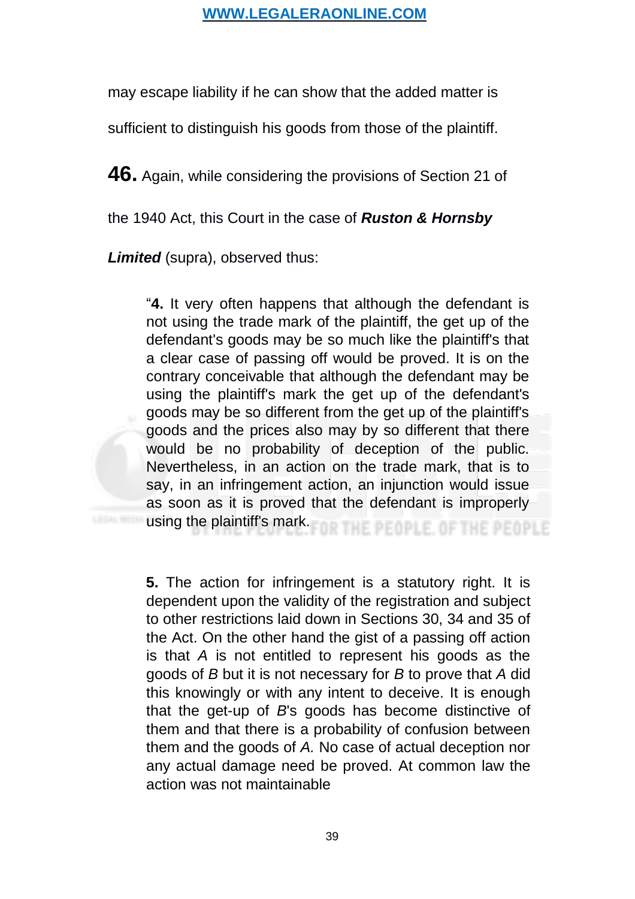may escape liability if he can show that the added matter is sufficient to distinguish his goods from those of the plaintiff.

**46.** Again, while considering the provisions of Section 21 of the 1940 Act, this Court in the case of ***Ruston & Hornsby Limited*** (supra), observed thus:

> "**4.** It very often happens that although the defendant is not using the trade mark of the plaintiff, the get up of the defendant's goods may be so much like the plaintiff's that a clear case of passing off would be proved. It is on the contrary conceivable that although the defendant may be using the plaintiff's mark the get up of the defendant's goods may be so different from the get up of the plaintiff's goods and the prices also may by so different that there would be no probability of deception of the public. Nevertheless, in an action on the trade mark, that is to say, in an infringement action, an injunction would issue as soon as it is proved that the defendant is improperly using the plaintiff's mark.
>
> **5.** The action for infringement is a statutory right. It is dependent upon the validity of the registration and subject to other restrictions laid down in Sections 30, 34 and 35 of the Act. On the other hand the gist of a passing off action is that *A* is not entitled to represent his goods as the goods of *B* but it is not necessary for *B* to prove that *A* did this knowingly or with any intent to deceive. It is enough that the get-up of *B*'s goods has become distinctive of them and that there is a probability of confusion between them and the goods of *A.* No case of actual deception nor any actual damage need be proved. At common law the action was not maintainable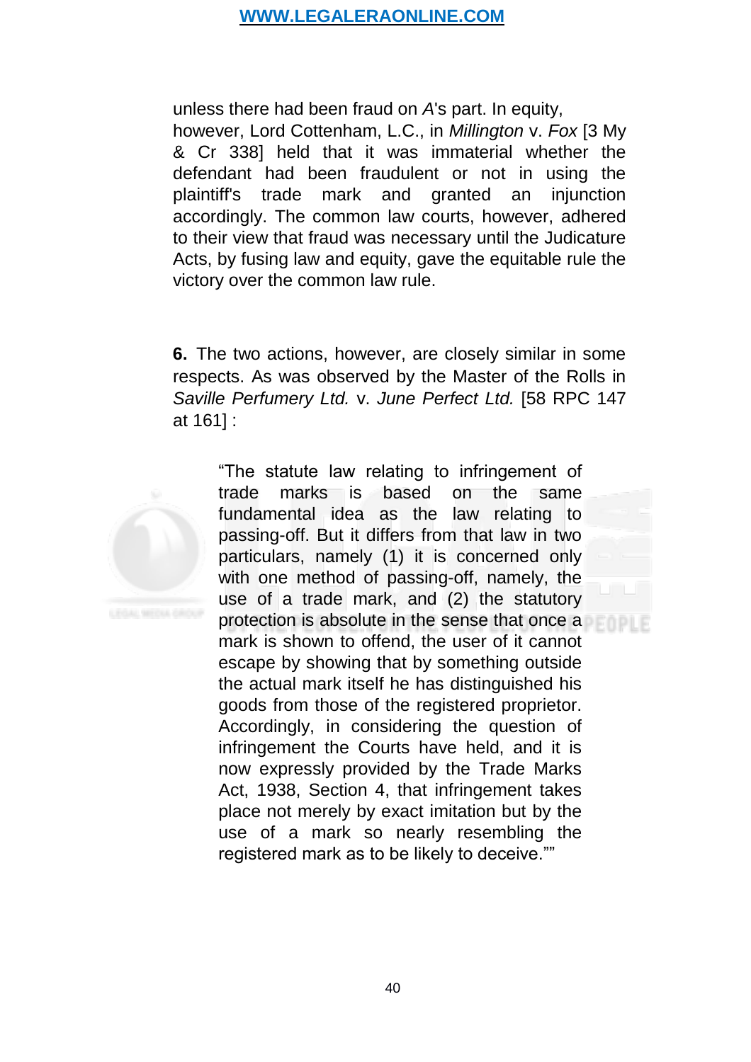unless there had been fraud on *A*'s part. In equity, however, Lord Cottenham, L.C., in *Millington* v. *Fox* [3 My & Cr 338] held that it was immaterial whether the defendant had been fraudulent or not in using the plaintiff's trade mark and granted an injunction accordingly. The common law courts, however, adhered to their view that fraud was necessary until the Judicature Acts, by fusing law and equity, gave the equitable rule the victory over the common law rule.

**6.** The two actions, however, are closely similar in some respects. As was observed by the Master of the Rolls in *Saville Perfumery Ltd.* v. *June Perfect Ltd.* [58 RPC 147 at 161] :

> "The statute law relating to infringement of trade marks is based on the same fundamental idea as the law relating to passing-off. But it differs from that law in two particulars, namely (1) it is concerned only with one method of passing-off, namely, the use of a trade mark, and (2) the statutory protection is absolute in the sense that once a mark is shown to offend, the user of it cannot escape by showing that by something outside the actual mark itself he has distinguished his goods from those of the registered proprietor. Accordingly, in considering the question of infringement the Courts have held, and it is now expressly provided by the Trade Marks Act, 1938, Section 4, that infringement takes place not merely by exact imitation but by the use of a mark so nearly resembling the registered mark as to be likely to deceive.""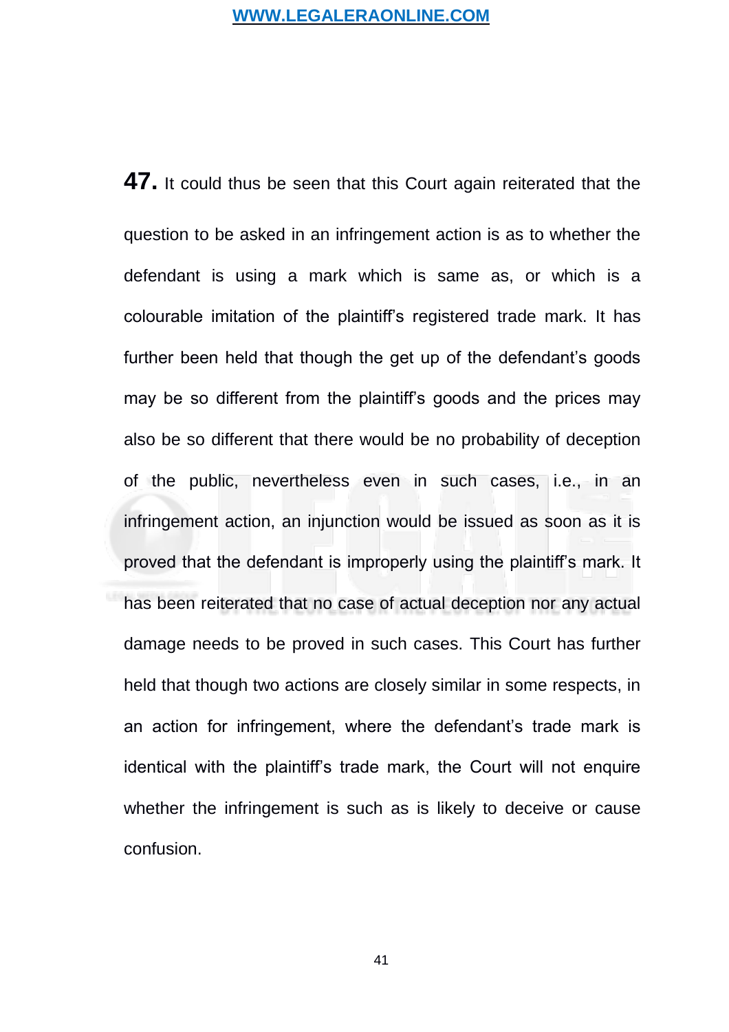**47.** It could thus be seen that this Court again reiterated that the question to be asked in an infringement action is as to whether the defendant is using a mark which is same as, or which is a colourable imitation of the plaintiff's registered trade mark. It has further been held that though the get up of the defendant's goods may be so different from the plaintiff's goods and the prices may also be so different that there would be no probability of deception of the public, nevertheless even in such cases, i.e., in an infringement action, an injunction would be issued as soon as it is proved that the defendant is improperly using the plaintiff's mark. It has been reiterated that no case of actual deception nor any actual damage needs to be proved in such cases. This Court has further held that though two actions are closely similar in some respects, in an action for infringement, where the defendant's trade mark is identical with the plaintiff's trade mark, the Court will not enquire whether the infringement is such as is likely to deceive or cause confusion.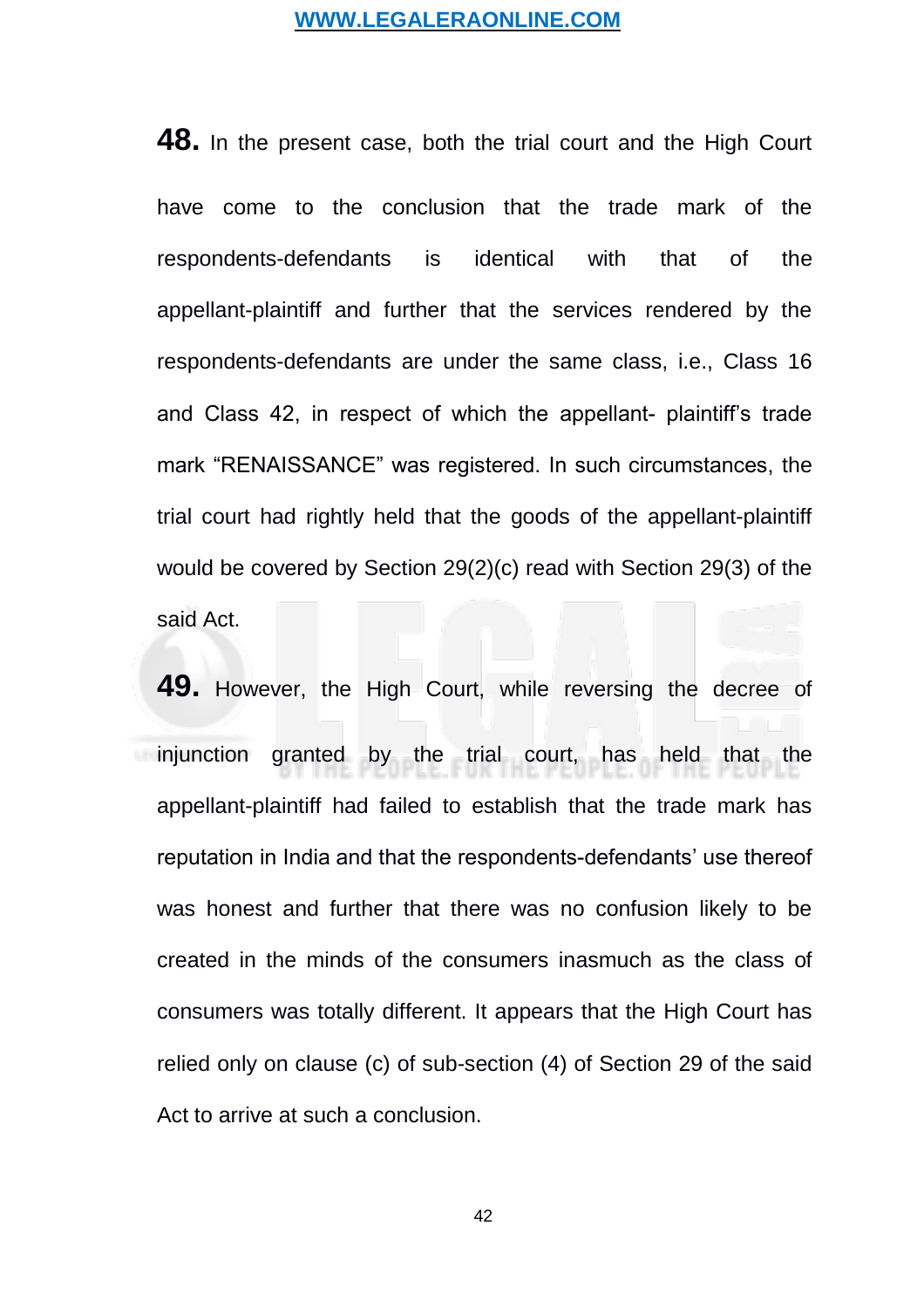**48.** In the present case, both the trial court and the High Court have come to the conclusion that the trade mark of the respondents-defendants is identical with that of the appellant-plaintiff and further that the services rendered by the respondents-defendants are under the same class, i.e., Class 16 and Class 42, in respect of which the appellant- plaintiff's trade mark "RENAISSANCE" was registered. In such circumstances, the trial court had rightly held that the goods of the appellant-plaintiff would be covered by Section 29(2)(c) read with Section 29(3) of the said Act.

**49.** However, the High Court, while reversing the decree of injunction granted by the trial court, has held that the appellant-plaintiff had failed to establish that the trade mark has reputation in India and that the respondents-defendants' use thereof was honest and further that there was no confusion likely to be created in the minds of the consumers inasmuch as the class of consumers was totally different. It appears that the High Court has relied only on clause (c) of sub-section (4) of Section 29 of the said Act to arrive at such a conclusion.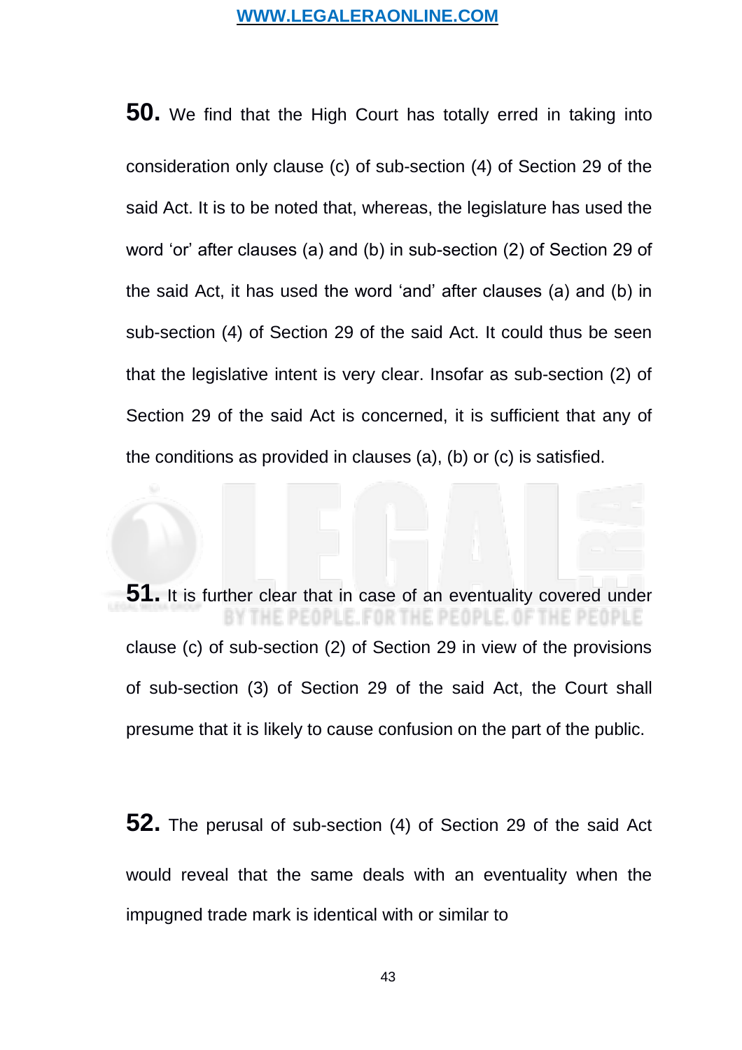**50.** We find that the High Court has totally erred in taking into consideration only clause (c) of sub-section (4) of Section 29 of the said Act. It is to be noted that, whereas, the legislature has used the word 'or' after clauses (a) and (b) in sub-section (2) of Section 29 of the said Act, it has used the word 'and' after clauses (a) and (b) in sub-section (4) of Section 29 of the said Act. It could thus be seen that the legislative intent is very clear. Insofar as sub-section (2) of Section 29 of the said Act is concerned, it is sufficient that any of the conditions as provided in clauses (a), (b) or (c) is satisfied.

**51.** It is further clear that in case of an eventuality covered under clause (c) of sub-section (2) of Section 29 in view of the provisions of sub-section (3) of Section 29 of the said Act, the Court shall presume that it is likely to cause confusion on the part of the public.

**52.** The perusal of sub-section (4) of Section 29 of the said Act would reveal that the same deals with an eventuality when the impugned trade mark is identical with or similar to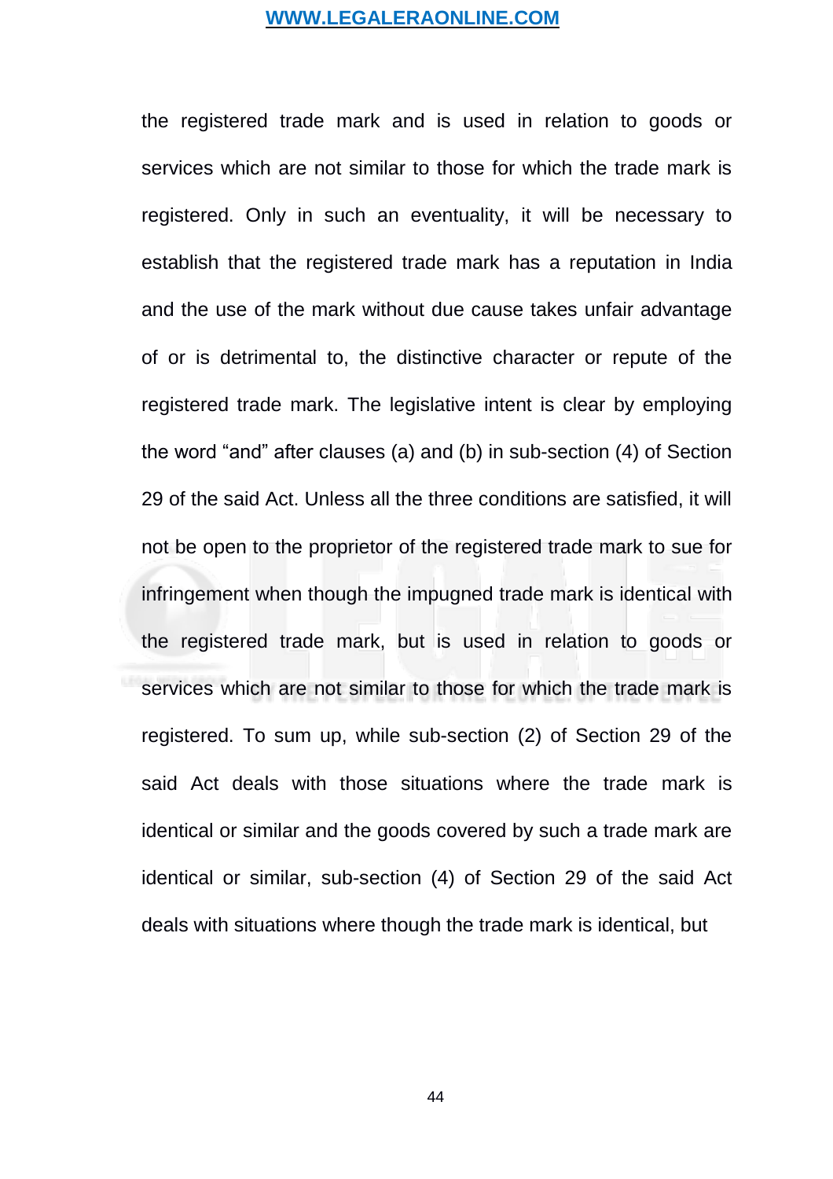the registered trade mark and is used in relation to goods or services which are not similar to those for which the trade mark is registered. Only in such an eventuality, it will be necessary to establish that the registered trade mark has a reputation in India and the use of the mark without due cause takes unfair advantage of or is detrimental to, the distinctive character or repute of the registered trade mark. The legislative intent is clear by employing the word "and" after clauses (a) and (b) in sub-section (4) of Section 29 of the said Act. Unless all the three conditions are satisfied, it will not be open to the proprietor of the registered trade mark to sue for infringement when though the impugned trade mark is identical with the registered trade mark, but is used in relation to goods or services which are not similar to those for which the trade mark is registered. To sum up, while sub-section (2) of Section 29 of the said Act deals with those situations where the trade mark is identical or similar and the goods covered by such a trade mark are identical or similar, sub-section (4) of Section 29 of the said Act deals with situations where though the trade mark is identical, but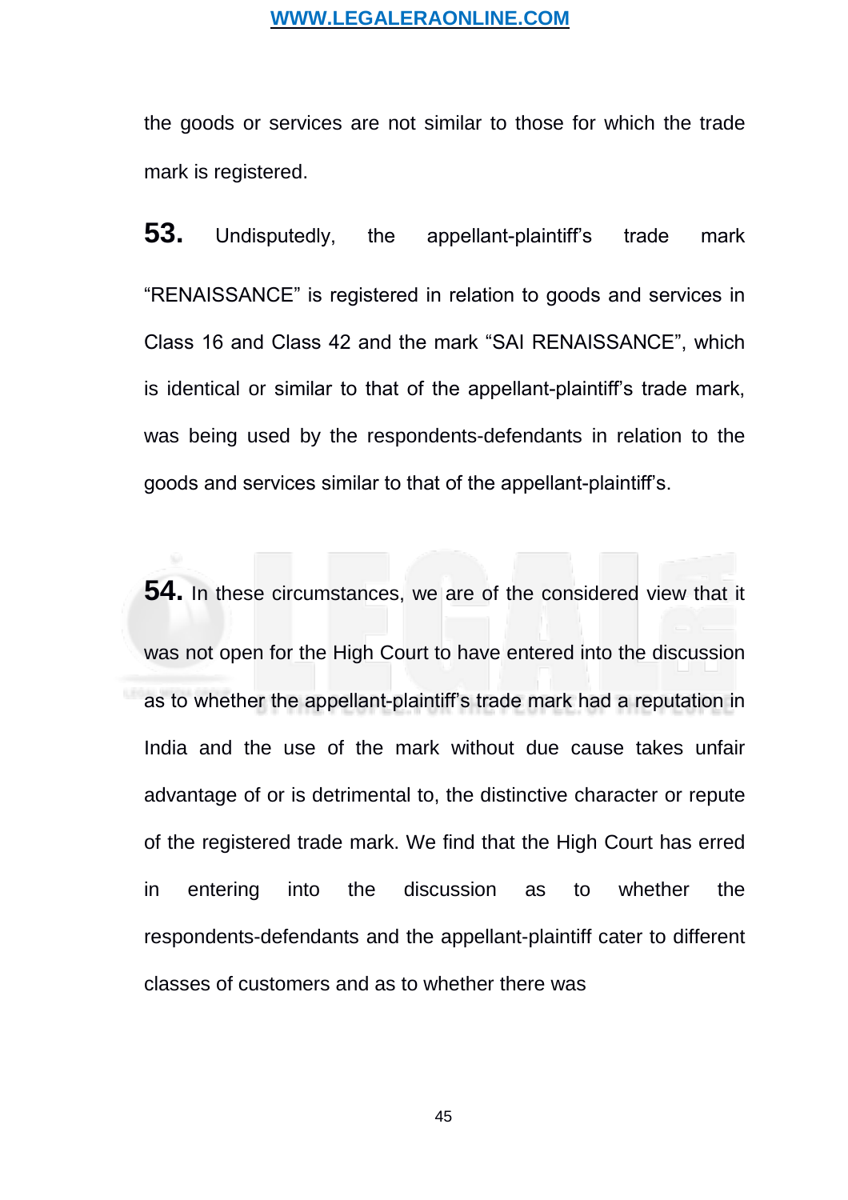the goods or services are not similar to those for which the trade mark is registered.

**53.** Undisputedly, the appellant-plaintiff's trade mark "RENAISSANCE" is registered in relation to goods and services in Class 16 and Class 42 and the mark "SAI RENAISSANCE", which is identical or similar to that of the appellant-plaintiff's trade mark, was being used by the respondents-defendants in relation to the goods and services similar to that of the appellant-plaintiff's.

**54.** In these circumstances, we are of the considered view that it was not open for the High Court to have entered into the discussion as to whether the appellant-plaintiff's trade mark had a reputation in India and the use of the mark without due cause takes unfair advantage of or is detrimental to, the distinctive character or repute of the registered trade mark. We find that the High Court has erred in entering into the discussion as to whether the respondents-defendants and the appellant-plaintiff cater to different classes of customers and as to whether there was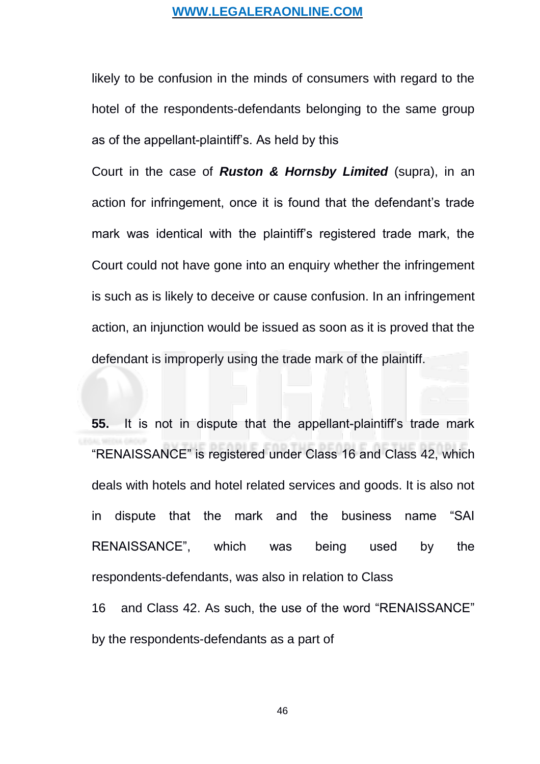likely to be confusion in the minds of consumers with regard to the hotel of the respondents-defendants belonging to the same group as of the appellant-plaintiff's. As held by this Court in the case of ***Ruston & Hornsby Limited*** (supra), in an action for infringement, once it is found that the defendant's trade mark was identical with the plaintiff's registered trade mark, the Court could not have gone into an enquiry whether the infringement is such as is likely to deceive or cause confusion. In an infringement action, an injunction would be issued as soon as it is proved that the defendant is improperly using the trade mark of the plaintiff.

**55.** It is not in dispute that the appellant-plaintiff's trade mark "RENAISSANCE" is registered under Class 16 and Class 42, which deals with hotels and hotel related services and goods. It is also not in dispute that the mark and the business name "SAI RENAISSANCE", which was being used by the respondents-defendants, was also in relation to Class 16 and Class 42. As such, the use of the word "RENAISSANCE" by the respondents-defendants as a part of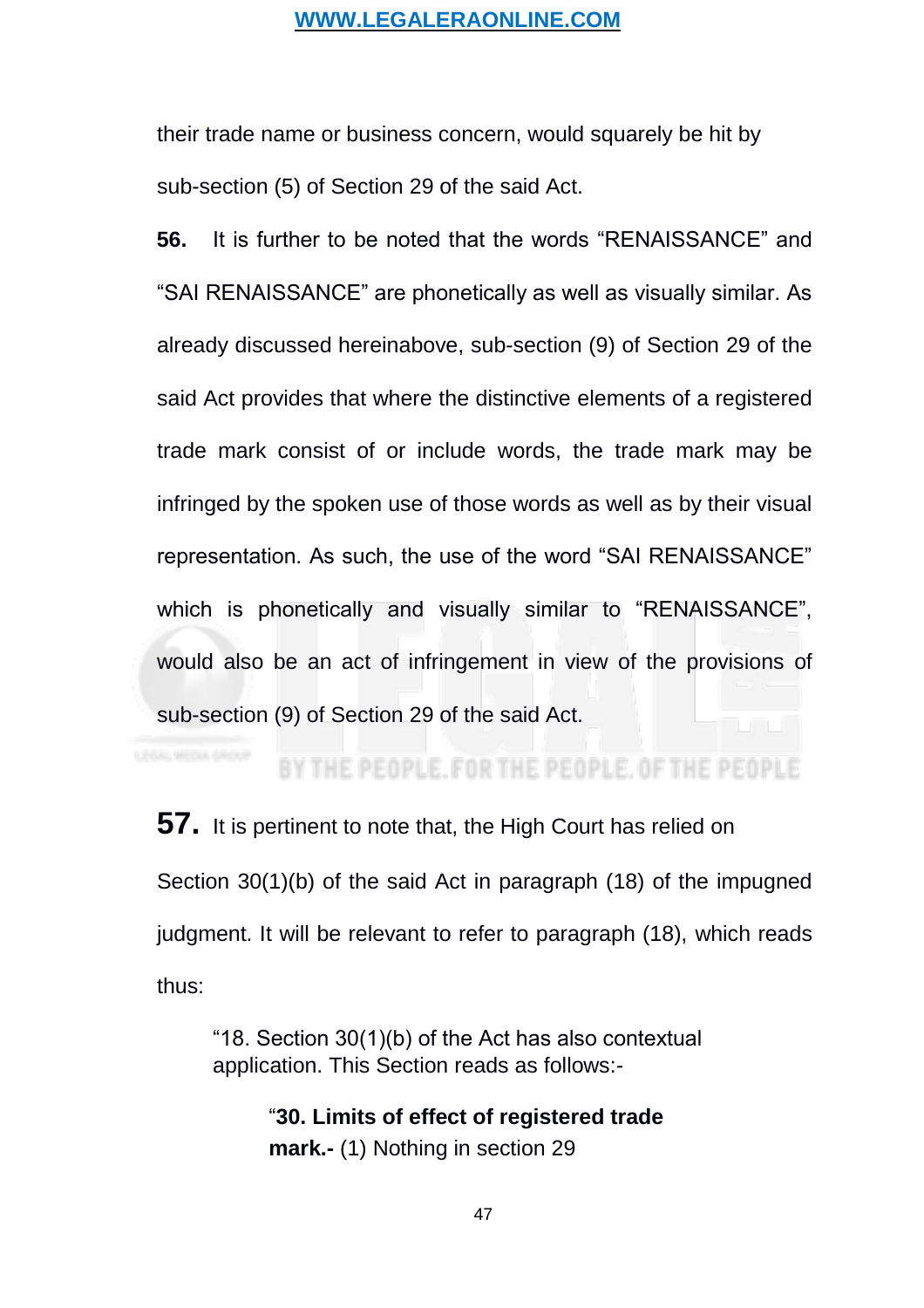their trade name or business concern, would squarely be hit by sub-section (5) of Section 29 of the said Act.

**56.** It is further to be noted that the words "RENAISSANCE" and "SAI RENAISSANCE" are phonetically as well as visually similar. As already discussed hereinabove, sub-section (9) of Section 29 of the said Act provides that where the distinctive elements of a registered trade mark consist of or include words, the trade mark may be infringed by the spoken use of those words as well as by their visual representation. As such, the use of the word "SAI RENAISSANCE" which is phonetically and visually similar to "RENAISSANCE", would also be an act of infringement in view of the provisions of sub-section (9) of Section 29 of the said Act.

**57.** It is pertinent to note that, the High Court has relied on Section 30(1)(b) of the said Act in paragraph (18) of the impugned judgment. It will be relevant to refer to paragraph (18), which reads thus:

> "18. Section 30(1)(b) of the Act has also contextual application. This Section reads as follows:-
>
> > "**30. Limits of effect of registered trade mark.-** (1) Nothing in section 29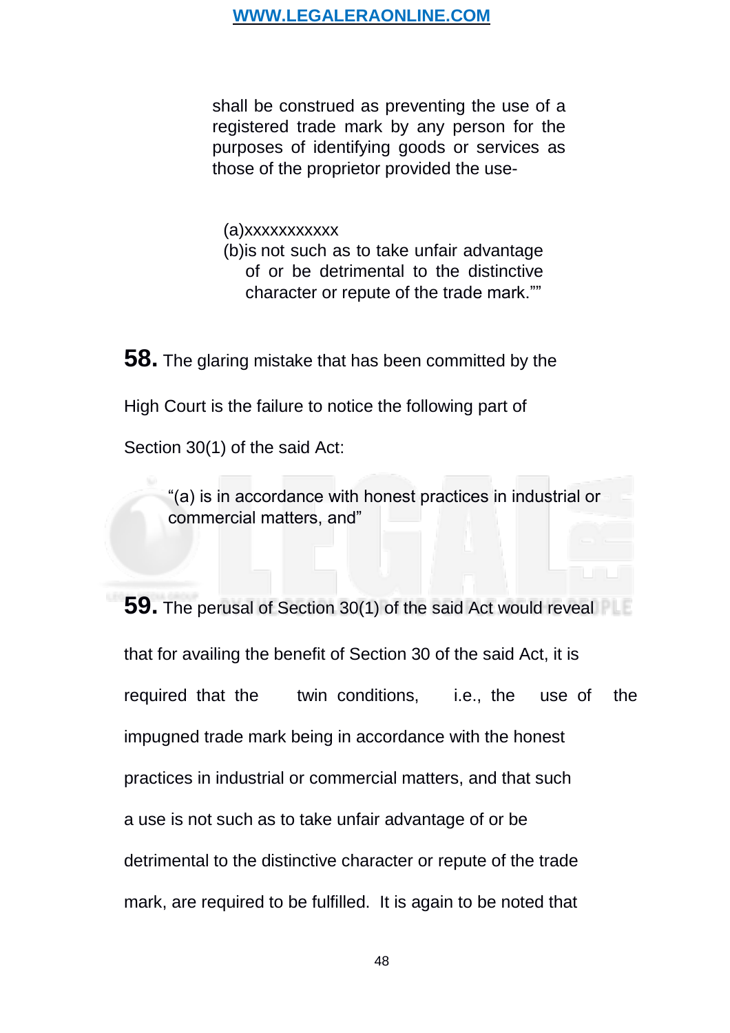> shall be construed as preventing the use of a registered trade mark by any person for the purposes of identifying goods or services as those of the proprietor provided the use-
>
> (a)xxxxxxxxxxx
> (b)is not such as to take unfair advantage of or be detrimental to the distinctive character or repute of the trade mark.""

**58.** The glaring mistake that has been committed by the High Court is the failure to notice the following part of Section 30(1) of the said Act:

> "(a) is in accordance with honest practices in industrial or commercial matters, and"

**59.** The perusal of Section 30(1) of the said Act would reveal that for availing the benefit of Section 30 of the said Act, it is required that the twin conditions, i.e., the use of the impugned trade mark being in accordance with the honest practices in industrial or commercial matters, and that such a use is not such as to take unfair advantage of or be detrimental to the distinctive character or repute of the trade mark, are required to be fulfilled. It is again to be noted that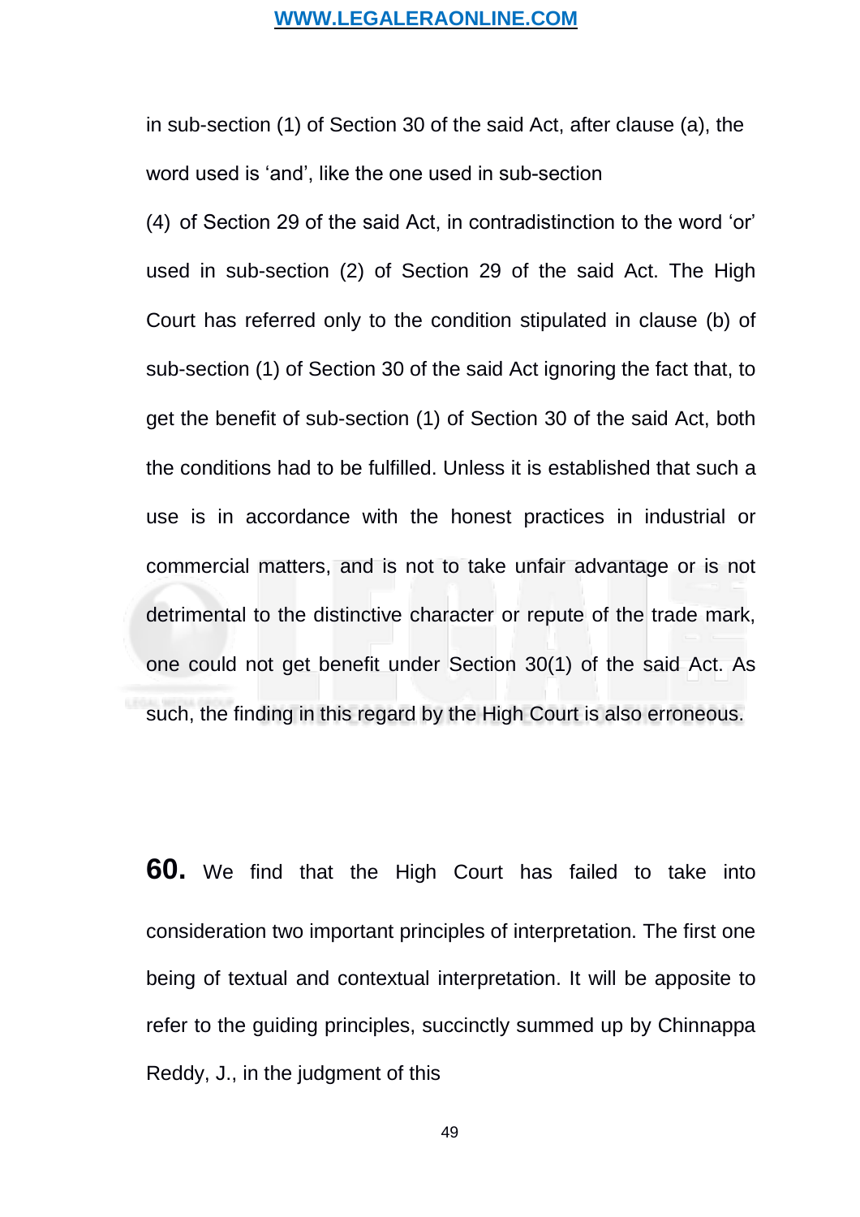in sub-section (1) of Section 30 of the said Act, after clause (a), the word used is 'and', like the one used in sub-section (4) of Section 29 of the said Act, in contradistinction to the word 'or' used in sub-section (2) of Section 29 of the said Act. The High Court has referred only to the condition stipulated in clause (b) of sub-section (1) of Section 30 of the said Act ignoring the fact that, to get the benefit of sub-section (1) of Section 30 of the said Act, both the conditions had to be fulfilled. Unless it is established that such a use is in accordance with the honest practices in industrial or commercial matters, and is not to take unfair advantage or is not detrimental to the distinctive character or repute of the trade mark, one could not get benefit under Section 30(1) of the said Act. As such, the finding in this regard by the High Court is also erroneous.

**60.** We find that the High Court has failed to take into consideration two important principles of interpretation. The first one being of textual and contextual interpretation. It will be apposite to refer to the guiding principles, succinctly summed up by Chinnappa Reddy, J., in the judgment of this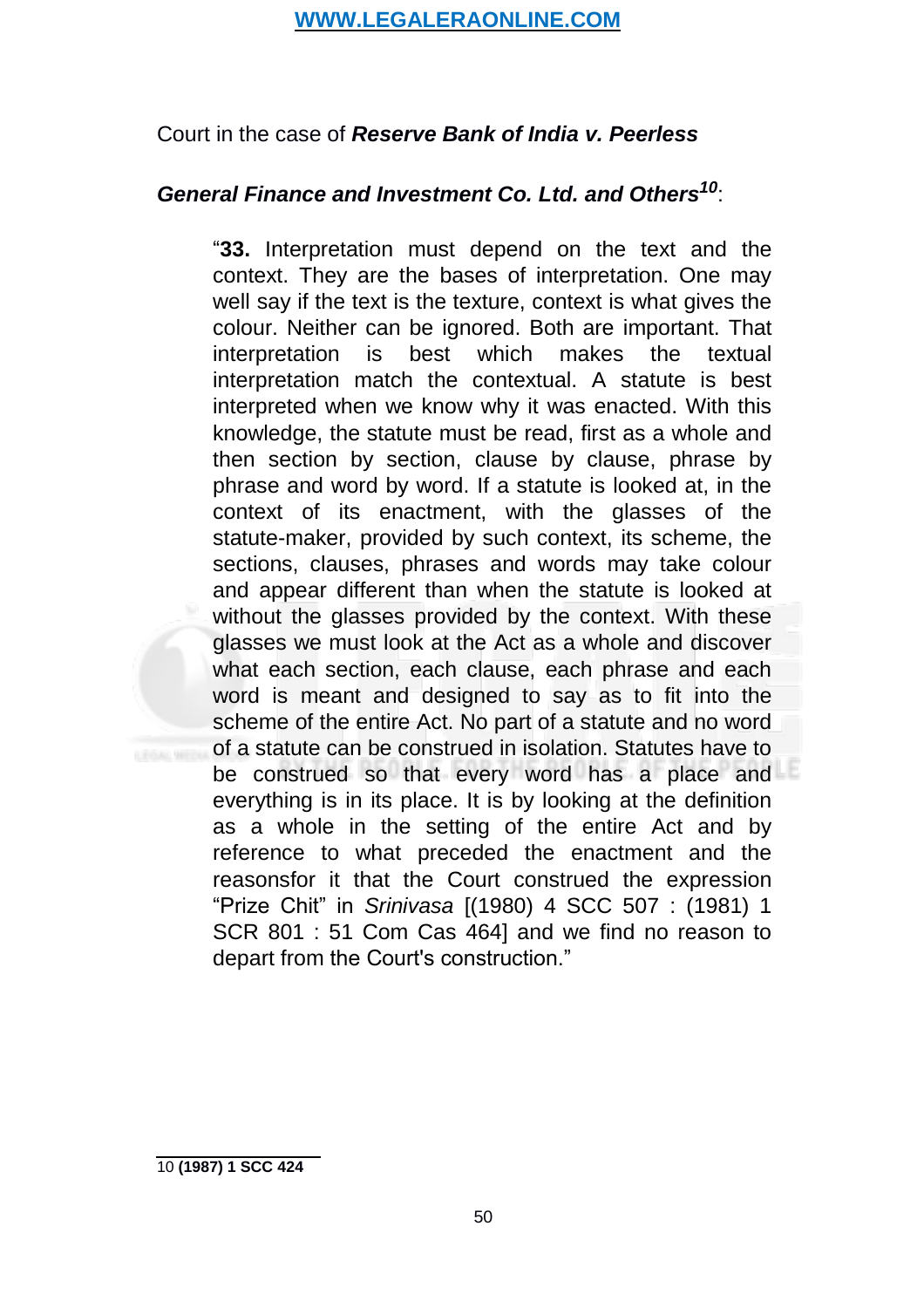Court in the case of ***Reserve Bank of India v. Peerless General Finance and Investment Co. Ltd. and Others***[10]:

> "**33.** Interpretation must depend on the text and the context. They are the bases of interpretation. One may well say if the text is the texture, context is what gives the colour. Neither can be ignored. Both are important. That interpretation is best which makes the textual interpretation match the contextual. A statute is best interpreted when we know why it was enacted. With this knowledge, the statute must be read, first as a whole and then section by section, clause by clause, phrase by phrase and word by word. If a statute is looked at, in the context of its enactment, with the glasses of the statute-maker, provided by such context, its scheme, the sections, clauses, phrases and words may take colour and appear different than when the statute is looked at without the glasses provided by the context. With these glasses we must look at the Act as a whole and discover what each section, each clause, each phrase and each word is meant and designed to say as to fit into the scheme of the entire Act. No part of a statute and no word of a statute can be construed in isolation. Statutes have to be construed so that every word has a place and everything is in its place. It is by looking at the definition as a whole in the setting of the entire Act and by reference to what preceded the enactment and the reasonsfor it that the Court construed the expression "Prize Chit" in *Srinivasa* [(1980) 4 SCC 507 : (1981) 1 SCR 801 : 51 Com Cas 464] and we find no reason to depart from the Court's construction."

---

10 **(1987) 1 SCC 424**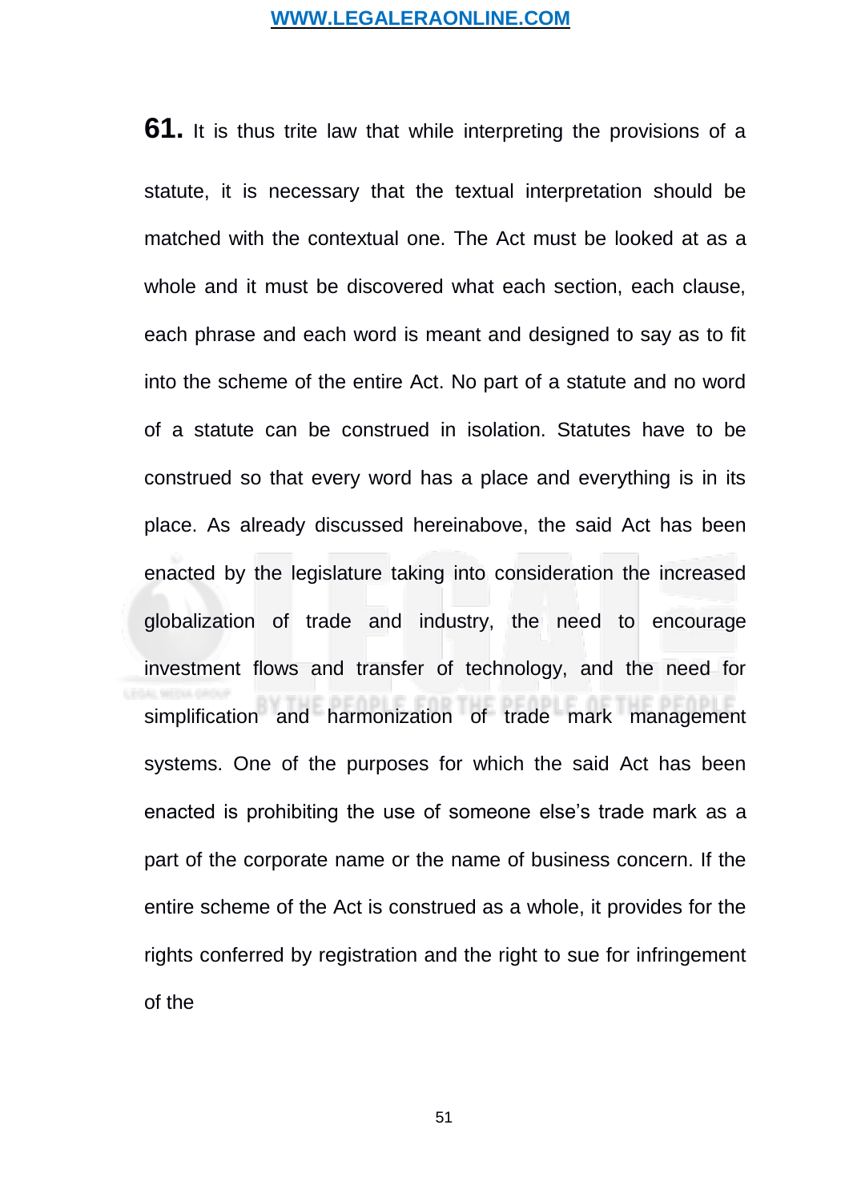**61.** It is thus trite law that while interpreting the provisions of a statute, it is necessary that the textual interpretation should be matched with the contextual one. The Act must be looked at as a whole and it must be discovered what each section, each clause, each phrase and each word is meant and designed to say as to fit into the scheme of the entire Act. No part of a statute and no word of a statute can be construed in isolation. Statutes have to be construed so that every word has a place and everything is in its place. As already discussed hereinabove, the said Act has been enacted by the legislature taking into consideration the increased globalization of trade and industry, the need to encourage investment flows and transfer of technology, and the need for simplification and harmonization of trade mark management systems. One of the purposes for which the said Act has been enacted is prohibiting the use of someone else's trade mark as a part of the corporate name or the name of business concern. If the entire scheme of the Act is construed as a whole, it provides for the rights conferred by registration and the right to sue for infringement of the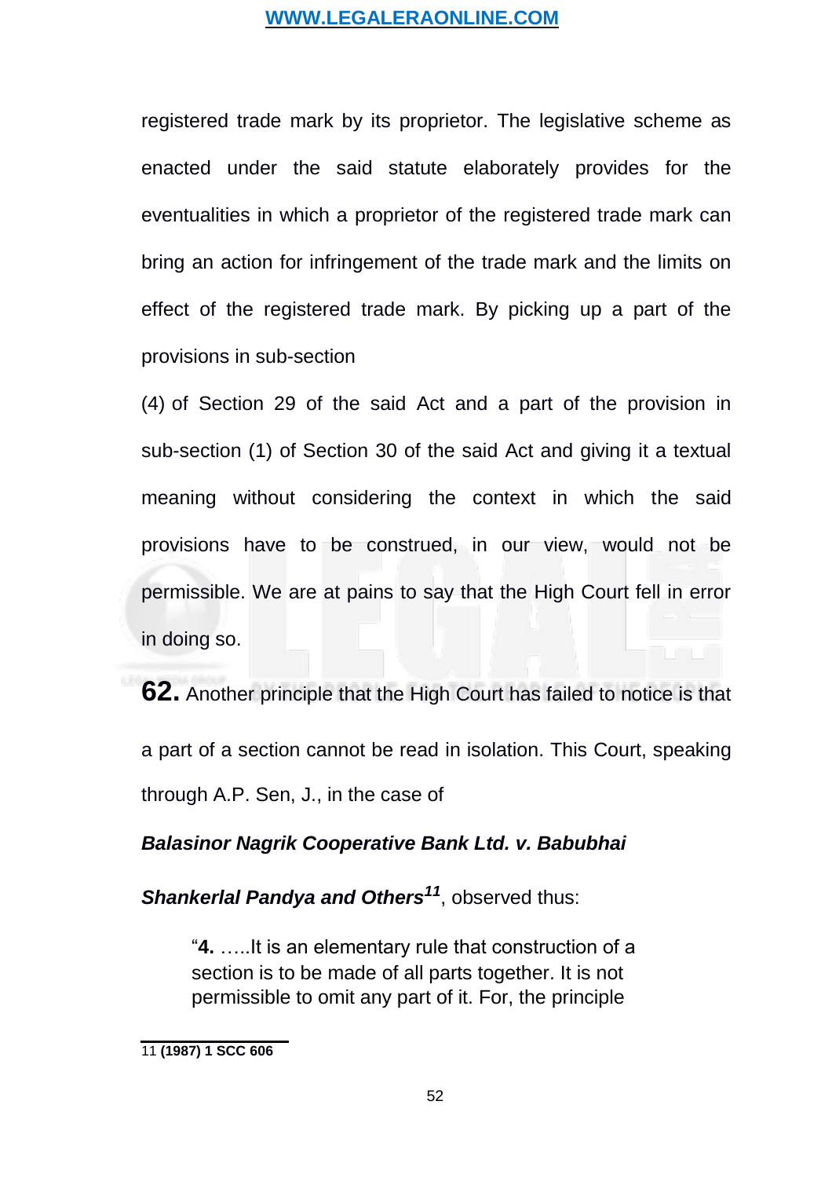registered trade mark by its proprietor. The legislative scheme as enacted under the said statute elaborately provides for the eventualities in which a proprietor of the registered trade mark can bring an action for infringement of the trade mark and the limits on effect of the registered trade mark. By picking up a part of the provisions in sub-section (4) of Section 29 of the said Act and a part of the provision in sub-section (1) of Section 30 of the said Act and giving it a textual meaning without considering the context in which the said provisions have to be construed, in our view, would not be permissible. We are at pains to say that the High Court fell in error in doing so.

**62.** Another principle that the High Court has failed to notice is that a part of a section cannot be read in isolation. This Court, speaking through A.P. Sen, J., in the case of ***Balasinor Nagrik Cooperative Bank Ltd. v. Babubhai Shankerlal Pandya and Others***[11], observed thus:

> "**4.** …..It is an elementary rule that construction of a section is to be made of all parts together. It is not permissible to omit any part of it. For, the principle

11 **(1987) 1 SCC 606**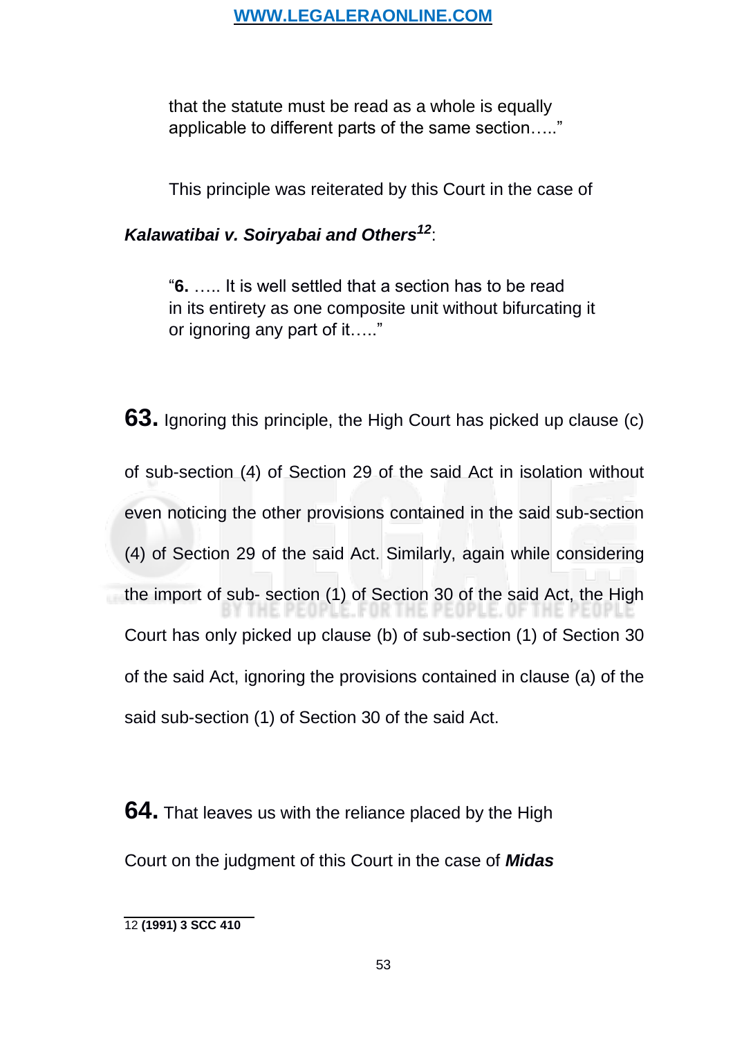> that the statute must be read as a whole is equally applicable to different parts of the same section….."

This principle was reiterated by this Court in the case of ***Kalawatibai v. Soiryabai and Others***[12]:

> "**6.** ….. It is well settled that a section has to be read in its entirety as one composite unit without bifurcating it or ignoring any part of it….."

**63.** Ignoring this principle, the High Court has picked up clause (c) of sub-section (4) of Section 29 of the said Act in isolation without even noticing the other provisions contained in the said sub-section (4) of Section 29 of the said Act. Similarly, again while considering the import of sub- section (1) of Section 30 of the said Act, the High Court has only picked up clause (b) of sub-section (1) of Section 30 of the said Act, ignoring the provisions contained in clause (a) of the said sub-section (1) of Section 30 of the said Act.

**64.** That leaves us with the reliance placed by the High Court on the judgment of this Court in the case of ***Midas***

---

12 **(1991) 3 SCC 410**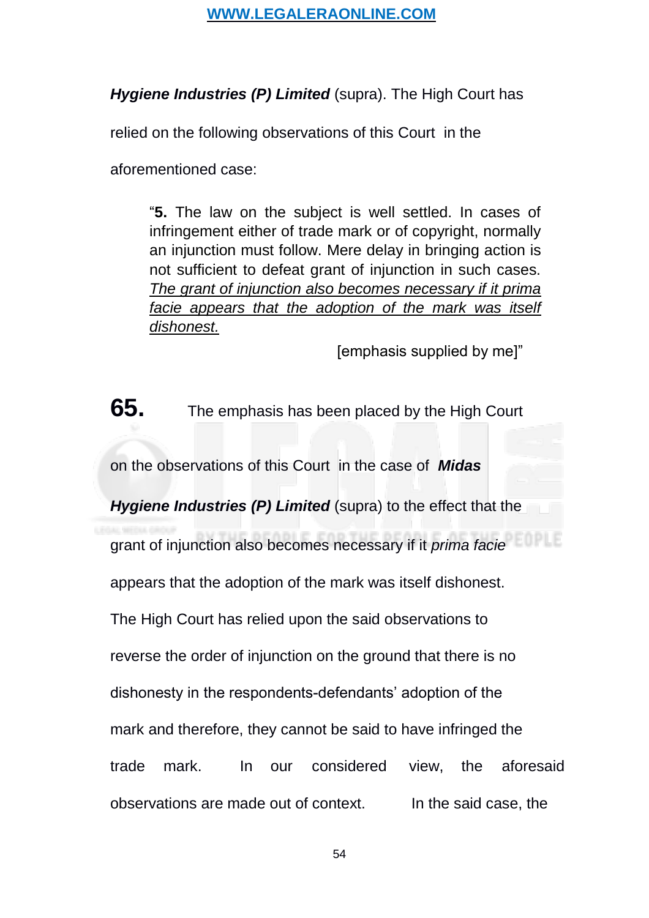***Hygiene Industries (P) Limited*** (supra). The High Court has relied on the following observations of this Court in the aforementioned case:

> "**5.** The law on the subject is well settled. In cases of infringement either of trade mark or of copyright, normally an injunction must follow. Mere delay in bringing action is not sufficient to defeat grant of injunction in such cases. <u>The grant of injunction also becomes necessary if it prima facie appears that the adoption of the mark was itself dishonest.</u>
>
> [emphasis supplied by me]"

**65.** The emphasis has been placed by the High Court on the observations of this Court in the case of ***Midas Hygiene Industries (P) Limited*** (supra) to the effect that the grant of injunction also becomes necessary if it *prima facie* appears that the adoption of the mark was itself dishonest. The High Court has relied upon the said observations to reverse the order of injunction on the ground that there is no dishonesty in the respondents-defendants' adoption of the mark and therefore, they cannot be said to have infringed the trade mark. In our considered view, the aforesaid observations are made out of context. In the said case, the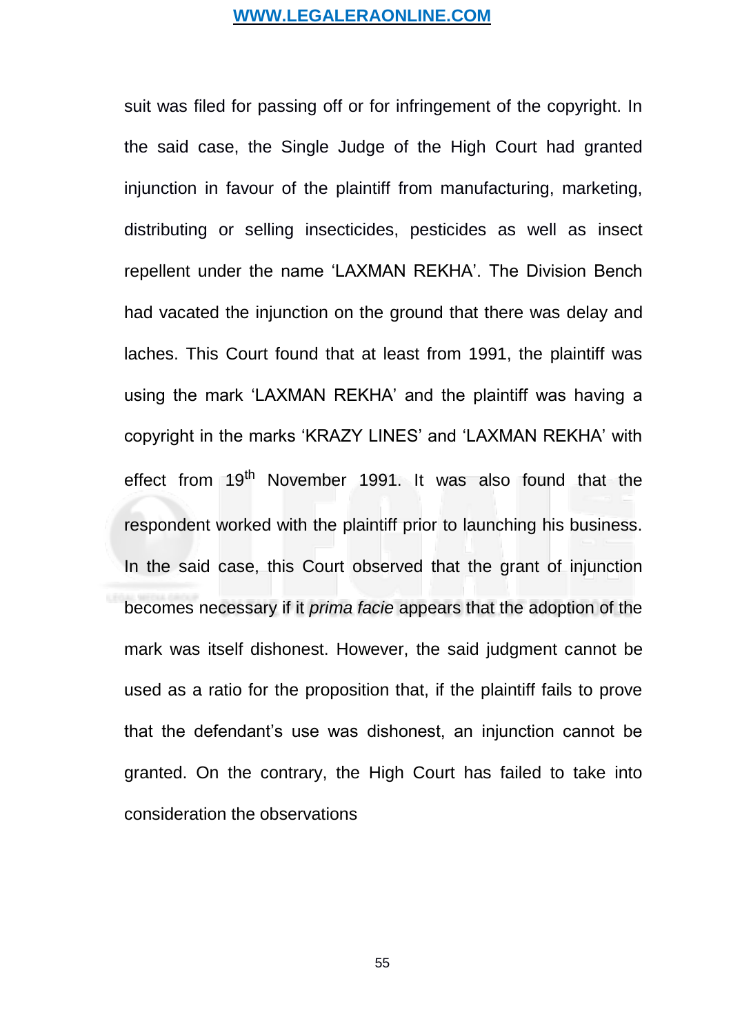suit was filed for passing off or for infringement of the copyright. In the said case, the Single Judge of the High Court had granted injunction in favour of the plaintiff from manufacturing, marketing, distributing or selling insecticides, pesticides as well as insect repellent under the name 'LAXMAN REKHA'. The Division Bench had vacated the injunction on the ground that there was delay and laches. This Court found that at least from 1991, the plaintiff was using the mark 'LAXMAN REKHA' and the plaintiff was having a copyright in the marks 'KRAZY LINES' and 'LAXMAN REKHA' with effect from 19th November 1991. It was also found that the respondent worked with the plaintiff prior to launching his business. In the said case, this Court observed that the grant of injunction becomes necessary if it *prima facie* appears that the adoption of the mark was itself dishonest. However, the said judgment cannot be used as a ratio for the proposition that, if the plaintiff fails to prove that the defendant's use was dishonest, an injunction cannot be granted. On the contrary, the High Court has failed to take into consideration the observations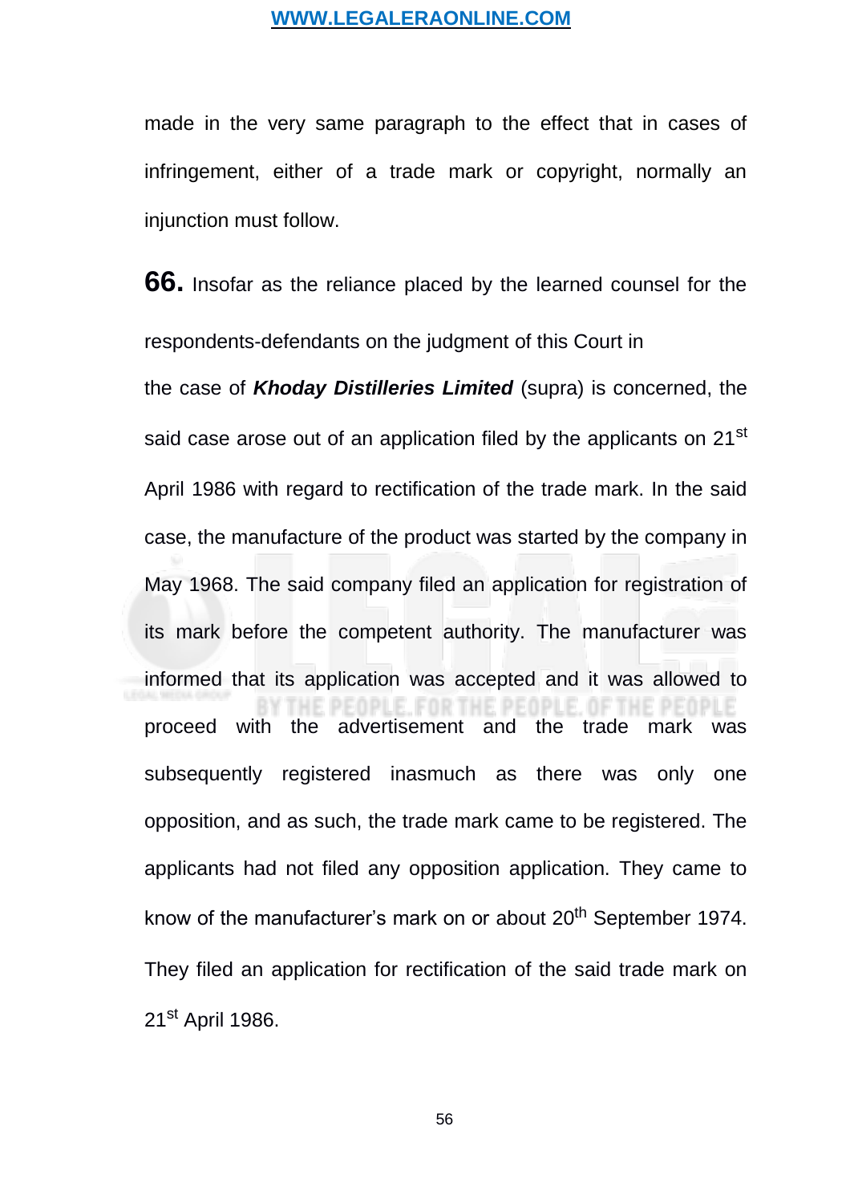made in the very same paragraph to the effect that in cases of infringement, either of a trade mark or copyright, normally an injunction must follow.

**66.** Insofar as the reliance placed by the learned counsel for the respondents-defendants on the judgment of this Court in the case of ***Khoday Distilleries Limited*** (supra) is concerned, the said case arose out of an application filed by the applicants on 21st April 1986 with regard to rectification of the trade mark. In the said case, the manufacture of the product was started by the company in May 1968. The said company filed an application for registration of its mark before the competent authority. The manufacturer was informed that its application was accepted and it was allowed to proceed with the advertisement and the trade mark was subsequently registered inasmuch as there was only one opposition, and as such, the trade mark came to be registered. The applicants had not filed any opposition application. They came to know of the manufacturer's mark on or about 20th September 1974. They filed an application for rectification of the said trade mark on 21st April 1986.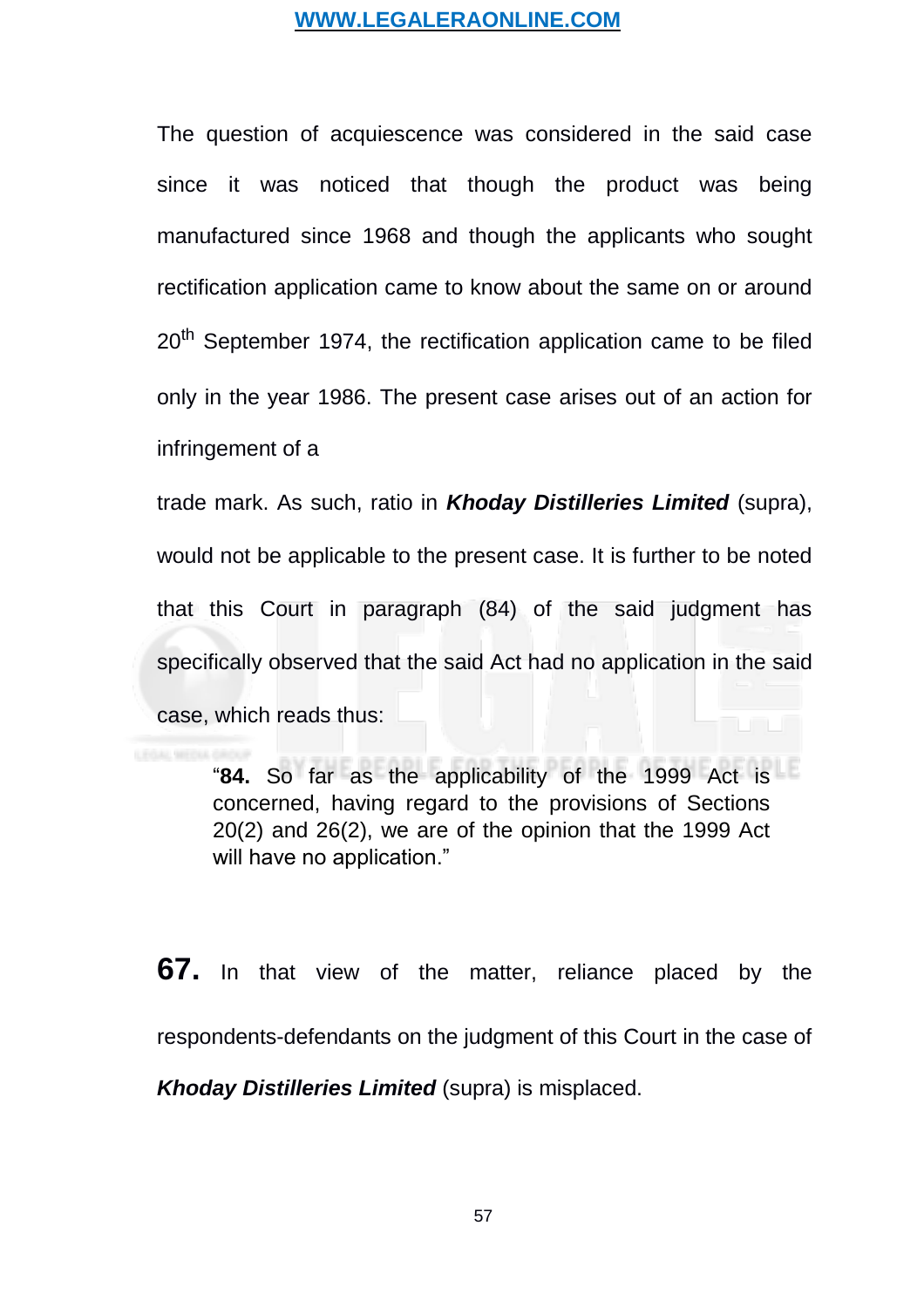The question of acquiescence was considered in the said case since it was noticed that though the product was being manufactured since 1968 and though the applicants who sought rectification application came to know about the same on or around 20th September 1974, the rectification application came to be filed only in the year 1986. The present case arises out of an action for infringement of a trade mark. As such, ratio in ***Khoday Distilleries Limited*** (supra), would not be applicable to the present case. It is further to be noted that this Court in paragraph (84) of the said judgment has specifically observed that the said Act had no application in the said case, which reads thus:

> "**84.** So far as the applicability of the 1999 Act is concerned, having regard to the provisions of Sections 20(2) and 26(2), we are of the opinion that the 1999 Act will have no application."

**67.** In that view of the matter, reliance placed by the respondents-defendants on the judgment of this Court in the case of ***Khoday Distilleries Limited*** (supra) is misplaced.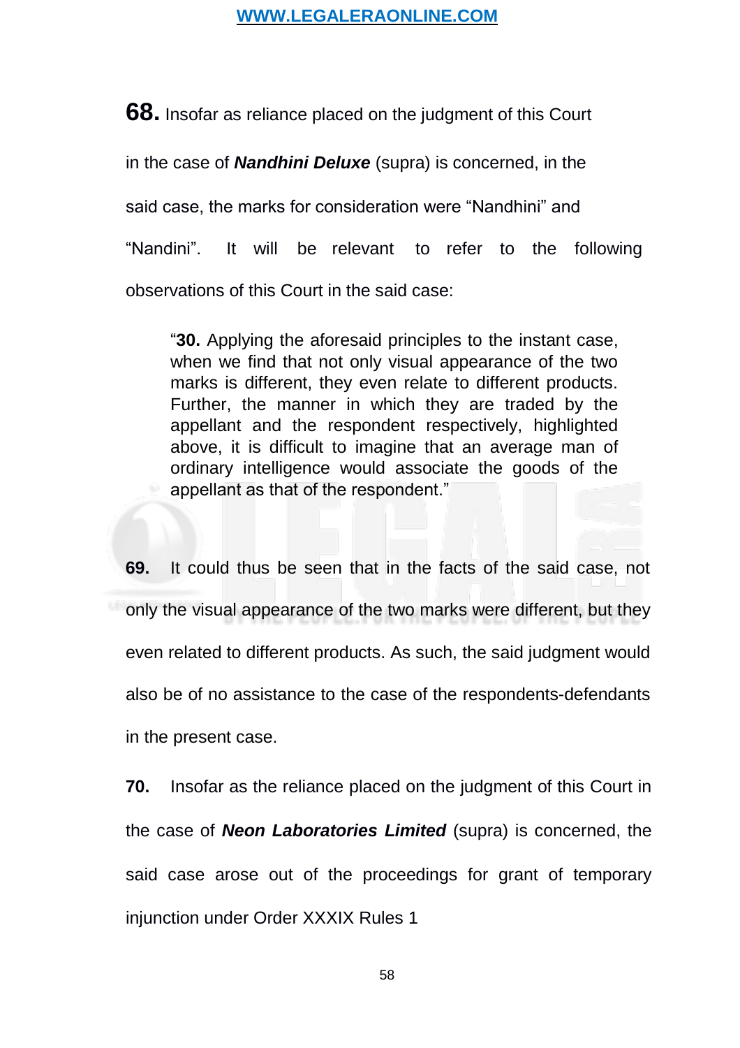**68.** Insofar as reliance placed on the judgment of this Court in the case of ***Nandhini Deluxe*** (supra) is concerned, in the said case, the marks for consideration were "Nandhini" and "Nandini". It will be relevant to refer to the following observations of this Court in the said case:

> "**30.** Applying the aforesaid principles to the instant case, when we find that not only visual appearance of the two marks is different, they even relate to different products. Further, the manner in which they are traded by the appellant and the respondent respectively, highlighted above, it is difficult to imagine that an average man of ordinary intelligence would associate the goods of the appellant as that of the respondent."

**69.** It could thus be seen that in the facts of the said case, not only the visual appearance of the two marks were different, but they even related to different products. As such, the said judgment would also be of no assistance to the case of the respondents-defendants in the present case.

**70.** Insofar as the reliance placed on the judgment of this Court in the case of ***Neon Laboratories Limited*** (supra) is concerned, the said case arose out of the proceedings for grant of temporary injunction under Order XXXIX Rules 1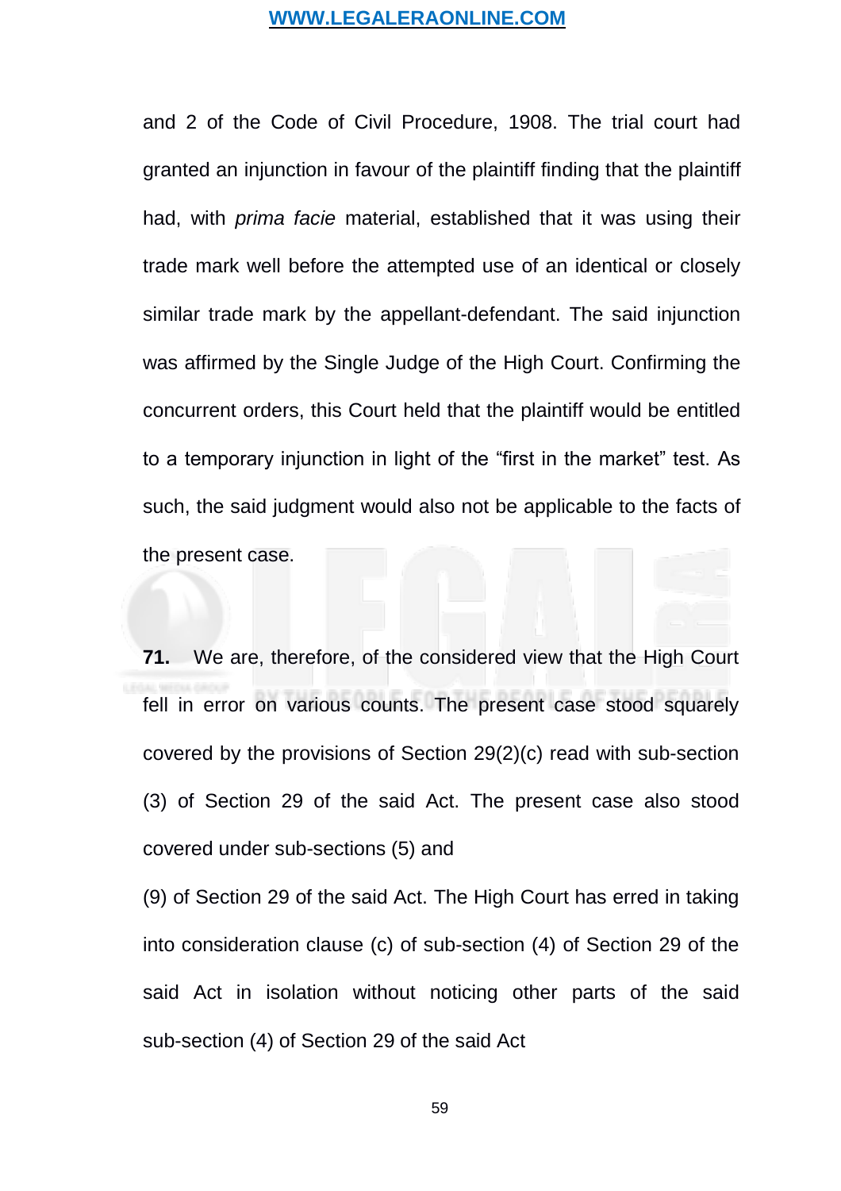and 2 of the Code of Civil Procedure, 1908. The trial court had granted an injunction in favour of the plaintiff finding that the plaintiff had, with *prima facie* material, established that it was using their trade mark well before the attempted use of an identical or closely similar trade mark by the appellant-defendant. The said injunction was affirmed by the Single Judge of the High Court. Confirming the concurrent orders, this Court held that the plaintiff would be entitled to a temporary injunction in light of the "first in the market" test. As such, the said judgment would also not be applicable to the facts of the present case.

**71.** We are, therefore, of the considered view that the High Court fell in error on various counts. The present case stood squarely covered by the provisions of Section 29(2)(c) read with sub-section (3) of Section 29 of the said Act. The present case also stood covered under sub-sections (5) and

(9) of Section 29 of the said Act. The High Court has erred in taking into consideration clause (c) of sub-section (4) of Section 29 of the said Act in isolation without noticing other parts of the said sub-section (4) of Section 29 of the said Act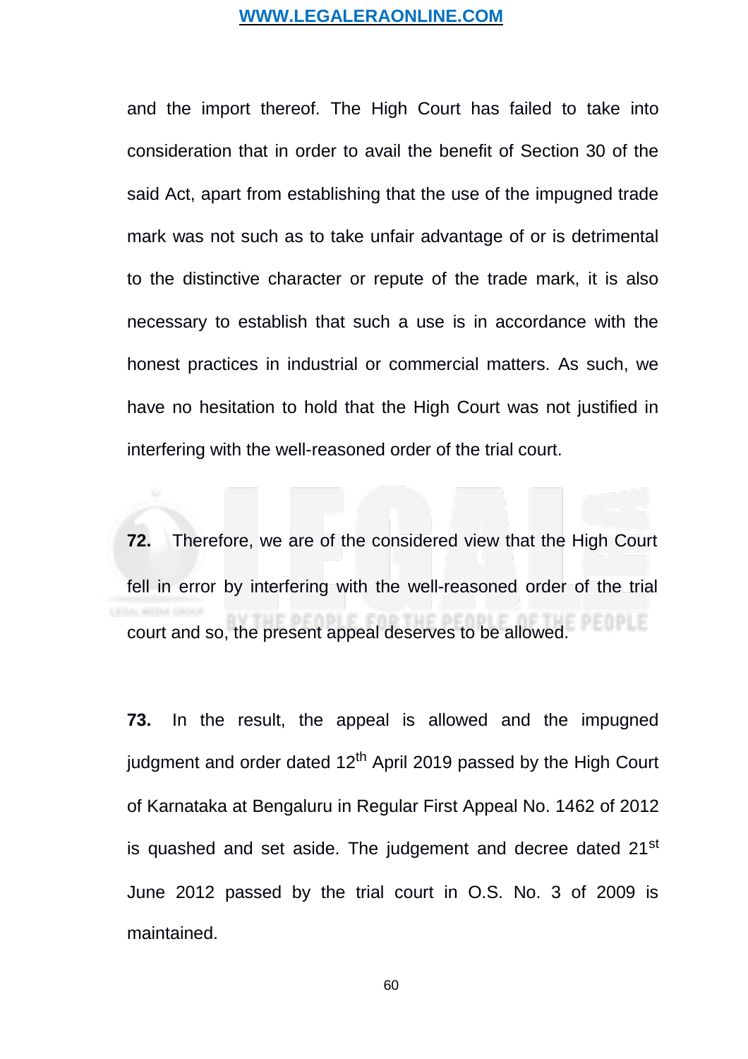and the import thereof. The High Court has failed to take into consideration that in order to avail the benefit of Section 30 of the said Act, apart from establishing that the use of the impugned trade mark was not such as to take unfair advantage of or is detrimental to the distinctive character or repute of the trade mark, it is also necessary to establish that such a use is in accordance with the honest practices in industrial or commercial matters. As such, we have no hesitation to hold that the High Court was not justified in interfering with the well-reasoned order of the trial court.

**72.** Therefore, we are of the considered view that the High Court fell in error by interfering with the well-reasoned order of the trial court and so, the present appeal deserves to be allowed.

**73.** In the result, the appeal is allowed and the impugned judgment and order dated 12th April 2019 passed by the High Court of Karnataka at Bengaluru in Regular First Appeal No. 1462 of 2012 is quashed and set aside. The judgement and decree dated 21st June 2012 passed by the trial court in O.S. No. 3 of 2009 is maintained.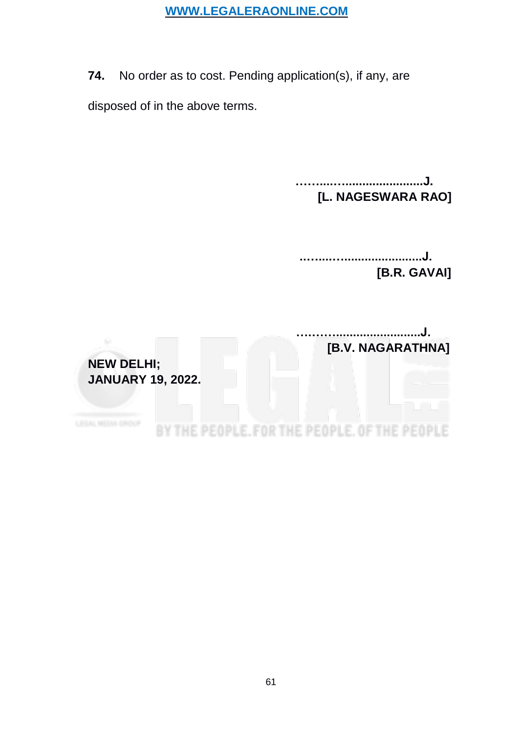**74.** No order as to cost. Pending application(s), if any, are disposed of in the above terms.

**……..….......................J.**
**[L. NAGESWARA RAO]**

**..…...….........................J.**
**[B.R. GAVAI]**

**……….…........................J.**
**[B.V. NAGARATHNA]**

**NEW DELHI;**
**JANUARY 19, 2022.**